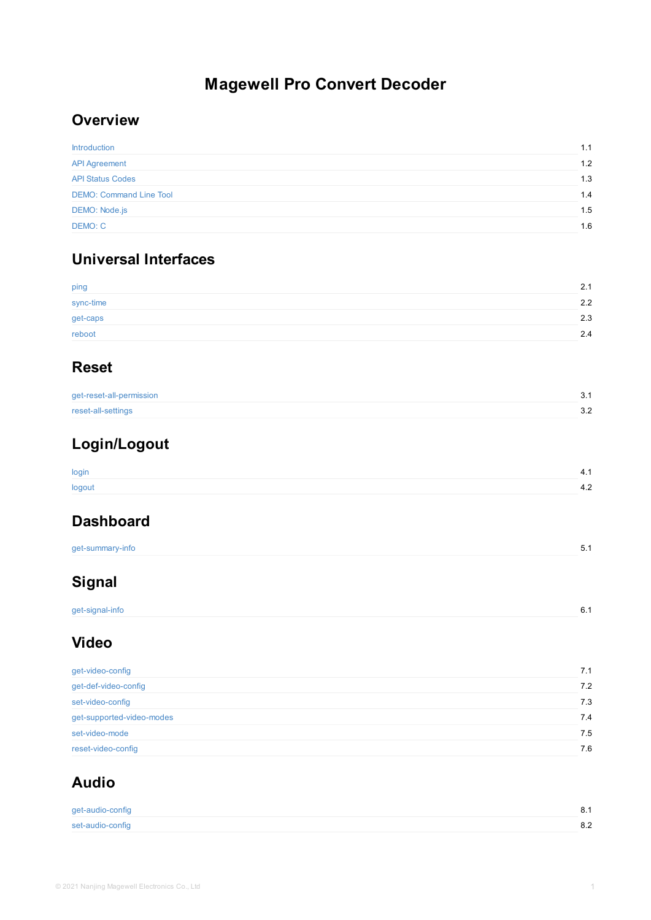# Magewell Pro Convert Decoder

## Overview

| | |
|---|---|
| Introduction | 1.1 |
| API Agreement | 1.2 |
| API Status Codes | 1.3 |
| DEMO: Command Line Tool | 1.4 |
| DEMO: Node.js | 1.5 |
| DEMO: C | 1.6 |

## Universal Interfaces

| | |
|---|---|
| ping | 2.1 |
| sync-time | 2.2 |
| get-caps | 2.3 |
| reboot | 2.4 |

## Reset

| | |
|---|---|
| get-reset-all-permission | 3.1 |
| reset-all-settings | 3.2 |

## Login/Logout

| | |
|---|---|
| login | 4.1 |
| logout | 4.2 |

## Dashboard

| | |
|---|---|
| get-summary-info | 5.1 |

## Signal

| | |
|---|---|
| get-signal-info | 6.1 |

## Video

| | |
|---|---|
| get-video-config | 7.1 |
| get-def-video-config | 7.2 |
| set-video-config | 7.3 |
| get-supported-video-modes | 7.4 |
| set-video-mode | 7.5 |
| reset-video-config | 7.6 |

## Audio

| | |
|---|---|
| get-audio-config | 8.1 |
| set-audio-config | 8.2 |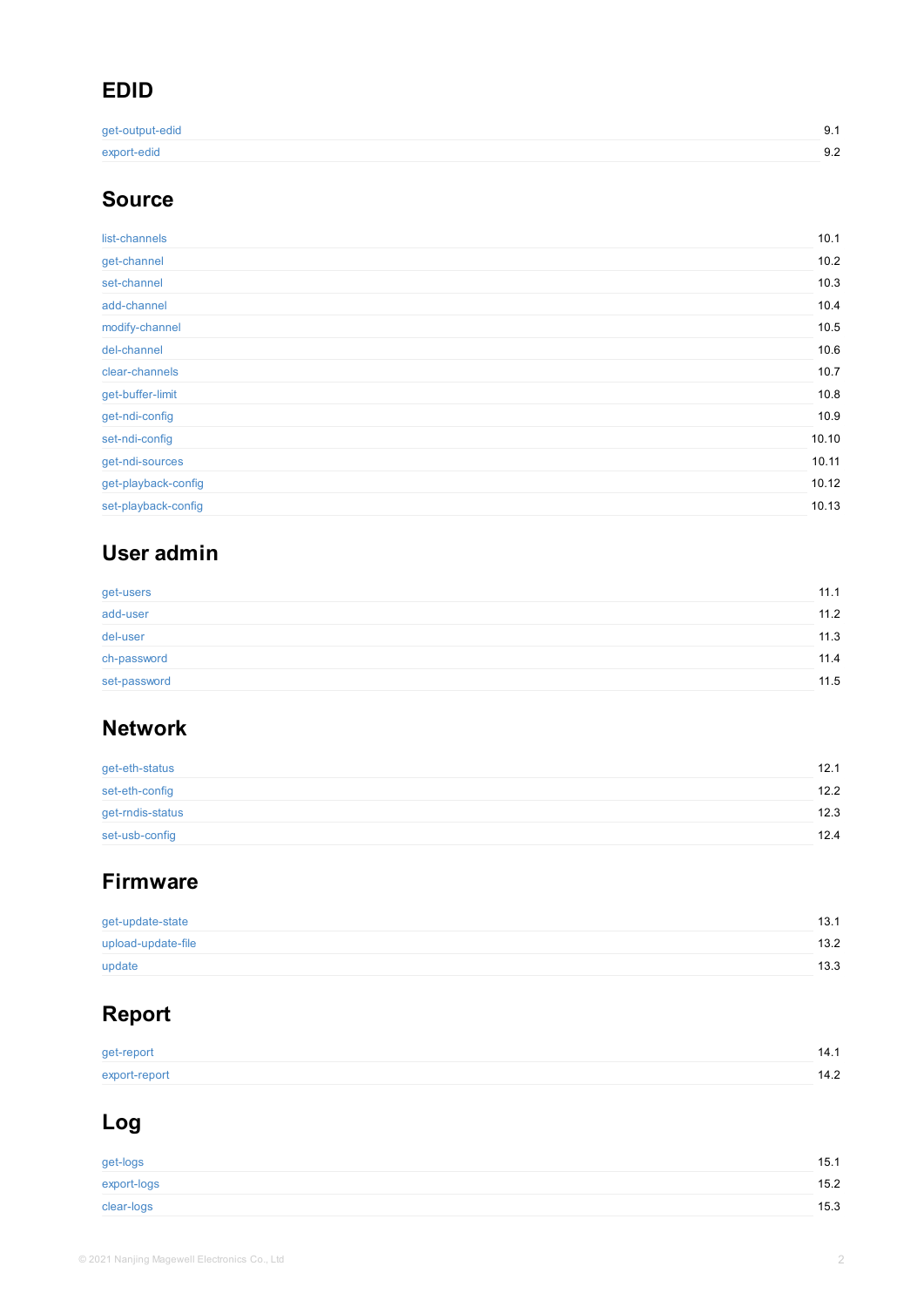## EDID

| | |
|---|---|
| get-output-edid | 9.1 |
| export-edid | 9.2 |

## Source

| | |
|---|---|
| list-channels | 10.1 |
| get-channel | 10.2 |
| set-channel | 10.3 |
| add-channel | 10.4 |
| modify-channel | 10.5 |
| del-channel | 10.6 |
| clear-channels | 10.7 |
| get-buffer-limit | 10.8 |
| get-ndi-config | 10.9 |
| set-ndi-config | 10.10 |
| get-ndi-sources | 10.11 |
| get-playback-config | 10.12 |
| set-playback-config | 10.13 |

## User admin

| | |
|---|---|
| get-users | 11.1 |
| add-user | 11.2 |
| del-user | 11.3 |
| ch-password | 11.4 |
| set-password | 11.5 |

## Network

| | |
|---|---|
| get-eth-status | 12.1 |
| set-eth-config | 12.2 |
| get-rndis-status | 12.3 |
| set-usb-config | 12.4 |

## Firmware

| | |
|---|---|
| get-update-state | 13.1 |
| upload-update-file | 13.2 |
| update | 13.3 |

## Report

| | |
|---|---|
| get-report | 14.1 |
| export-report | 14.2 |

## Log

| | |
|---|---|
| get-logs | 15.1 |
| export-logs | 15.2 |
| clear-logs | 15.3 |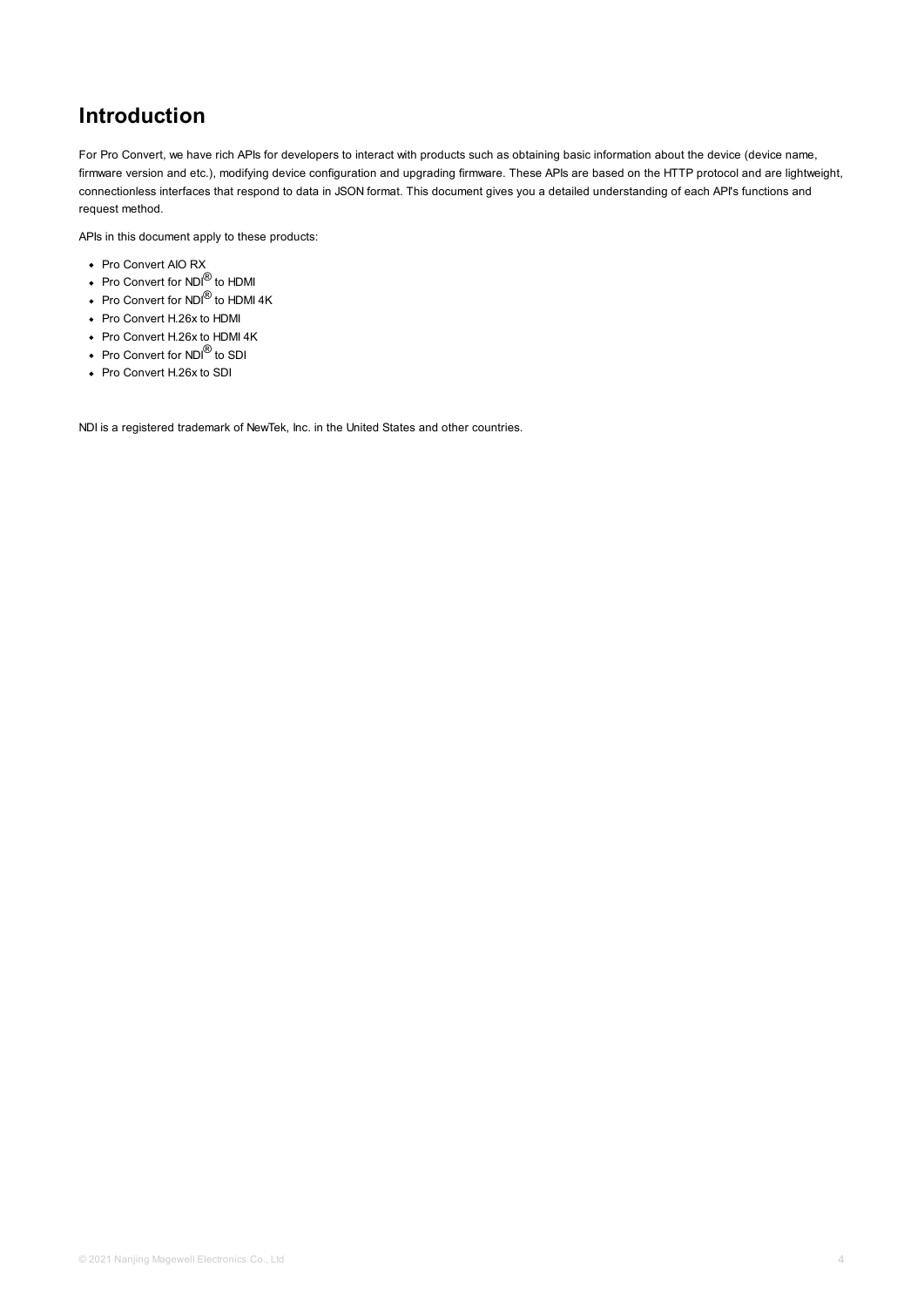# Introduction

For Pro Convert, we have rich APIs for developers to interact with products such as obtaining basic information about the device (device name, firmware version and etc.), modifying device configuration and upgrading firmware. These APIs are based on the HTTP protocol and are lightweight, connectionless interfaces that respond to data in JSON format. This document gives you a detailed understanding of each API's functions and request method.

APIs in this document apply to these products:

- Pro Convert AIO RX
- Pro Convert for NDI® to HDMI
- Pro Convert for NDI® to HDMI 4K
- Pro Convert H.26x to HDMI
- Pro Convert H.26x to HDMI 4K
- Pro Convert for NDI® to SDI
- Pro Convert H.26x to SDI

NDI is a registered trademark of NewTek, Inc. in the United States and other countries.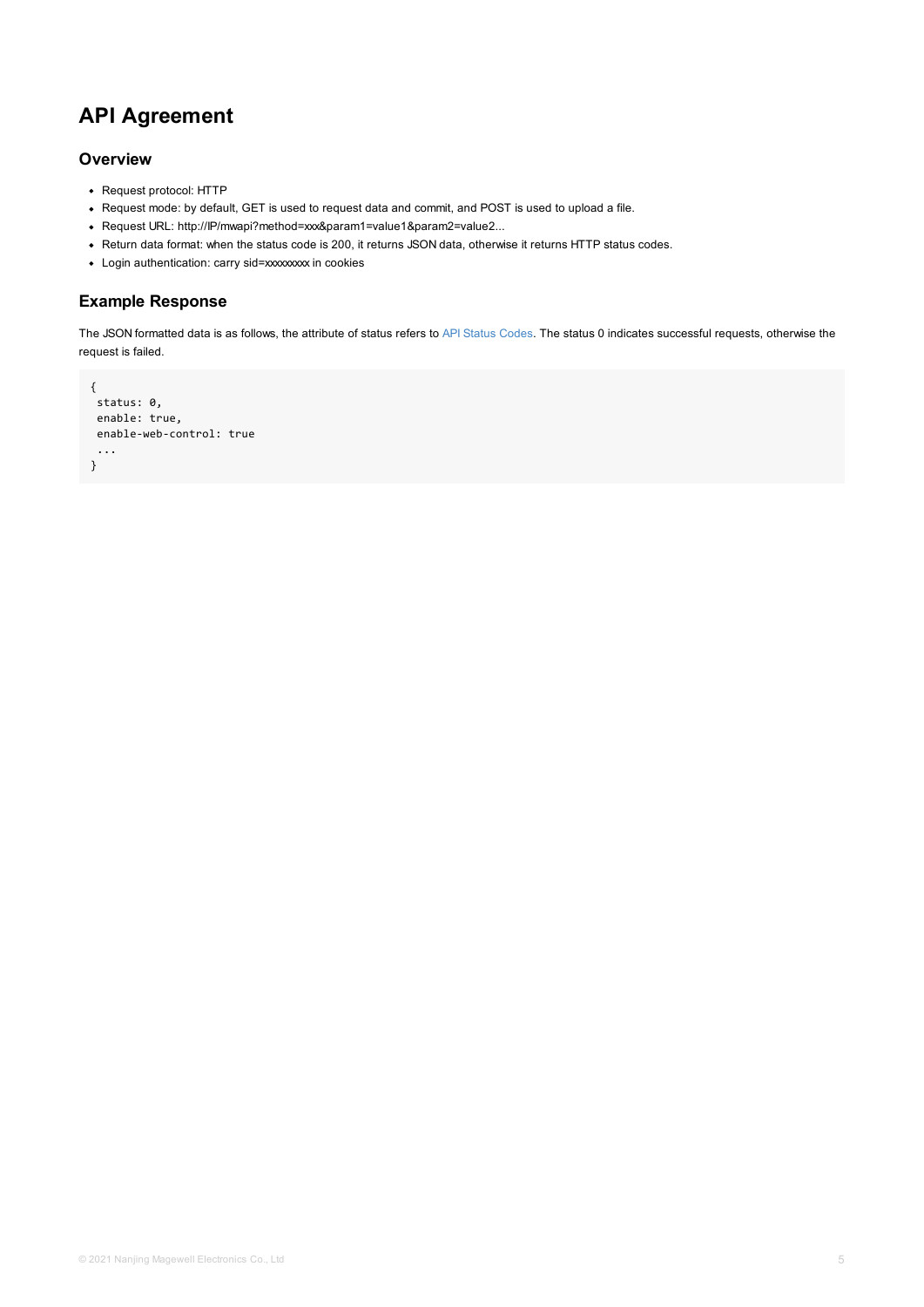# API Agreement

## Overview

- Request protocol: HTTP
- Request mode: by default, GET is used to request data and commit, and POST is used to upload a file.
- Request URL: http://IP/mwapi?method=xxx&param1=value1&param2=value2...
- Return data format: when the status code is 200, it returns JSON data, otherwise it returns HTTP status codes.
- Login authentication: carry sid=xxxxxxxx in cookies

## Example Response

The JSON formatted data is as follows, the attribute of status refers to API Status Codes. The status 0 indicates successful requests, otherwise the request is failed.

```
{
 status: 0,
 enable: true,
 enable-web-control: true
 ...
}
```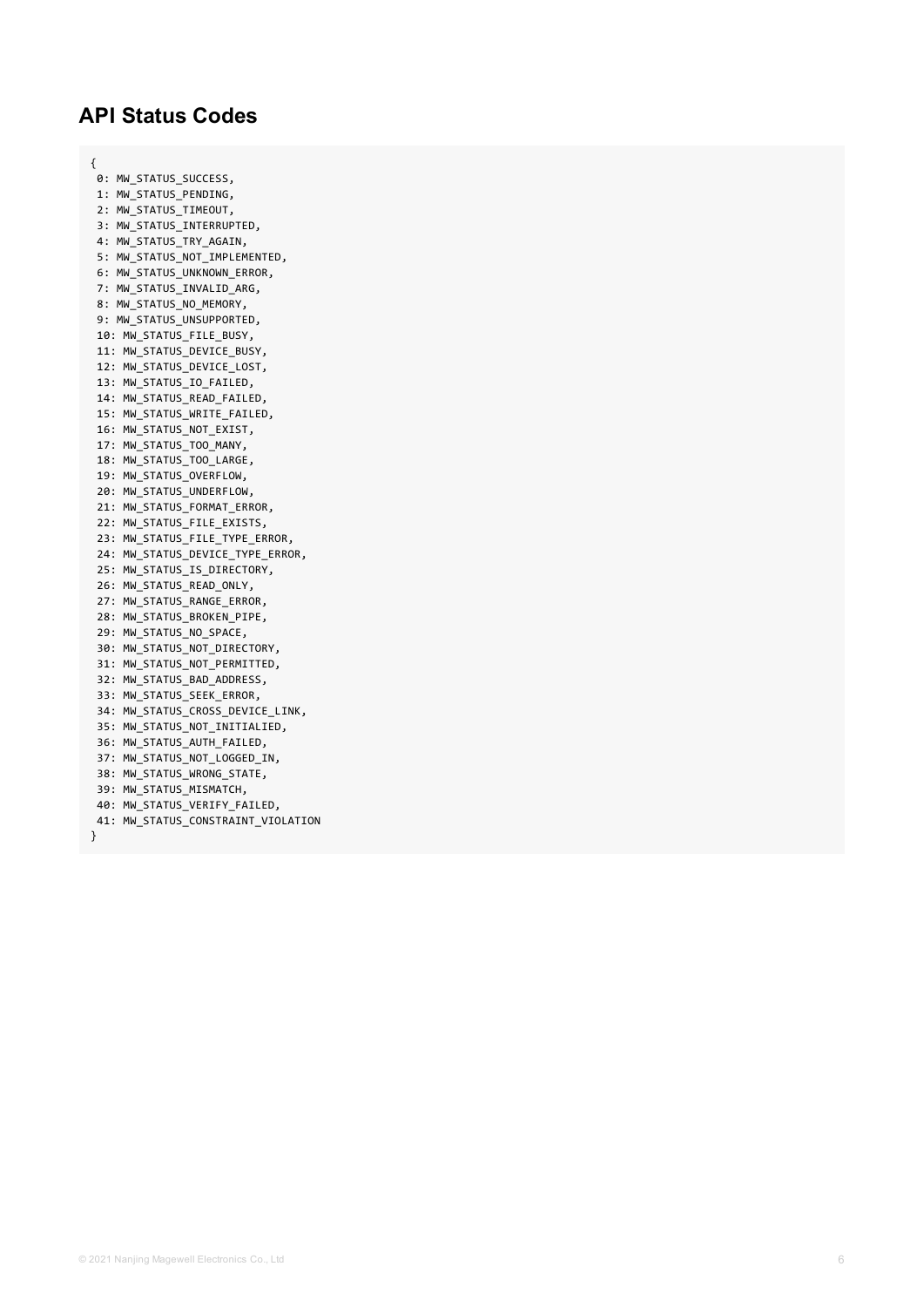## API Status Codes

```
{
 0: MW_STATUS_SUCCESS,
 1: MW_STATUS_PENDING,
 2: MW_STATUS_TIMEOUT,
 3: MW_STATUS_INTERRUPTED,
 4: MW_STATUS_TRY_AGAIN,
 5: MW_STATUS_NOT_IMPLEMENTED,
 6: MW_STATUS_UNKNOWN_ERROR,
 7: MW_STATUS_INVALID_ARG,
 8: MW_STATUS_NO_MEMORY,
 9: MW_STATUS_UNSUPPORTED,
 10: MW_STATUS_FILE_BUSY,
 11: MW_STATUS_DEVICE_BUSY,
 12: MW_STATUS_DEVICE_LOST,
 13: MW_STATUS_IO_FAILED,
 14: MW_STATUS_READ_FAILED,
 15: MW_STATUS_WRITE_FAILED,
 16: MW_STATUS_NOT_EXIST,
 17: MW_STATUS_TOO_MANY,
 18: MW_STATUS_TOO_LARGE,
 19: MW_STATUS_OVERFLOW,
 20: MW_STATUS_UNDERFLOW,
 21: MW_STATUS_FORMAT_ERROR,
 22: MW_STATUS_FILE_EXISTS,
 23: MW_STATUS_FILE_TYPE_ERROR,
 24: MW_STATUS_DEVICE_TYPE_ERROR,
 25: MW_STATUS_IS_DIRECTORY,
 26: MW_STATUS_READ_ONLY,
 27: MW_STATUS_RANGE_ERROR,
 28: MW_STATUS_BROKEN_PIPE,
 29: MW_STATUS_NO_SPACE,
 30: MW_STATUS_NOT_DIRECTORY,
 31: MW_STATUS_NOT_PERMITTED,
 32: MW_STATUS_BAD_ADDRESS,
 33: MW_STATUS_SEEK_ERROR,
 34: MW_STATUS_CROSS_DEVICE_LINK,
 35: MW_STATUS_NOT_INITIALIED,
 36: MW_STATUS_AUTH_FAILED,
 37: MW_STATUS_NOT_LOGGED_IN,
 38: MW_STATUS_WRONG_STATE,
 39: MW_STATUS_MISMATCH,
 40: MW_STATUS_VERIFY_FAILED,
 41: MW_STATUS_CONSTRAINT_VIOLATION
}
```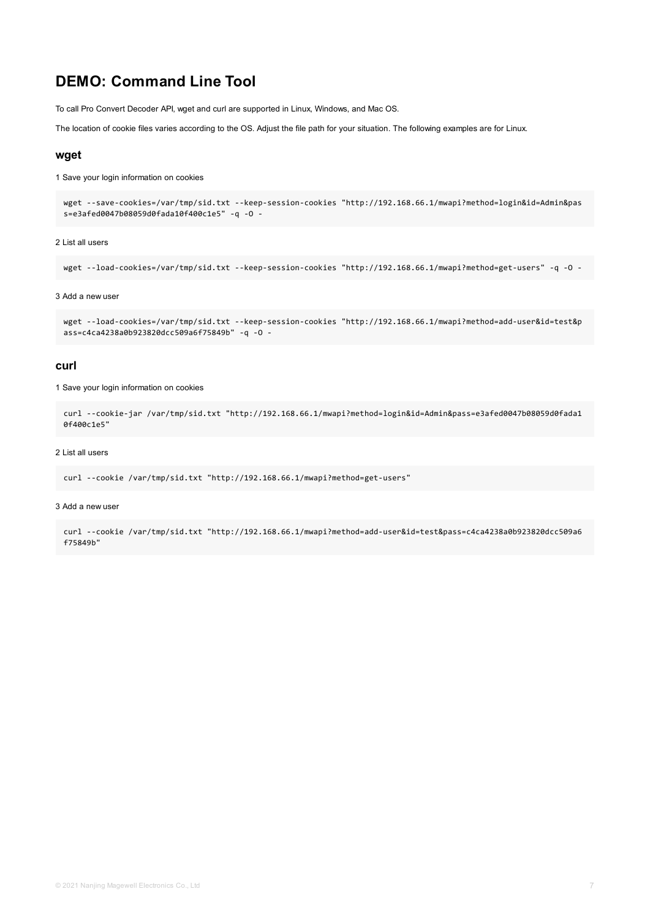# DEMO: Command Line Tool

To call Pro Convert Decoder API, wget and curl are supported in Linux, Windows, and Mac OS.

The location of cookie files varies according to the OS. Adjust the file path for your situation. The following examples are for Linux.

## wget

1 Save your login information on cookies

```
wget --save-cookies=/var/tmp/sid.txt --keep-session-cookies "http://192.168.66.1/mwapi?method=login&id=Admin&pass=e3afed0047b08059d0fada10f400c1e5" -q -O -
```

2 List all users

```
wget --load-cookies=/var/tmp/sid.txt --keep-session-cookies "http://192.168.66.1/mwapi?method=get-users" -q -O -
```

3 Add a new user

```
wget --load-cookies=/var/tmp/sid.txt --keep-session-cookies "http://192.168.66.1/mwapi?method=add-user&id=test&pass=c4ca4238a0b923820dcc509a6f75849b" -q -O -
```

## curl

1 Save your login information on cookies

```
curl --cookie-jar /var/tmp/sid.txt "http://192.168.66.1/mwapi?method=login&id=Admin&pass=e3afed0047b08059d0fada10f400c1e5"
```

2 List all users

```
curl --cookie /var/tmp/sid.txt "http://192.168.66.1/mwapi?method=get-users"
```

3 Add a new user

```
curl --cookie /var/tmp/sid.txt "http://192.168.66.1/mwapi?method=add-user&id=test&pass=c4ca4238a0b923820dcc509a6f75849b"
```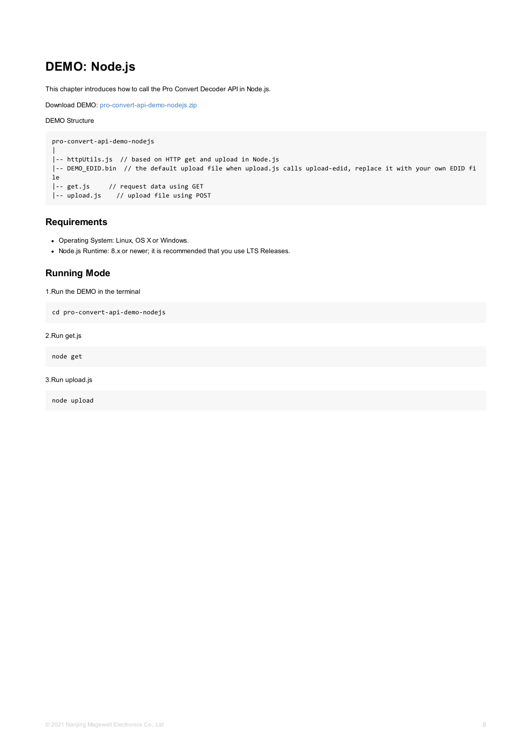# DEMO: Node.js

This chapter introduces how to call the Pro Convert Decoder API in Node.js.

Download DEMO: pro-convert-api-demo-nodejs.zip

DEMO Structure

```
pro-convert-api-demo-nodejs
|
|-- httpUtils.js  // based on HTTP get and upload in Node.js
|-- DEMO_EDID.bin  // the default upload file when upload.js calls upload-edid, replace it with your own EDID file
|-- get.js     // request data using GET
|-- upload.js    // upload file using POST
```

## Requirements

- Operating System: Linux, OS X or Windows.
- Node.js Runtime: 8.x or newer; it is recommended that you use LTS Releases.

## Running Mode

1.Run the DEMO in the terminal

```
cd pro-convert-api-demo-nodejs
```

2.Run get.js

```
node get
```

3.Run upload.js

```
node upload
```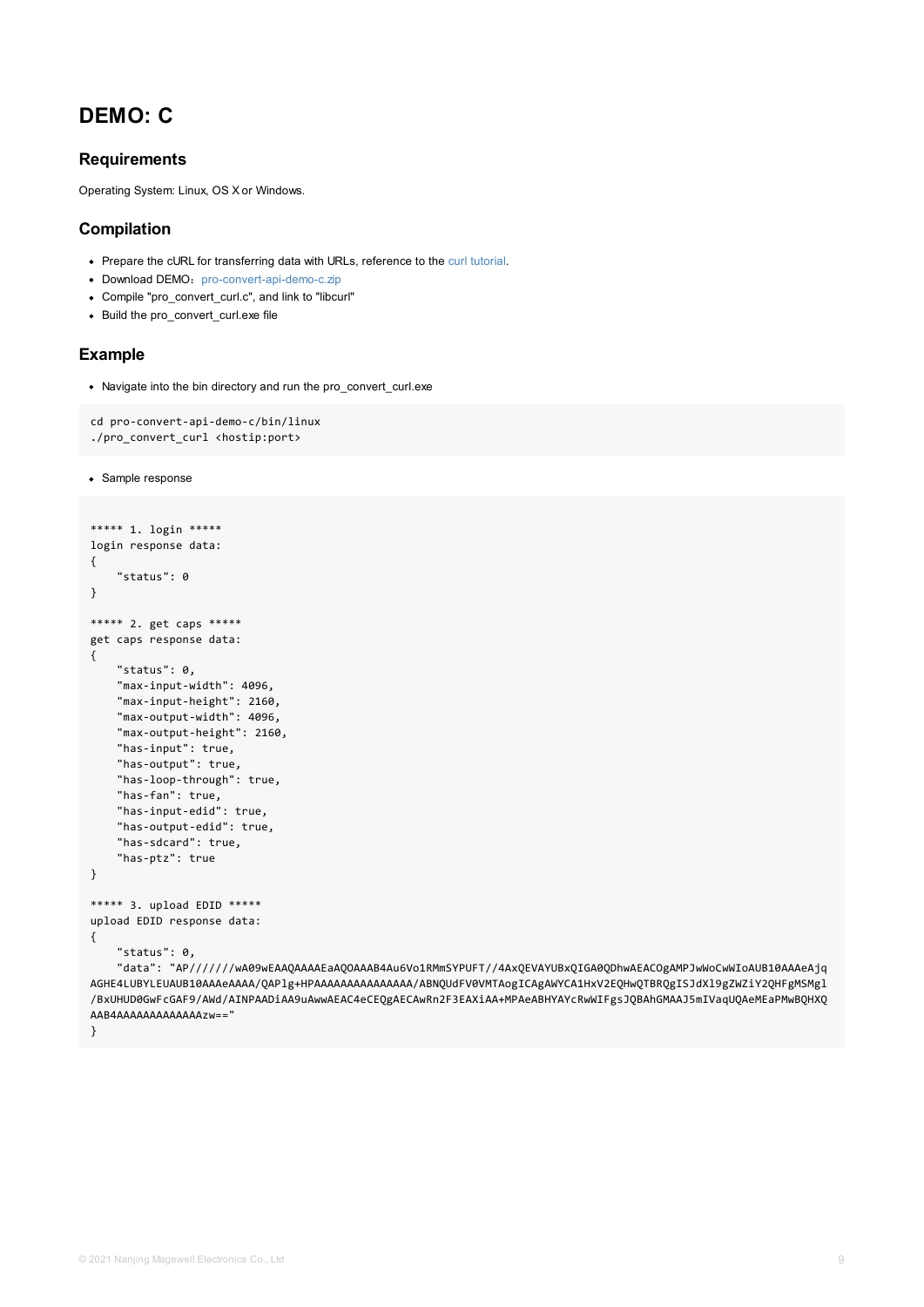# DEMO: C

## Requirements

Operating System: Linux, OS X or Windows.

## Compilation

- Prepare the cURL for transferring data with URLs, reference to the curl tutorial.
- Download DEMO：pro-convert-api-demo-c.zip
- Compile "pro_convert_curl.c", and link to "libcurl"
- Build the pro_convert_curl.exe file

## Example

- Navigate into the bin directory and run the pro_convert_curl.exe

```
cd pro-convert-api-demo-c/bin/linux
./pro_convert_curl <hostip:port>
```

- Sample response

```
***** 1. login *****
login response data:
{
    "status": 0
}

***** 2. get caps *****
get caps response data:
{
    "status": 0,
    "max-input-width": 4096,
    "max-input-height": 2160,
    "max-output-width": 4096,
    "max-output-height": 2160,
    "has-input": true,
    "has-output": true,
    "has-loop-through": true,
    "has-fan": true,
    "has-input-edid": true,
    "has-output-edid": true,
    "has-sdcard": true,
    "has-ptz": true
}

***** 3. upload EDID *****
upload EDID response data:
{
    "status": 0,
    "data": "AP//////wA09wEAAQAAAAEaAQOAAAB4Au6Vo1RMmSYPUFT//4AxQEVAYUBxQIGA0QDhwAEACOgAMPJwWoCwWIoAUB10AAAeAjq
AGHE4LUBYLEUAUB10AAAeAAAA/QAPlg+HPAAAAAAAAAAAAAAA/ABNQUdFV0VMTAogICAgAWYCA1HxV2EQHwQTBRQgISJdXl9gZWZiY2QHFgMSMgl
/BxUHUD0GwFcGAF9/AWd/AINPAADiAA9uAwwAEAC4eCEQgAECAwRn2F3EAXiAA+MPAeABHYAYcRwWIFgsJQBAhGMAAJ5mIVaqUQAeMEaPMwBQHXQ
AAB4AAAAAAAAAAAAAAzw=="
}
```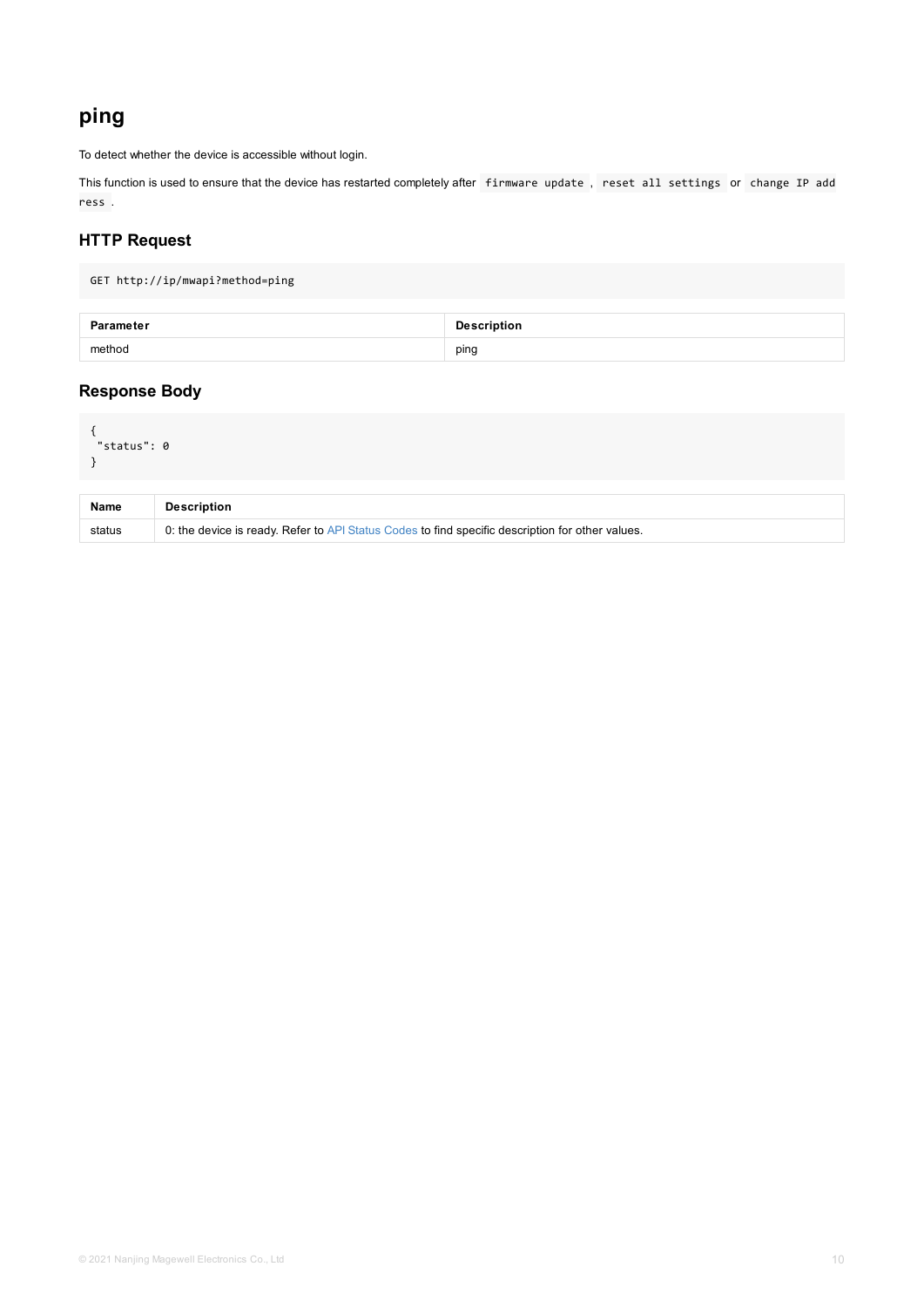# ping

To detect whether the device is accessible without login.

This function is used to ensure that the device has restarted completely after `firmware update` , `reset all settings` or `change IP address` .

## HTTP Request

```
GET http://ip/mwapi?method=ping
```

| Parameter | Description |
| --- | --- |
| method | ping |

## Response Body

```
{
 "status": 0
}
```

| Name | Description |
| --- | --- |
| status | 0: the device is ready. Refer to API Status Codes to find specific description for other values. |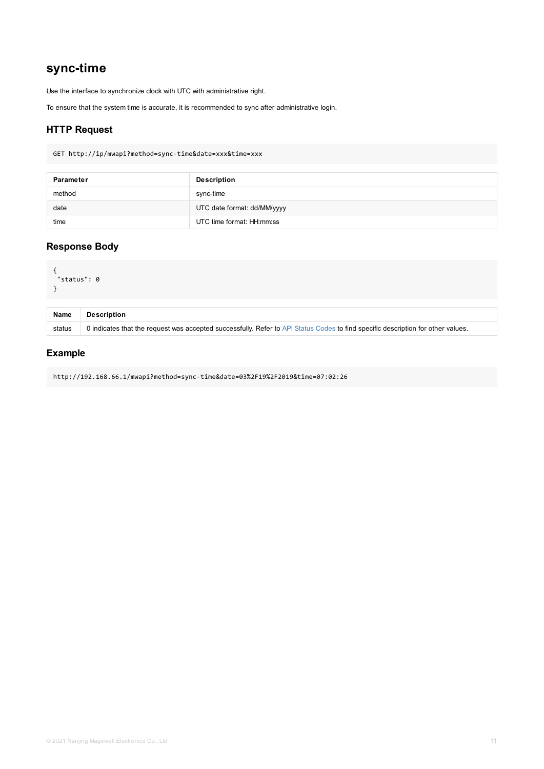## sync-time

Use the interface to synchronize clock with UTC with administrative right.

To ensure that the system time is accurate, it is recommended to sync after administrative login.

### HTTP Request

```
GET http://ip/mwapi?method=sync-time&date=xxx&time=xxx
```

| Parameter | Description |
| --- | --- |
| method | sync-time |
| date | UTC date format: dd/MM/yyyy |
| time | UTC time format: HH:mm:ss |

### Response Body

```
{
 "status": 0
}
```

| Name | Description |
| --- | --- |
| status | 0 indicates that the request was accepted successfully. Refer to API Status Codes to find specific description for other values. |

### Example

```
http://192.168.66.1/mwapi?method=sync-time&date=03%2F19%2F2019&time=07:02:26
```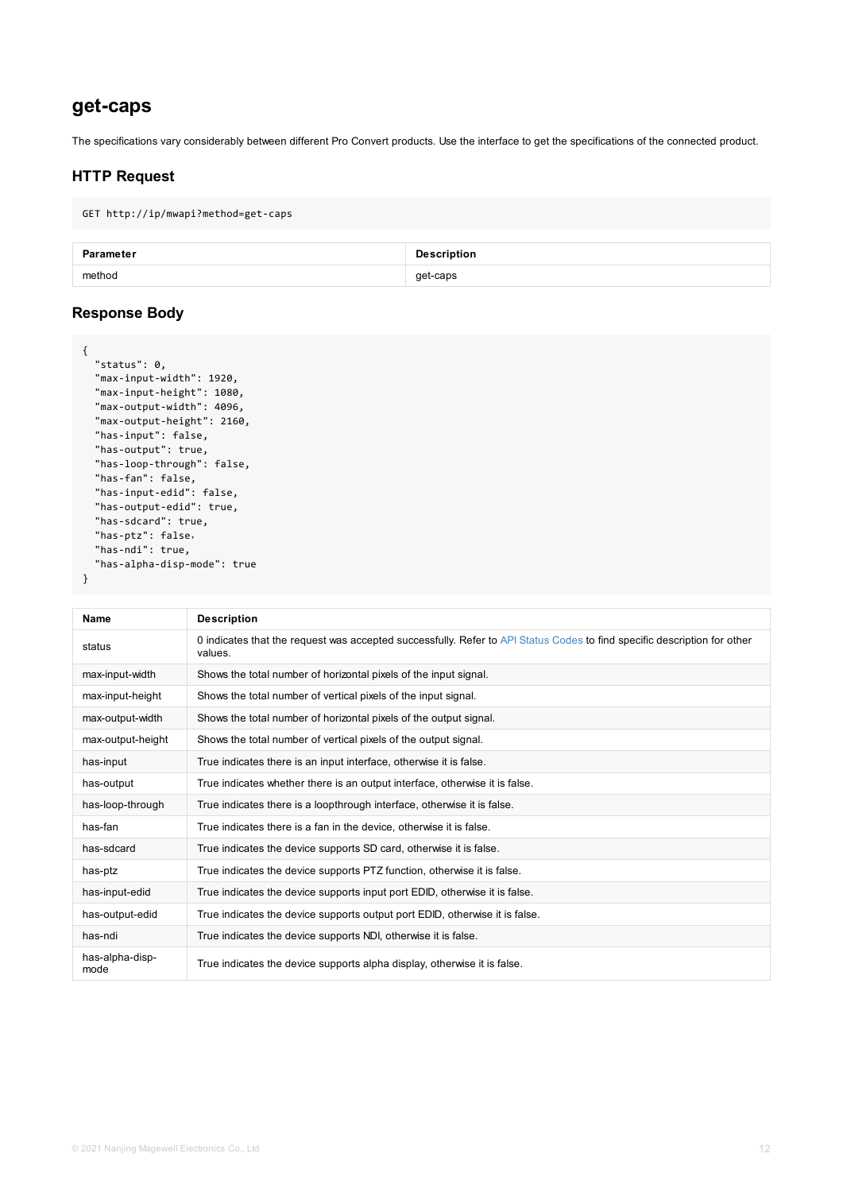## get-caps

The specifications vary considerably between different Pro Convert products. Use the interface to get the specifications of the connected product.

### HTTP Request

```
GET http://ip/mwapi?method=get-caps
```

| Parameter | Description |
| --- | --- |
| method | get-caps |

### Response Body

```
{
  "status": 0,
  "max-input-width": 1920,
  "max-input-height": 1080,
  "max-output-width": 4096,
  "max-output-height": 2160,
  "has-input": false,
  "has-output": true,
  "has-loop-through": false,
  "has-fan": false,
  "has-input-edid": false,
  "has-output-edid": true,
  "has-sdcard": true,
  "has-ptz": false,
  "has-ndi": true,
  "has-alpha-disp-mode": true
}
```

| Name | Description |
| --- | --- |
| status | 0 indicates that the request was accepted successfully. Refer to API Status Codes to find specific description for other values. |
| max-input-width | Shows the total number of horizontal pixels of the input signal. |
| max-input-height | Shows the total number of vertical pixels of the input signal. |
| max-output-width | Shows the total number of horizontal pixels of the output signal. |
| max-output-height | Shows the total number of vertical pixels of the output signal. |
| has-input | True indicates there is an input interface, otherwise it is false. |
| has-output | True indicates whether there is an output interface, otherwise it is false. |
| has-loop-through | True indicates there is a loopthrough interface, otherwise it is false. |
| has-fan | True indicates there is a fan in the device, otherwise it is false. |
| has-sdcard | True indicates the device supports SD card, otherwise it is false. |
| has-ptz | True indicates the device supports PTZ function, otherwise it is false. |
| has-input-edid | True indicates the device supports input port EDID, otherwise it is false. |
| has-output-edid | True indicates the device supports output port EDID, otherwise it is false. |
| has-ndi | True indicates the device supports NDI, otherwise it is false. |
| has-alpha-disp-mode | True indicates the device supports alpha display, otherwise it is false. |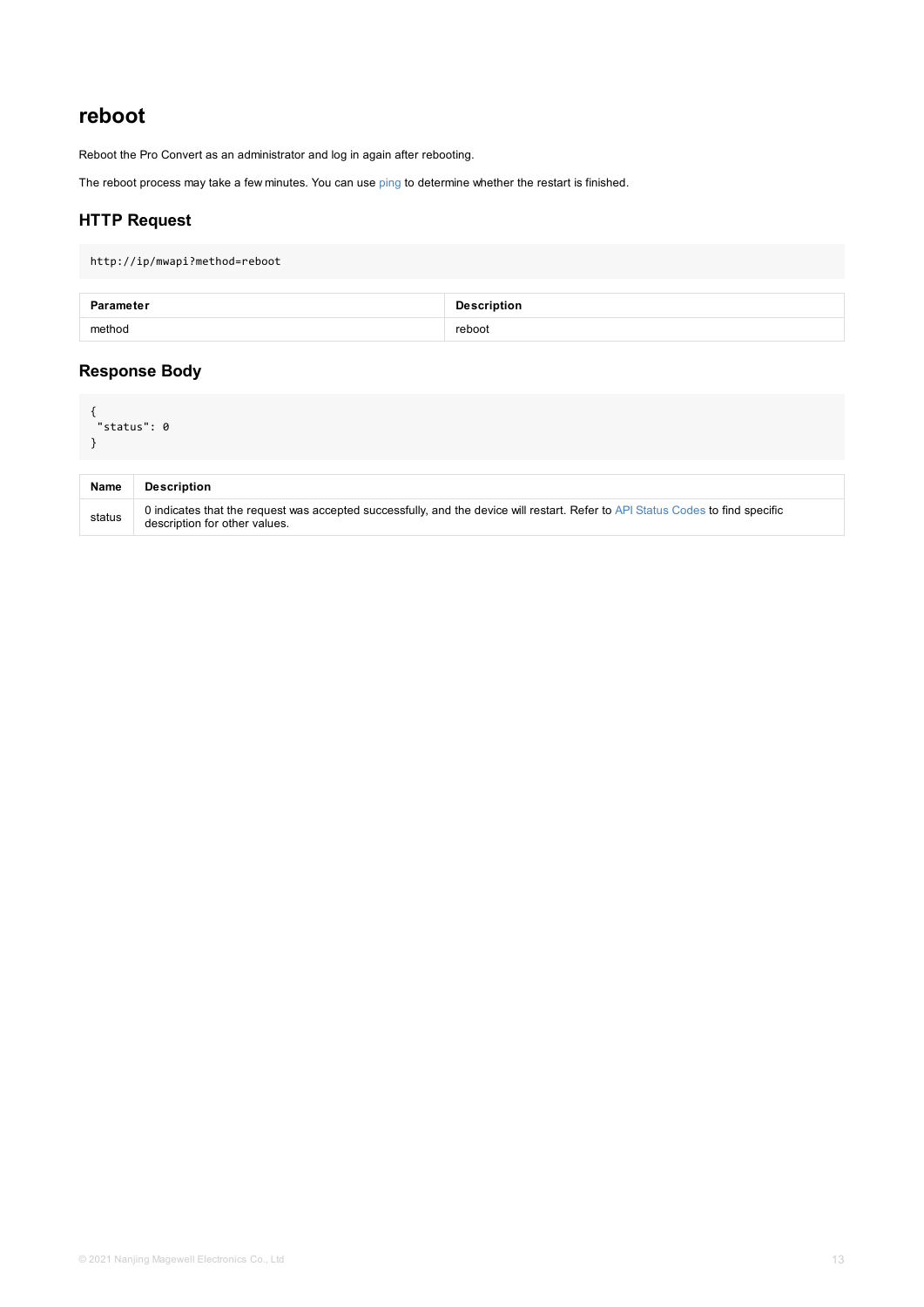## reboot

Reboot the Pro Convert as an administrator and log in again after rebooting.

The reboot process may take a few minutes. You can use ping to determine whether the restart is finished.

### HTTP Request

```
http://ip/mwapi?method=reboot
```

| Parameter | Description |
| --- | --- |
| method | reboot |

### Response Body

```
{
 "status": 0
}
```

| Name | Description |
| --- | --- |
| status | 0 indicates that the request was accepted successfully, and the device will restart. Refer to API Status Codes to find specific description for other values. |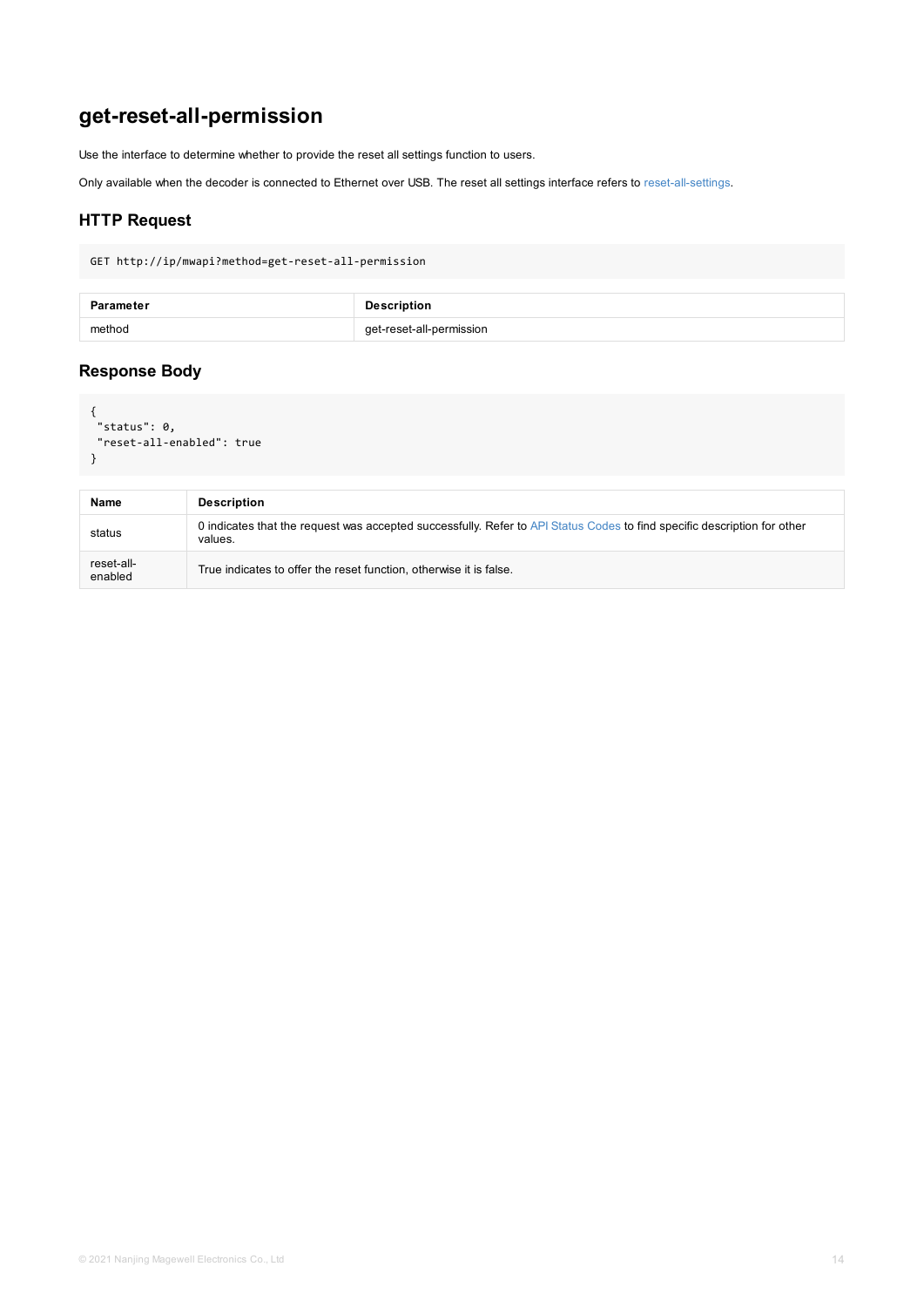# get-reset-all-permission

Use the interface to determine whether to provide the reset all settings function to users.

Only available when the decoder is connected to Ethernet over USB. The reset all settings interface refers to reset-all-settings.

## HTTP Request

```
GET http://ip/mwapi?method=get-reset-all-permission
```

| Parameter | Description |
| --- | --- |
| method | get-reset-all-permission |

## Response Body

```
{
 "status": 0,
 "reset-all-enabled": true
}
```

| Name | Description |
| --- | --- |
| status | 0 indicates that the request was accepted successfully. Refer to API Status Codes to find specific description for other values. |
| reset-all-enabled | True indicates to offer the reset function, otherwise it is false. |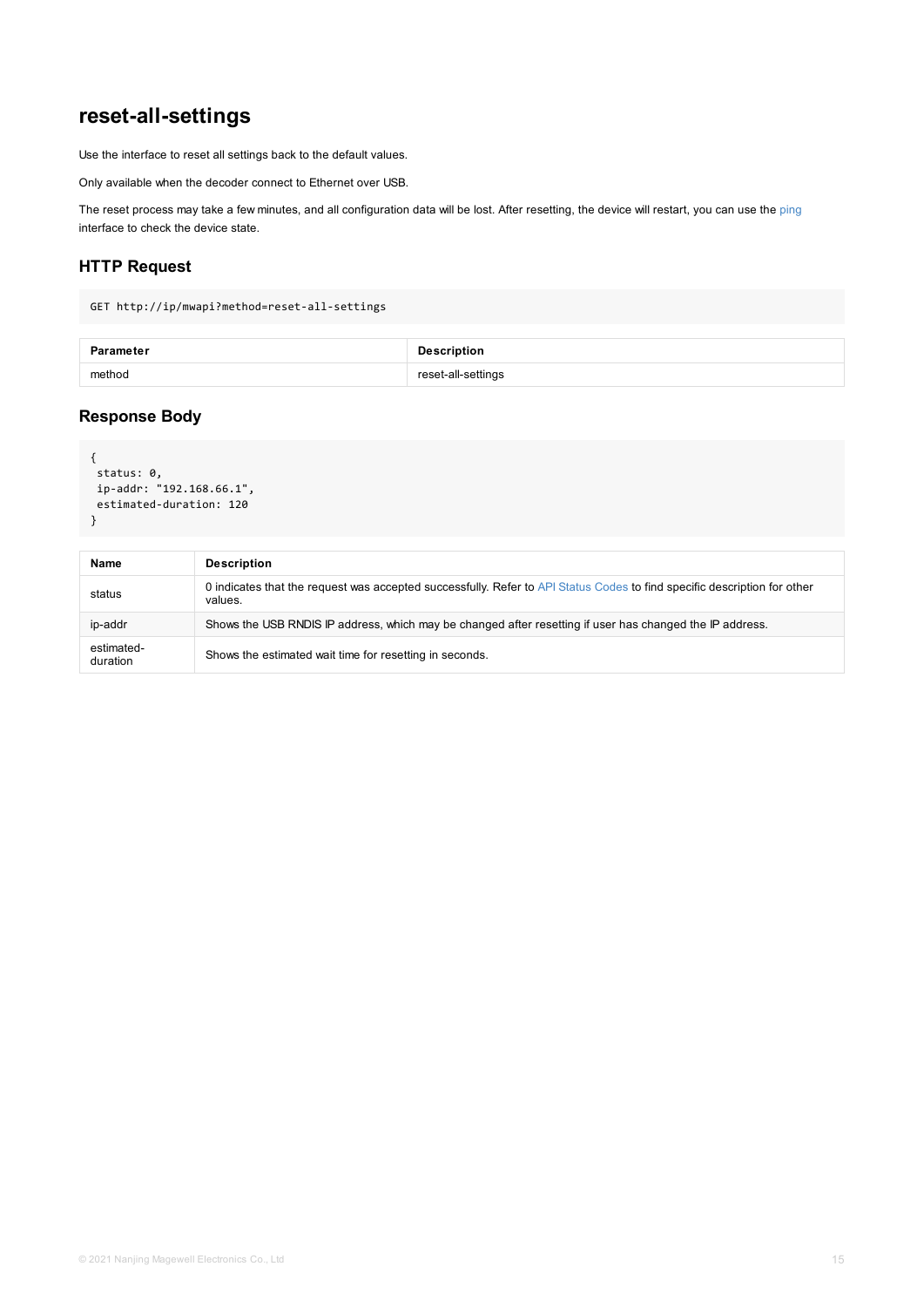# reset-all-settings

Use the interface to reset all settings back to the default values.

Only available when the decoder connect to Ethernet over USB.

The reset process may take a few minutes, and all configuration data will be lost. After resetting, the device will restart, you can use the ping interface to check the device state.

## HTTP Request

```
GET http://ip/mwapi?method=reset-all-settings
```

| Parameter | Description |
| --- | --- |
| method | reset-all-settings |

## Response Body

```
{
 status: 0,
 ip-addr: "192.168.66.1",
 estimated-duration: 120
}
```

| Name | Description |
| --- | --- |
| status | 0 indicates that the request was accepted successfully. Refer to API Status Codes to find specific description for other values. |
| ip-addr | Shows the USB RNDIS IP address, which may be changed after resetting if user has changed the IP address. |
| estimated-duration | Shows the estimated wait time for resetting in seconds. |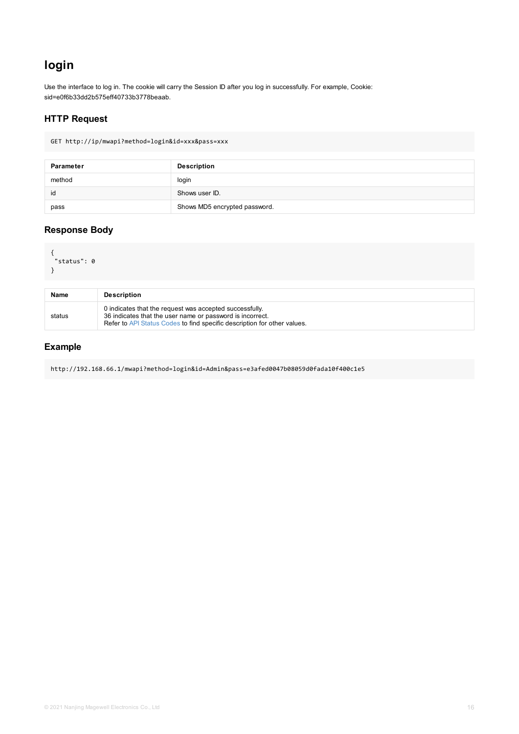## login

Use the interface to log in. The cookie will carry the Session ID after you log in successfully. For example, Cookie: sid=e0f6b33dd2b575eff40733b3778beaab.

### HTTP Request

```
GET http://ip/mwapi?method=login&id=xxx&pass=xxx
```

| Parameter | Description |
| --- | --- |
| method | login |
| id | Shows user ID. |
| pass | Shows MD5 encrypted password. |

### Response Body

```
{
 "status": 0
}
```

| Name | Description |
| --- | --- |
| status | 0 indicates that the request was accepted successfully.<br>36 indicates that the user name or password is incorrect.<br>Refer to API Status Codes to find specific description for other values. |

### Example

```
http://192.168.66.1/mwapi?method=login&id=Admin&pass=e3afed0047b08059d0fada10f400c1e5
```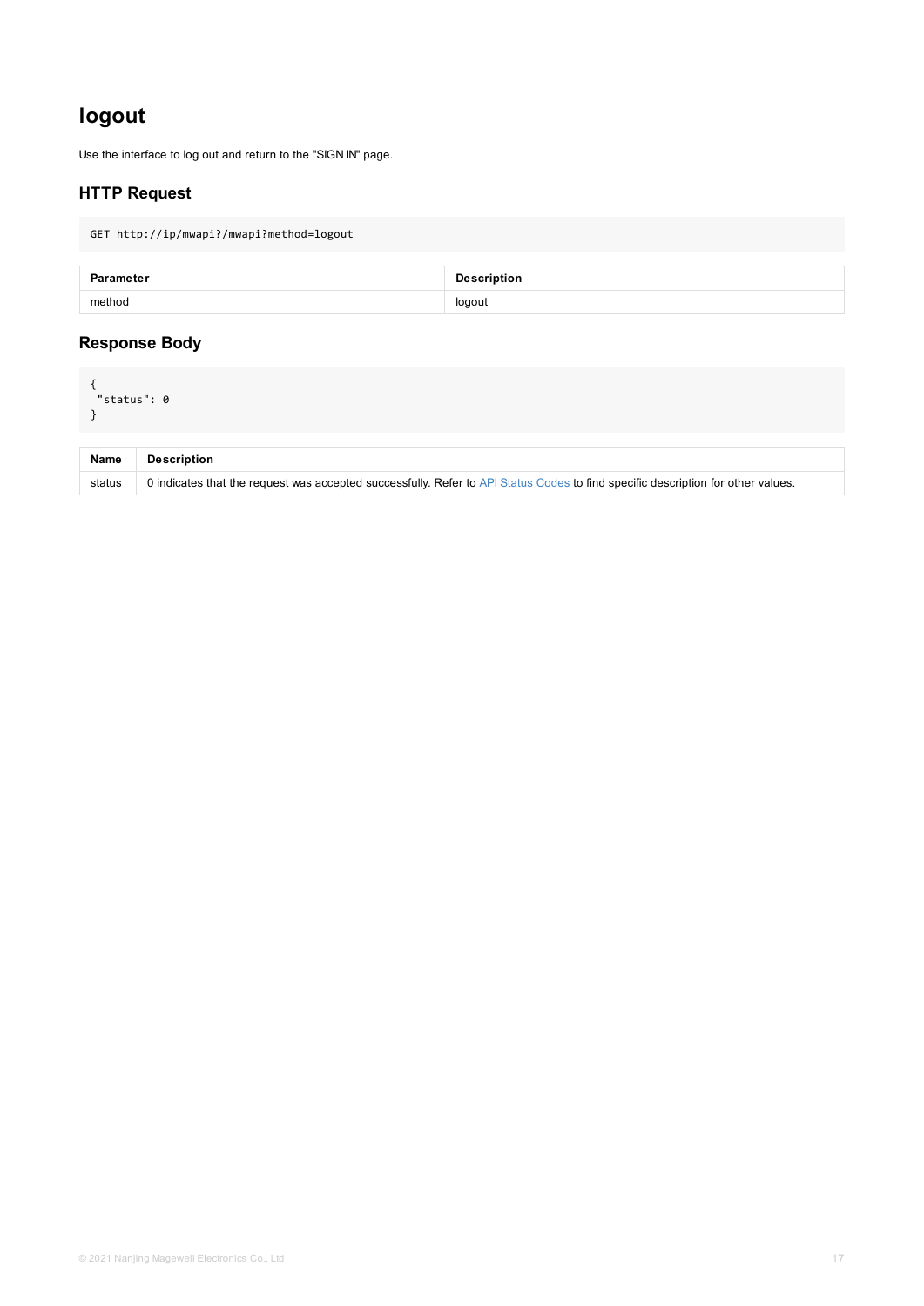# logout

Use the interface to log out and return to the "SIGN IN" page.

## HTTP Request

```
GET http://ip/mwapi?/mwapi?method=logout
```

| Parameter | Description |
|---|---|
| method | logout |

## Response Body

```
{
 "status": 0
}
```

| Name | Description |
|---|---|
| status | 0 indicates that the request was accepted successfully. Refer to API Status Codes to find specific description for other values. |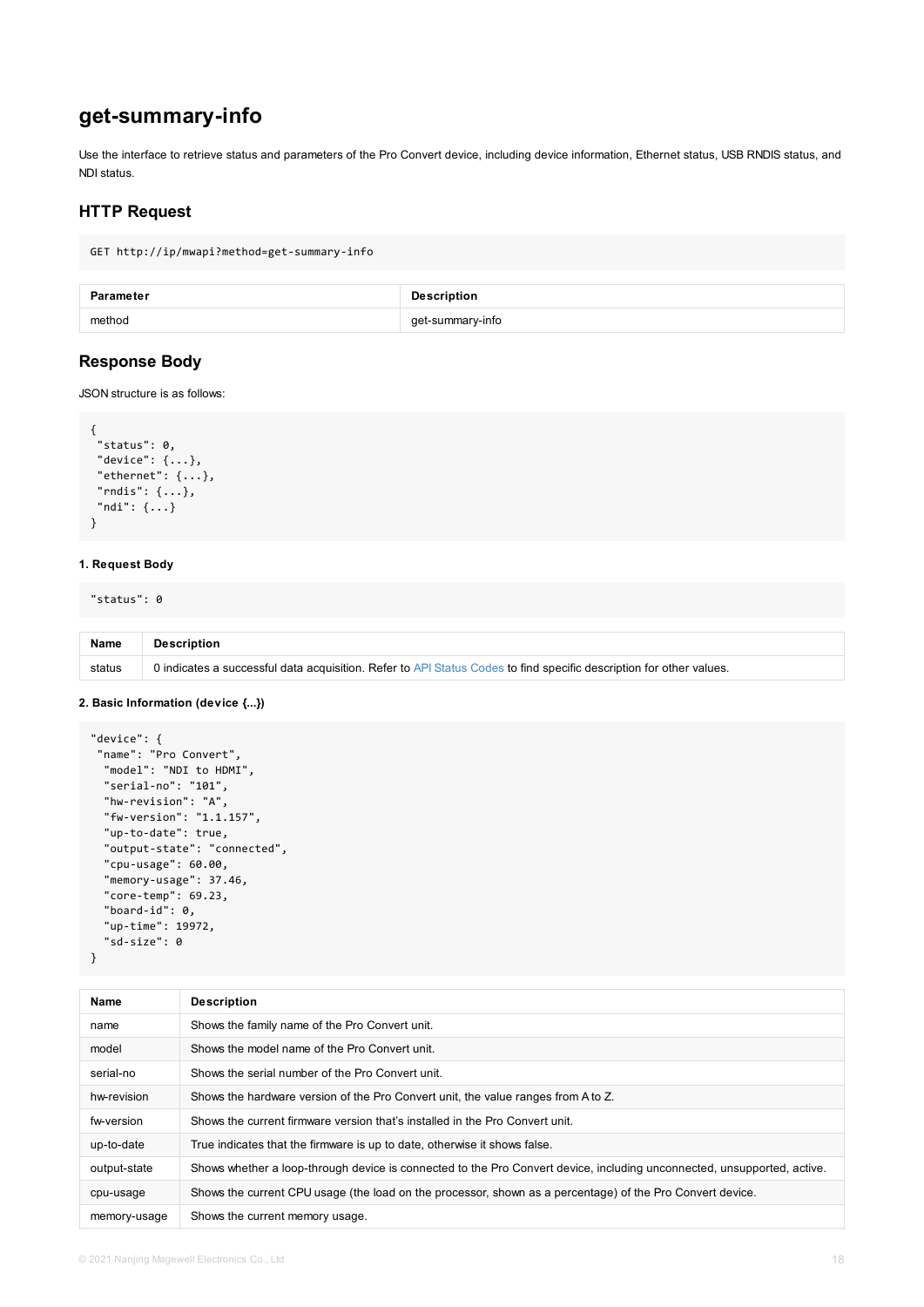## get-summary-info

Use the interface to retrieve status and parameters of the Pro Convert device, including device information, Ethernet status, USB RNDIS status, and NDI status.

### HTTP Request

```
GET http://ip/mwapi?method=get-summary-info
```

| Parameter | Description |
| --- | --- |
| method | get-summary-info |

### Response Body

JSON structure is as follows:

```
{
 "status": 0,
 "device": {...},
 "ethernet": {...},
 "rndis": {...},
 "ndi": {...}
}
```

**1. Request Body**

```
"status": 0
```

| Name | Description |
| --- | --- |
| status | 0 indicates a successful data acquisition. Refer to API Status Codes to find specific description for other values. |

**2. Basic Information (device {...})**

```
"device": {
 "name": "Pro Convert",
  "model": "NDI to HDMI",
  "serial-no": "101",
  "hw-revision": "A",
  "fw-version": "1.1.157",
  "up-to-date": true,
  "output-state": "connected",
  "cpu-usage": 60.00,
  "memory-usage": 37.46,
  "core-temp": 69.23,
  "board-id": 0,
  "up-time": 19972,
  "sd-size": 0
}
```

| Name | Description |
| --- | --- |
| name | Shows the family name of the Pro Convert unit. |
| model | Shows the model name of the Pro Convert unit. |
| serial-no | Shows the serial number of the Pro Convert unit. |
| hw-revision | Shows the hardware version of the Pro Convert unit, the value ranges from A to Z. |
| fw-version | Shows the current firmware version that's installed in the Pro Convert unit. |
| up-to-date | True indicates that the firmware is up to date, otherwise it shows false. |
| output-state | Shows whether a loop-through device is connected to the Pro Convert device, including unconnected, unsupported, active. |
| cpu-usage | Shows the current CPU usage (the load on the processor, shown as a percentage) of the Pro Convert device. |
| memory-usage | Shows the current memory usage. |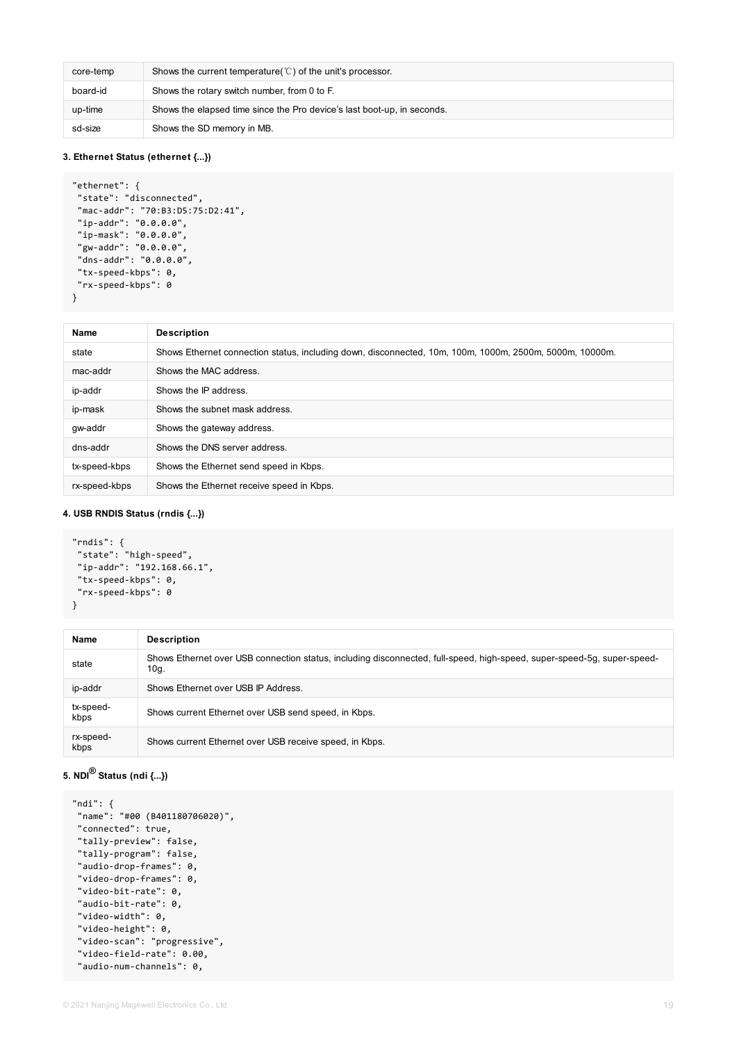| core-temp | Shows the current temperature(℃) of the unit's processor. |
| --- | --- |
| board-id | Shows the rotary switch number, from 0 to F. |
| up-time | Shows the elapsed time since the Pro device's last boot-up, in seconds. |
| sd-size | Shows the SD memory in MB. |

#### 3. Ethernet Status (ethernet {...})

```
"ethernet": {
 "state": "disconnected",
 "mac-addr": "70:B3:D5:75:D2:41",
 "ip-addr": "0.0.0.0",
 "ip-mask": "0.0.0.0",
 "gw-addr": "0.0.0.0",
 "dns-addr": "0.0.0.0",
 "tx-speed-kbps": 0,
 "rx-speed-kbps": 0
}
```

| Name | Description |
| --- | --- |
| state | Shows Ethernet connection status, including down, disconnected, 10m, 100m, 1000m, 2500m, 5000m, 10000m. |
| mac-addr | Shows the MAC address. |
| ip-addr | Shows the IP address. |
| ip-mask | Shows the subnet mask address. |
| gw-addr | Shows the gateway address. |
| dns-addr | Shows the DNS server address. |
| tx-speed-kbps | Shows the Ethernet send speed in Kbps. |
| rx-speed-kbps | Shows the Ethernet receive speed in Kbps. |

#### 4. USB RNDIS Status (rndis {...})

```
"rndis": {
 "state": "high-speed",
 "ip-addr": "192.168.66.1",
 "tx-speed-kbps": 0,
 "rx-speed-kbps": 0
}
```

| Name | Description |
| --- | --- |
| state | Shows Ethernet over USB connection status, including disconnected, full-speed, high-speed, super-speed-5g, super-speed-10g. |
| ip-addr | Shows Ethernet over USB IP Address. |
| tx-speed-kbps | Shows current Ethernet over USB send speed, in Kbps. |
| rx-speed-kbps | Shows current Ethernet over USB receive speed, in Kbps. |

#### 5. NDI® Status (ndi {...})

```
"ndi": {
 "name": "#00 (B401180706020)",
 "connected": true,
 "tally-preview": false,
 "tally-program": false,
 "audio-drop-frames": 0,
 "video-drop-frames": 0,
 "video-bit-rate": 0,
 "audio-bit-rate": 0,
 "video-width": 0,
 "video-height": 0,
 "video-scan": "progressive",
 "video-field-rate": 0.00,
 "audio-num-channels": 0,
```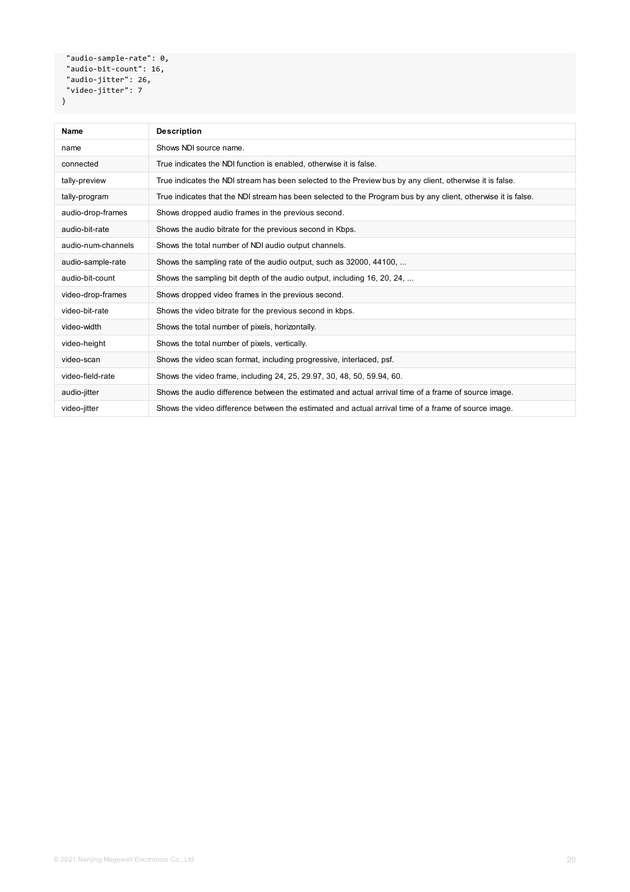```
  "audio-sample-rate": 0,
  "audio-bit-count": 16,
  "audio-jitter": 26,
  "video-jitter": 7
}
```

| Name | Description |
| --- | --- |
| name | Shows NDI source name. |
| connected | True indicates the NDI function is enabled, otherwise it is false. |
| tally-preview | True indicates the NDI stream has been selected to the Preview bus by any client, otherwise it is false. |
| tally-program | True indicates that the NDI stream has been selected to the Program bus by any client, otherwise it is false. |
| audio-drop-frames | Shows dropped audio frames in the previous second. |
| audio-bit-rate | Shows the audio bitrate for the previous second in Kbps. |
| audio-num-channels | Shows the total number of NDI audio output channels. |
| audio-sample-rate | Shows the sampling rate of the audio output, such as 32000, 44100, ... |
| audio-bit-count | Shows the sampling bit depth of the audio output, including 16, 20, 24, ... |
| video-drop-frames | Shows dropped video frames in the previous second. |
| video-bit-rate | Shows the video bitrate for the previous second in kbps. |
| video-width | Shows the total number of pixels, horizontally. |
| video-height | Shows the total number of pixels, vertically. |
| video-scan | Shows the video scan format, including progressive, interlaced, psf. |
| video-field-rate | Shows the video frame, including 24, 25, 29.97, 30, 48, 50, 59.94, 60. |
| audio-jitter | Shows the audio difference between the estimated and actual arrival time of a frame of source image. |
| video-jitter | Shows the video difference between the estimated and actual arrival time of a frame of source image. |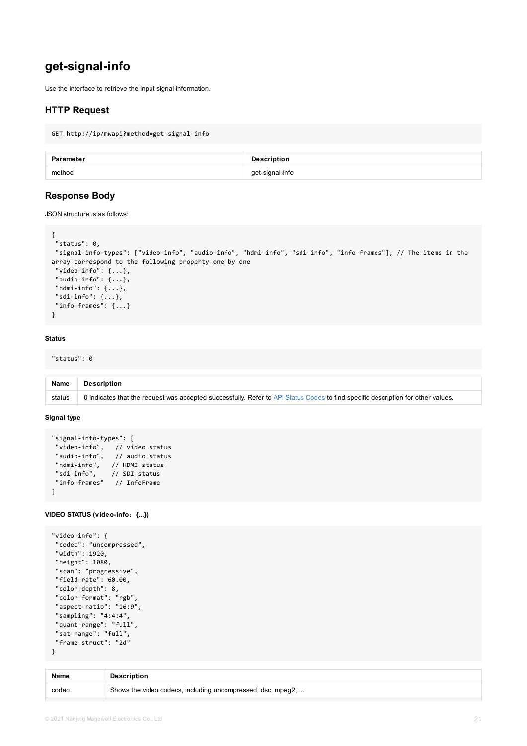# get-signal-info

Use the interface to retrieve the input signal information.

## HTTP Request

```
GET http://ip/mwapi?method=get-signal-info
```

| Parameter | Description |
| --- | --- |
| method | get-signal-info |

## Response Body

JSON structure is as follows:

```
{
 "status": 0,
 "signal-info-types": ["video-info", "audio-info", "hdmi-info", "sdi-info", "info-frames"], // The items in the array correspond to the following property one by one
 "video-info": {...},
 "audio-info": {...},
 "hdmi-info": {...},
 "sdi-info": {...},
 "info-frames": {...}
}
```

#### Status

```
"status": 0
```

| Name | Description |
| --- | --- |
| status | 0 indicates that the request was accepted successfully. Refer to API Status Codes to find specific description for other values. |

#### Signal type

```
"signal-info-types": [
 "video-info",   // video status
 "audio-info",   // audio status
 "hdmi-info",   // HDMI status
 "sdi-info",    // SDI status
 "info-frames"   // InfoFrame
]
```

#### VIDEO STATUS (video-info：{...})

```
"video-info": {
 "codec": "uncompressed",
 "width": 1920,
 "height": 1080,
 "scan": "progressive",
 "field-rate": 60.00,
 "color-depth": 8,
 "color-format": "rgb",
 "aspect-ratio": "16:9",
 "sampling": "4:4:4",
 "quant-range": "full",
 "sat-range": "full",
 "frame-struct": "2d"
}
```

| Name | Description |
| --- | --- |
| codec | Shows the video codecs, including uncompressed, dsc, mpeg2, ... |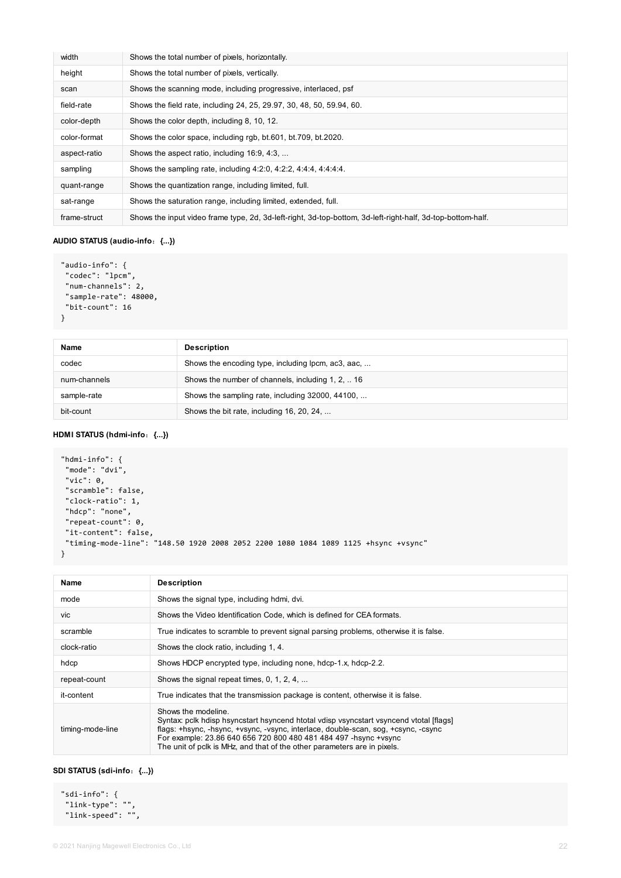| | |
|---|---|
| width | Shows the total number of pixels, horizontally. |
| height | Shows the total number of pixels, vertically. |
| scan | Shows the scanning mode, including progressive, interlaced, psf |
| field-rate | Shows the field rate, including 24, 25, 29.97, 30, 48, 50, 59.94, 60. |
| color-depth | Shows the color depth, including 8, 10, 12. |
| color-format | Shows the color space, including rgb, bt.601, bt.709, bt.2020. |
| aspect-ratio | Shows the aspect ratio, including 16:9, 4:3, ... |
| sampling | Shows the sampling rate, including 4:2:0, 4:2:2, 4:4:4, 4:4:4:4. |
| quant-range | Shows the quantization range, including limited, full. |
| sat-range | Shows the saturation range, including limited, extended, full. |
| frame-struct | Shows the input video frame type, 2d, 3d-left-right, 3d-top-bottom, 3d-left-right-half, 3d-top-bottom-half. |

**AUDIO STATUS (audio-info：{...})**

```
"audio-info": {
 "codec": "lpcm",
 "num-channels": 2,
 "sample-rate": 48000,
 "bit-count": 16
}
```

| Name | Description |
|---|---|
| codec | Shows the encoding type, including lpcm, ac3, aac, ... |
| num-channels | Shows the number of channels, including 1, 2, .. 16 |
| sample-rate | Shows the sampling rate, including 32000, 44100, ... |
| bit-count | Shows the bit rate, including 16, 20, 24, ... |

**HDMI STATUS (hdmi-info：{...})**

```
"hdmi-info": {
 "mode": "dvi",
 "vic": 0,
 "scramble": false,
 "clock-ratio": 1,
 "hdcp": "none",
 "repeat-count": 0,
 "it-content": false,
 "timing-mode-line": "148.50 1920 2008 2052 2200 1080 1084 1089 1125 +hsync +vsync"
}
```

| Name | Description |
|---|---|
| mode | Shows the signal type, including hdmi, dvi. |
| vic | Shows the Video Identification Code, which is defined for CEA formats. |
| scramble | True indicates to scramble to prevent signal parsing problems, otherwise it is false. |
| clock-ratio | Shows the clock ratio, including 1, 4. |
| hdcp | Shows HDCP encrypted type, including none, hdcp-1.x, hdcp-2.2. |
| repeat-count | Shows the signal repeat times, 0, 1, 2, 4, ... |
| it-content | True indicates that the transmission package is content, otherwise it is false. |
| timing-mode-line | Shows the modeline.<br>Syntax: pclk hdisp hsyncstart hsyncend htotal vdisp vsyncstart vsyncend vtotal [flags]<br>flags: +hsync, -hsync, +vsync, -vsync, interlace, double-scan, sog, +csync, -csync<br>For example: 23.86 640 656 720 800 480 481 484 497 -hsync +vsync<br>The unit of pclk is MHz, and that of the other parameters are in pixels. |

**SDI STATUS (sdi-info：{...})**

```
"sdi-info": {
 "link-type": "",
 "link-speed": "",
```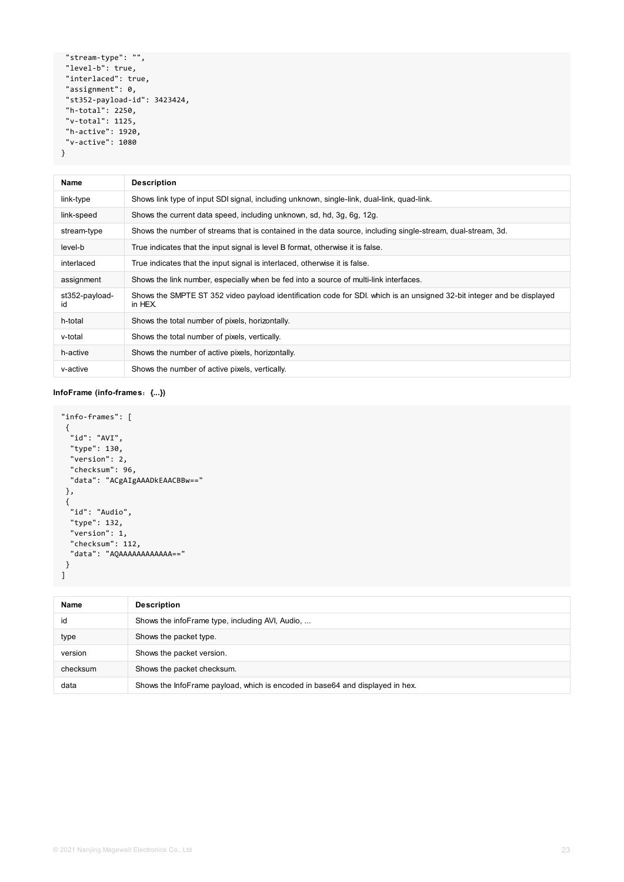```
  "stream-type": "",
  "level-b": true,
  "interlaced": true,
  "assignment": 0,
  "st352-payload-id": 3423424,
  "h-total": 2250,
  "v-total": 1125,
  "h-active": 1920,
  "v-active": 1080
}
```

| Name | Description |
|---|---|
| link-type | Shows link type of input SDI signal, including unknown, single-link, dual-link, quad-link. |
| link-speed | Shows the current data speed, including unknown, sd, hd, 3g, 6g, 12g. |
| stream-type | Shows the number of streams that is contained in the data source, including single-stream, dual-stream, 3d. |
| level-b | True indicates that the input signal is level B format, otherwise it is false. |
| interlaced | True indicates that the input signal is interlaced, otherwise it is false. |
| assignment | Shows the link number, especially when be fed into a source of multi-link interfaces. |
| st352-payload-id | Shows the SMPTE ST 352 video payload identification code for SDI. which is an unsigned 32-bit integer and be displayed in HEX. |
| h-total | Shows the total number of pixels, horizontally. |
| v-total | Shows the total number of pixels, vertically. |
| h-active | Shows the number of active pixels, horizontally. |
| v-active | Shows the number of active pixels, vertically. |

**InfoFrame (info-frames：{...})**

```
"info-frames": [
 {
  "id": "AVI",
  "type": 130,
  "version": 2,
  "checksum": 96,
  "data": "ACgAIgAAADkEAACBBw=="
 },
 {
  "id": "Audio",
  "type": 132,
  "version": 1,
  "checksum": 112,
  "data": "AQAAAAAAAAAAAA=="
 }
]
```

| Name | Description |
|---|---|
| id | Shows the infoFrame type, including AVI, Audio, ... |
| type | Shows the packet type. |
| version | Shows the packet version. |
| checksum | Shows the packet checksum. |
| data | Shows the InfoFrame payload, which is encoded in base64 and displayed in hex. |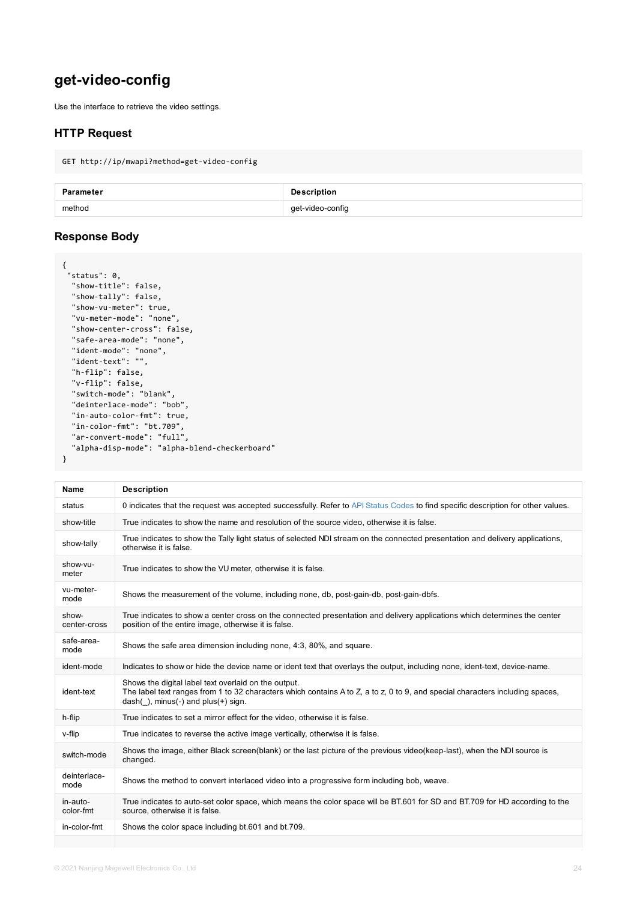## get-video-config

Use the interface to retrieve the video settings.

### HTTP Request

```
GET http://ip/mwapi?method=get-video-config
```

| Parameter | Description |
|---|---|
| method | get-video-config |

### Response Body

```
{
 "status": 0,
  "show-title": false,
  "show-tally": false,
  "show-vu-meter": true,
  "vu-meter-mode": "none",
  "show-center-cross": false,
  "safe-area-mode": "none",
  "ident-mode": "none",
  "ident-text": "",
  "h-flip": false,
  "v-flip": false,
  "switch-mode": "blank",
  "deinterlace-mode": "bob",
  "in-auto-color-fmt": true,
  "in-color-fmt": "bt.709",
  "ar-convert-mode": "full",
  "alpha-disp-mode": "alpha-blend-checkerboard"
}
```

| Name | Description |
|---|---|
| status | 0 indicates that the request was accepted successfully. Refer to API Status Codes to find specific description for other values. |
| show-title | True indicates to show the name and resolution of the source video, otherwise it is false. |
| show-tally | True indicates to show the Tally light status of selected NDI stream on the connected presentation and delivery applications, otherwise it is false. |
| show-vu-meter | True indicates to show the VU meter, otherwise it is false. |
| vu-meter-mode | Shows the measurement of the volume, including none, db, post-gain-db, post-gain-dbfs. |
| show-center-cross | True indicates to show a center cross on the connected presentation and delivery applications which determines the center position of the entire image, otherwise it is false. |
| safe-area-mode | Shows the safe area dimension including none, 4:3, 80%, and square. |
| ident-mode | Indicates to show or hide the device name or ident text that overlays the output, including none, ident-text, device-name. |
| ident-text | Shows the digital label text overlaid on the output.<br>The label text ranges from 1 to 32 characters which contains A to Z, a to z, 0 to 9, and special characters including spaces, dash(_), minus(-) and plus(+) sign. |
| h-flip | True indicates to set a mirror effect for the video, otherwise it is false. |
| v-flip | True indicates to reverse the active image vertically, otherwise it is false. |
| switch-mode | Shows the image, either Black screen(blank) or the last picture of the previous video(keep-last), when the NDI source is changed. |
| deinterlace-mode | Shows the method to convert interlaced video into a progressive form including bob, weave. |
| in-auto-color-fmt | True indicates to auto-set color space, which means the color space will be BT.601 for SD and BT.709 for HD according to the source, otherwise it is false. |
| in-color-fmt | Shows the color space including bt.601 and bt.709. |
| | |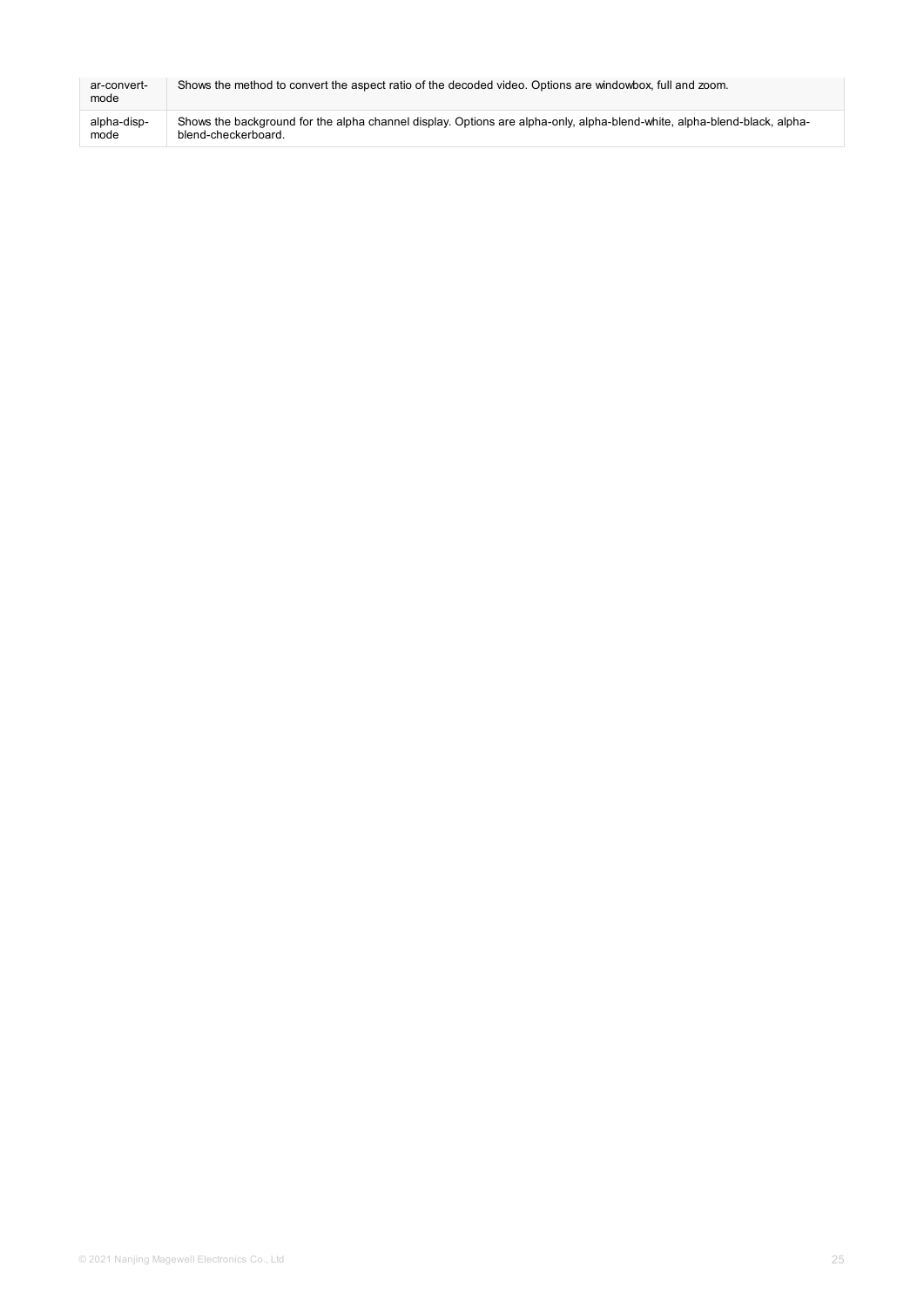| | |
|---|---|
| ar-convert-mode | Shows the method to convert the aspect ratio of the decoded video. Options are windowbox, full and zoom. |
| alpha-disp-mode | Shows the background for the alpha channel display. Options are alpha-only, alpha-blend-white, alpha-blend-black, alpha-blend-checkerboard. |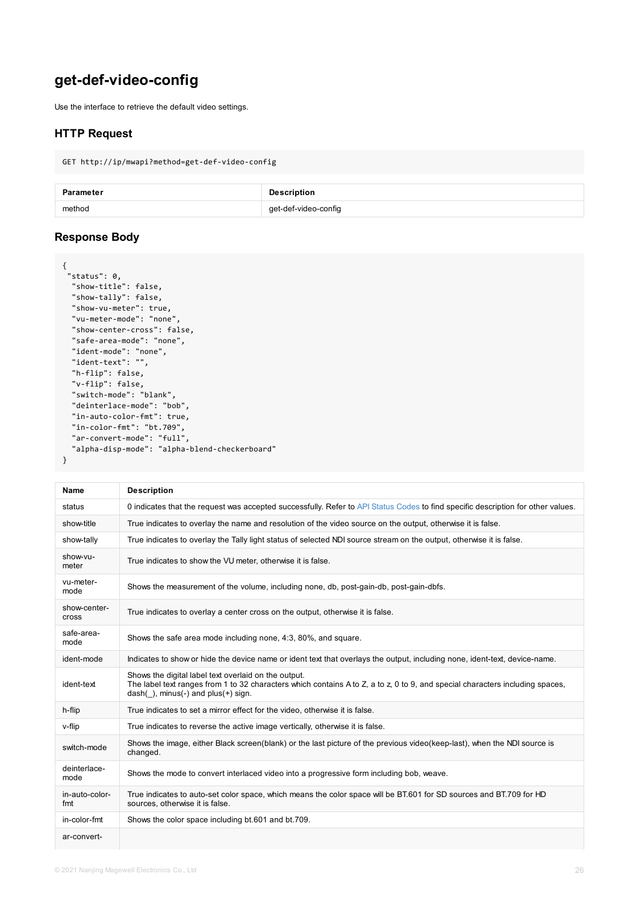# get-def-video-config

Use the interface to retrieve the default video settings.

## HTTP Request

```
GET http://ip/mwapi?method=get-def-video-config
```

| Parameter | Description |
|---|---|
| method | get-def-video-config |

## Response Body

```
{
 "status": 0,
  "show-title": false,
  "show-tally": false,
  "show-vu-meter": true,
  "vu-meter-mode": "none",
  "show-center-cross": false,
  "safe-area-mode": "none",
  "ident-mode": "none",
  "ident-text": "",
  "h-flip": false,
  "v-flip": false,
  "switch-mode": "blank",
  "deinterlace-mode": "bob",
  "in-auto-color-fmt": true,
  "in-color-fmt": "bt.709",
  "ar-convert-mode": "full",
  "alpha-disp-mode": "alpha-blend-checkerboard"
}
```

| Name | Description |
|---|---|
| status | 0 indicates that the request was accepted successfully. Refer to API Status Codes to find specific description for other values. |
| show-title | True indicates to overlay the name and resolution of the video source on the output, otherwise it is false. |
| show-tally | True indicates to overlay the Tally light status of selected NDI source stream on the output, otherwise it is false. |
| show-vu-meter | True indicates to show the VU meter, otherwise it is false. |
| vu-meter-mode | Shows the measurement of the volume, including none, db, post-gain-db, post-gain-dbfs. |
| show-center-cross | True indicates to overlay a center cross on the output, otherwise it is false. |
| safe-area-mode | Shows the safe area mode including none, 4:3, 80%, and square. |
| ident-mode | Indicates to show or hide the device name or ident text that overlays the output, including none, ident-text, device-name. |
| ident-text | Shows the digital label text overlaid on the output.<br>The label text ranges from 1 to 32 characters which contains A to Z, a to z, 0 to 9, and special characters including spaces, dash(_), minus(-) and plus(+) sign. |
| h-flip | True indicates to set a mirror effect for the video, otherwise it is false. |
| v-flip | True indicates to reverse the active image vertically, otherwise it is false. |
| switch-mode | Shows the image, either Black screen(blank) or the last picture of the previous video(keep-last), when the NDI source is changed. |
| deinterlace-mode | Shows the mode to convert interlaced video into a progressive form including bob, weave. |
| in-auto-color-fmt | True indicates to auto-set color space, which means the color space will be BT.601 for SD sources and BT.709 for HD sources, otherwise it is false. |
| in-color-fmt | Shows the color space including bt.601 and bt.709. |
| ar-convert- | |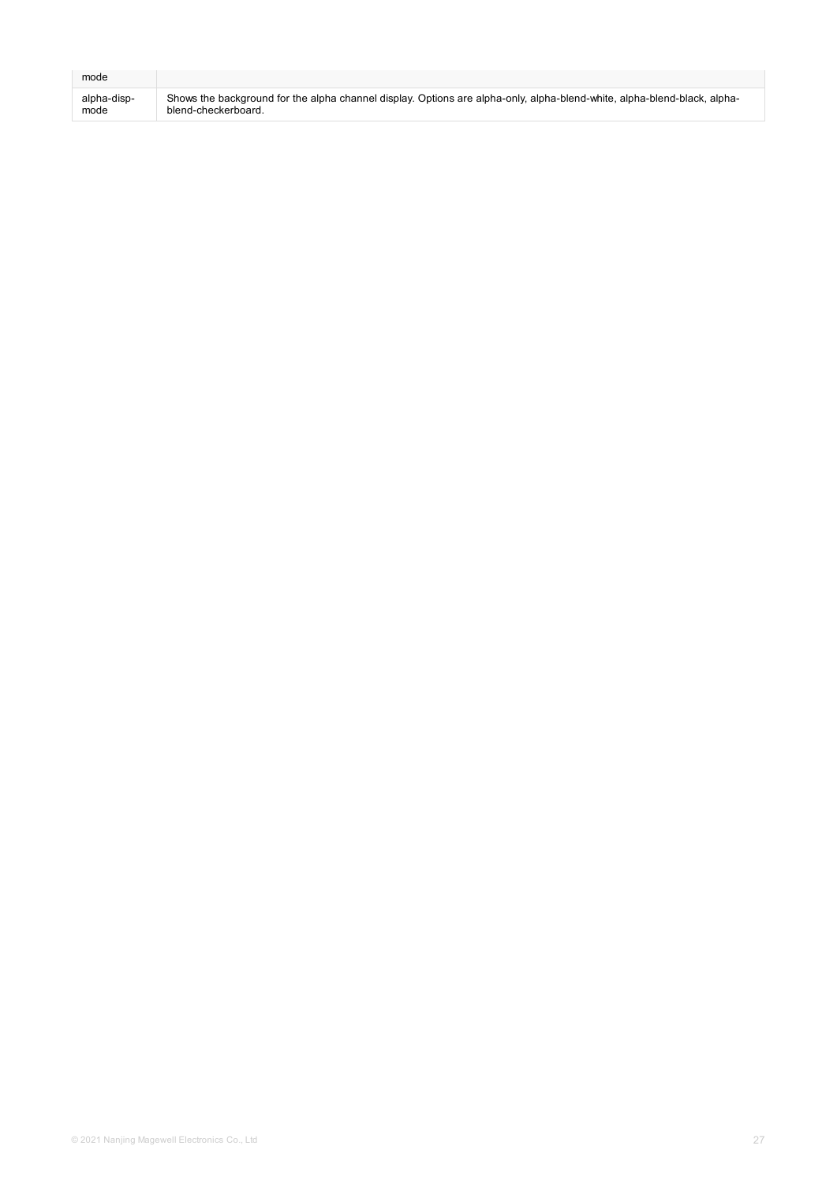| | |
|---|---|
| mode | |
| alpha-disp-mode | Shows the background for the alpha channel display. Options are alpha-only, alpha-blend-white, alpha-blend-black, alpha-blend-checkerboard. |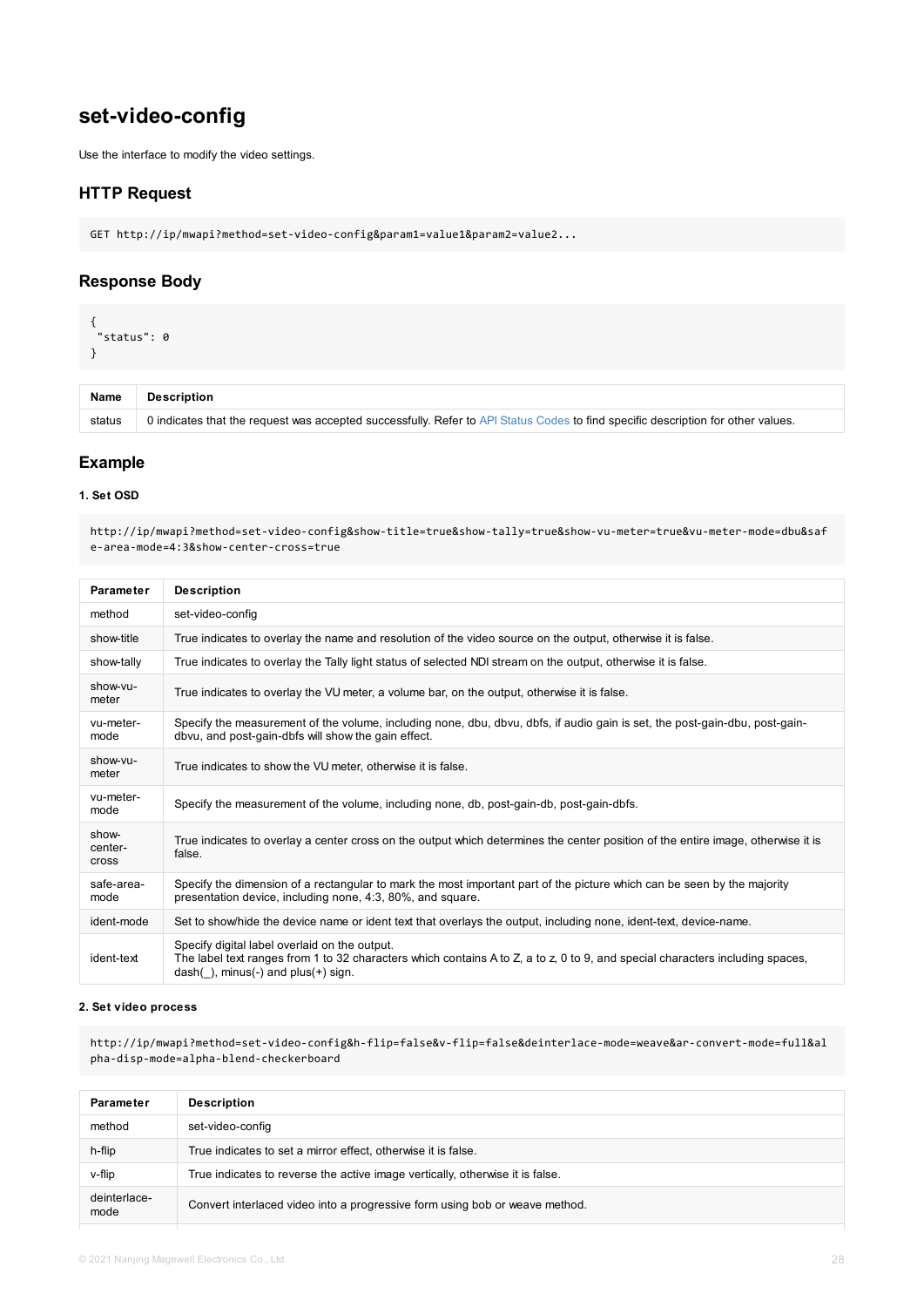## set-video-config

Use the interface to modify the video settings.

### HTTP Request

```
GET http://ip/mwapi?method=set-video-config&param1=value1&param2=value2...
```

### Response Body

```
{
 "status": 0
}
```

| Name | Description |
| --- | --- |
| status | 0 indicates that the request was accepted successfully. Refer to API Status Codes to find specific description for other values. |

### Example

#### 1. Set OSD

```
http://ip/mwapi?method=set-video-config&show-title=true&show-tally=true&show-vu-meter=true&vu-meter-mode=dbu&safe-area-mode=4:3&show-center-cross=true
```

| Parameter | Description |
| --- | --- |
| method | set-video-config |
| show-title | True indicates to overlay the name and resolution of the video source on the output, otherwise it is false. |
| show-tally | True indicates to overlay the Tally light status of selected NDI stream on the output, otherwise it is false. |
| show-vu-meter | True indicates to overlay the VU meter, a volume bar, on the output, otherwise it is false. |
| vu-meter-mode | Specify the measurement of the volume, including none, dbu, dbvu, dbfs, if audio gain is set, the post-gain-dbu, post-gain-dbvu, and post-gain-dbfs will show the gain effect. |
| show-vu-meter | True indicates to show the VU meter, otherwise it is false. |
| vu-meter-mode | Specify the measurement of the volume, including none, db, post-gain-db, post-gain-dbfs. |
| show-center-cross | True indicates to overlay a center cross on the output which determines the center position of the entire image, otherwise it is false. |
| safe-area-mode | Specify the dimension of a rectangular to mark the most important part of the picture which can be seen by the majority presentation device, including none, 4:3, 80%, and square. |
| ident-mode | Set to show/hide the device name or ident text that overlays the output, including none, ident-text, device-name. |
| ident-text | Specify digital label overlaid on the output.<br>The label text ranges from 1 to 32 characters which contains A to Z, a to z, 0 to 9, and special characters including spaces, dash(_), minus(-) and plus(+) sign. |

#### 2. Set video process

```
http://ip/mwapi?method=set-video-config&h-flip=false&v-flip=false&deinterlace-mode=weave&ar-convert-mode=full&alpha-disp-mode=alpha-blend-checkerboard
```

| Parameter | Description |
| --- | --- |
| method | set-video-config |
| h-flip | True indicates to set a mirror effect, otherwise it is false. |
| v-flip | True indicates to reverse the active image vertically, otherwise it is false. |
| deinterlace-mode | Convert interlaced video into a progressive form using bob or weave method. |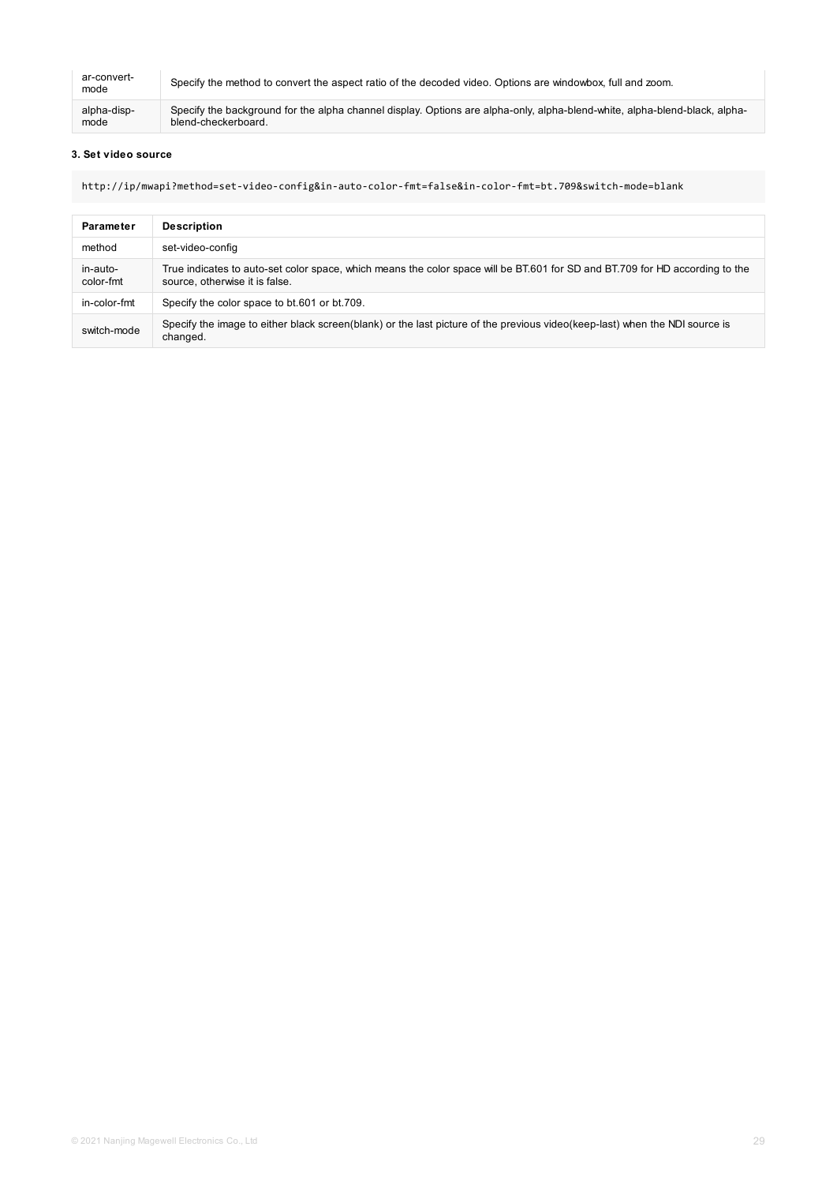| ar-convert-mode | Specify the method to convert the aspect ratio of the decoded video. Options are windowbox, full and zoom. |
|---|---|
| alpha-disp-mode | Specify the background for the alpha channel display. Options are alpha-only, alpha-blend-white, alpha-blend-black, alpha-blend-checkerboard. |

**3. Set video source**

```
http://ip/mwapi?method=set-video-config&in-auto-color-fmt=false&in-color-fmt=bt.709&switch-mode=blank
```

| Parameter | Description |
|---|---|
| method | set-video-config |
| in-auto-color-fmt | True indicates to auto-set color space, which means the color space will be BT.601 for SD and BT.709 for HD according to the source, otherwise it is false. |
| in-color-fmt | Specify the color space to bt.601 or bt.709. |
| switch-mode | Specify the image to either black screen(blank) or the last picture of the previous video(keep-last) when the NDI source is changed. |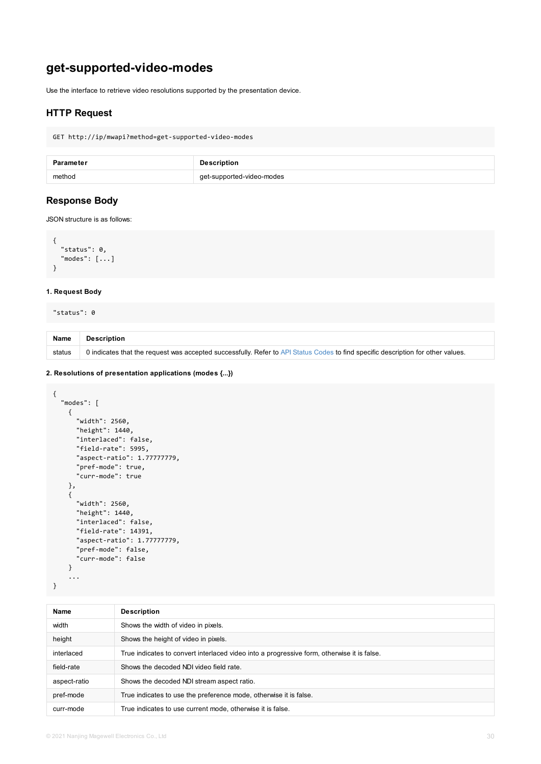# get-supported-video-modes

Use the interface to retrieve video resolutions supported by the presentation device.

## HTTP Request

```
GET http://ip/mwapi?method=get-supported-video-modes
```

| Parameter | Description |
| --- | --- |
| method | get-supported-video-modes |

## Response Body

JSON structure is as follows:

```
{
  "status": 0,
  "modes": [...]
}
```

#### 1. Request Body

```
"status": 0
```

| Name | Description |
| --- | --- |
| status | 0 indicates that the request was accepted successfully. Refer to API Status Codes to find specific description for other values. |

#### 2. Resolutions of presentation applications (modes {...})

```
{
  "modes": [
    {
      "width": 2560,
      "height": 1440,
      "interlaced": false,
      "field-rate": 5995,
      "aspect-ratio": 1.77777779,
      "pref-mode": true,
      "curr-mode": true
    },
    {
      "width": 2560,
      "height": 1440,
      "interlaced": false,
      "field-rate": 14391,
      "aspect-ratio": 1.77777779,
      "pref-mode": false,
      "curr-mode": false
    }
    ...
}
```

| Name | Description |
| --- | --- |
| width | Shows the width of video in pixels. |
| height | Shows the height of video in pixels. |
| interlaced | True indicates to convert interlaced video into a progressive form, otherwise it is false. |
| field-rate | Shows the decoded NDI video field rate. |
| aspect-ratio | Shows the decoded NDI stream aspect ratio. |
| pref-mode | True indicates to use the preference mode, otherwise it is false. |
| curr-mode | True indicates to use current mode, otherwise it is false. |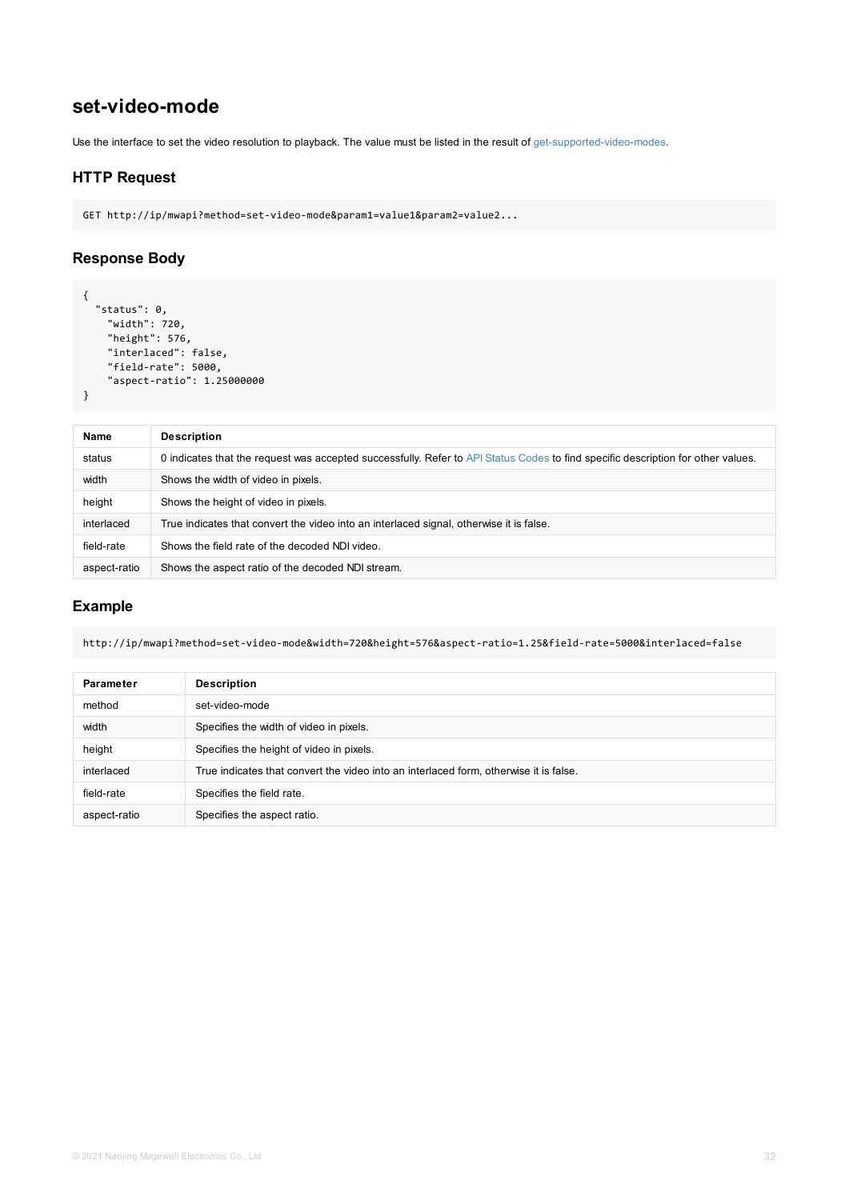## set-video-mode

Use the interface to set the video resolution to playback. The value must be listed in the result of get-supported-video-modes.

### HTTP Request

```
GET http://ip/mwapi?method=set-video-mode&param1=value1&param2=value2...
```

### Response Body

```
{
  "status": 0,
    "width": 720,
    "height": 576,
    "interlaced": false,
    "field-rate": 5000,
    "aspect-ratio": 1.25000000
}
```

| Name | Description |
|---|---|
| status | 0 indicates that the request was accepted successfully. Refer to API Status Codes to find specific description for other values. |
| width | Shows the width of video in pixels. |
| height | Shows the height of video in pixels. |
| interlaced | True indicates that convert the video into an interlaced signal, otherwise it is false. |
| field-rate | Shows the field rate of the decoded NDI video. |
| aspect-ratio | Shows the aspect ratio of the decoded NDI stream. |

### Example

```
http://ip/mwapi?method=set-video-mode&width=720&height=576&aspect-ratio=1.25&field-rate=5000&interlaced=false
```

| Parameter | Description |
|---|---|
| method | set-video-mode |
| width | Specifies the width of video in pixels. |
| height | Specifies the height of video in pixels. |
| interlaced | True indicates that convert the video into an interlaced form, otherwise it is false. |
| field-rate | Specifies the field rate. |
| aspect-ratio | Specifies the aspect ratio. |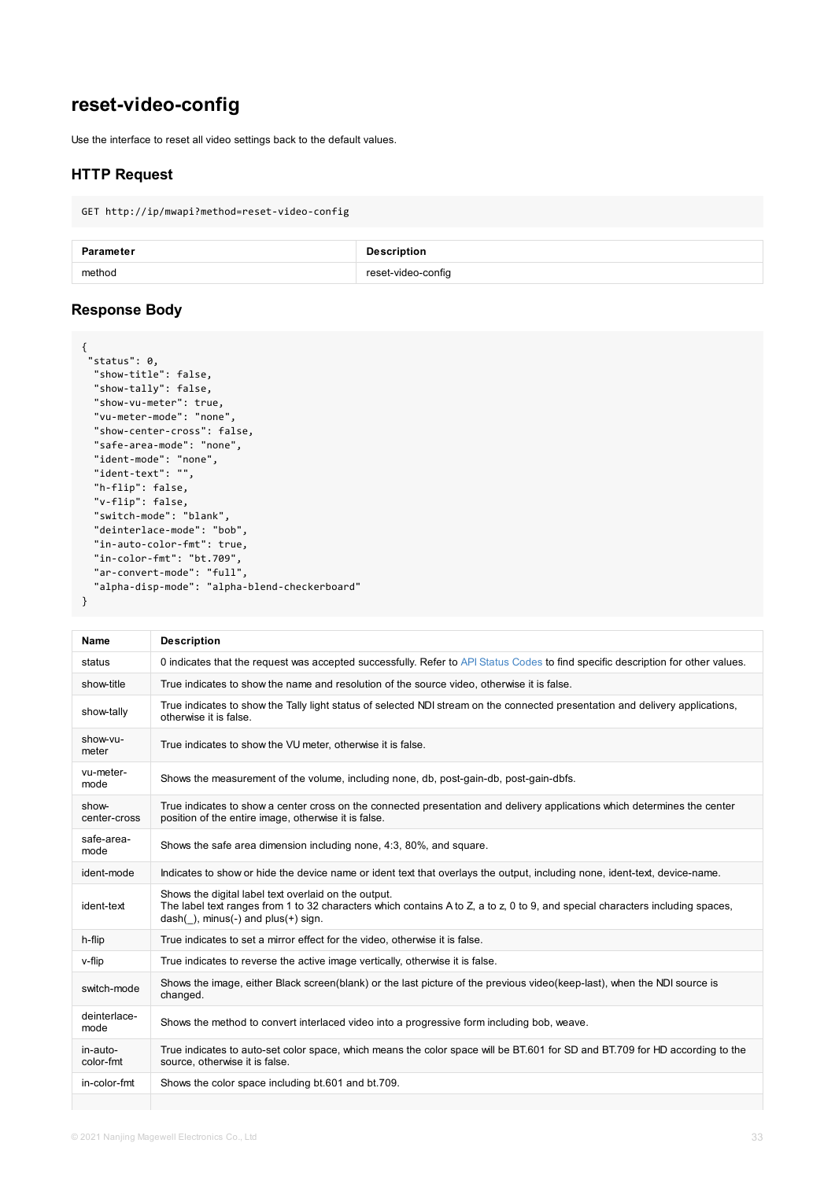## reset-video-config

Use the interface to reset all video settings back to the default values.

### HTTP Request

```
GET http://ip/mwapi?method=reset-video-config
```

| Parameter | Description |
| --- | --- |
| method | reset-video-config |

### Response Body

```
{
 "status": 0,
  "show-title": false,
  "show-tally": false,
  "show-vu-meter": true,
  "vu-meter-mode": "none",
  "show-center-cross": false,
  "safe-area-mode": "none",
  "ident-mode": "none",
  "ident-text": "",
  "h-flip": false,
  "v-flip": false,
  "switch-mode": "blank",
  "deinterlace-mode": "bob",
  "in-auto-color-fmt": true,
  "in-color-fmt": "bt.709",
  "ar-convert-mode": "full",
  "alpha-disp-mode": "alpha-blend-checkerboard"
}
```

| Name | Description |
| --- | --- |
| status | 0 indicates that the request was accepted successfully. Refer to API Status Codes to find specific description for other values. |
| show-title | True indicates to show the name and resolution of the source video, otherwise it is false. |
| show-tally | True indicates to show the Tally light status of selected NDI stream on the connected presentation and delivery applications, otherwise it is false. |
| show-vu-meter | True indicates to show the VU meter, otherwise it is false. |
| vu-meter-mode | Shows the measurement of the volume, including none, db, post-gain-db, post-gain-dbfs. |
| show-center-cross | True indicates to show a center cross on the connected presentation and delivery applications which determines the center position of the entire image, otherwise it is false. |
| safe-area-mode | Shows the safe area dimension including none, 4:3, 80%, and square. |
| ident-mode | Indicates to show or hide the device name or ident text that overlays the output, including none, ident-text, device-name. |
| ident-text | Shows the digital label text overlaid on the output.<br>The label text ranges from 1 to 32 characters which contains A to Z, a to z, 0 to 9, and special characters including spaces, dash(_), minus(-) and plus(+) sign. |
| h-flip | True indicates to set a mirror effect for the video, otherwise it is false. |
| v-flip | True indicates to reverse the active image vertically, otherwise it is false. |
| switch-mode | Shows the image, either Black screen(blank) or the last picture of the previous video(keep-last), when the NDI source is changed. |
| deinterlace-mode | Shows the method to convert interlaced video into a progressive form including bob, weave. |
| in-auto-color-fmt | True indicates to auto-set color space, which means the color space will be BT.601 for SD and BT.709 for HD according to the source, otherwise it is false. |
| in-color-fmt | Shows the color space including bt.601 and bt.709. |
| | |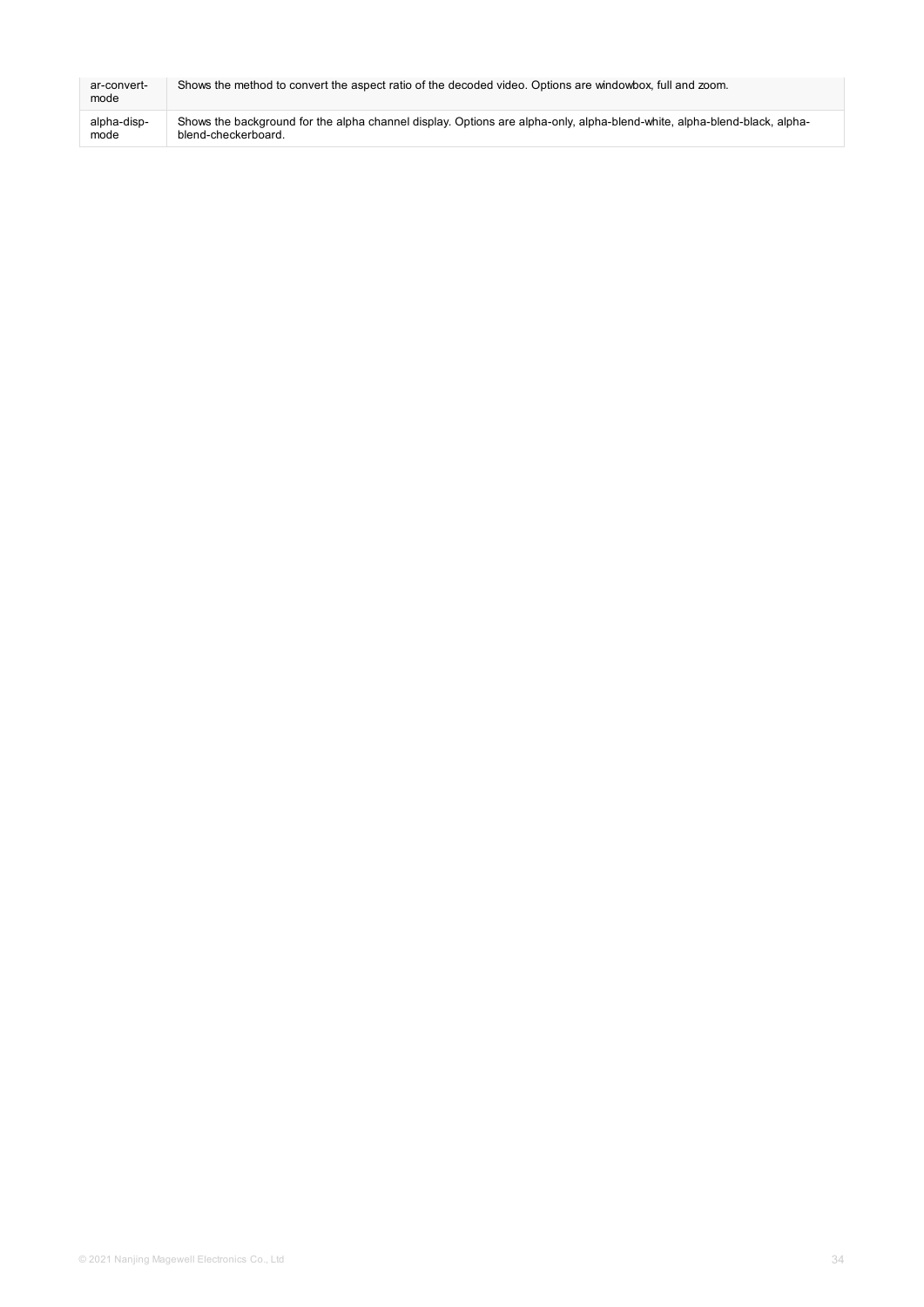| | |
|---|---|
| ar-convert-mode | Shows the method to convert the aspect ratio of the decoded video. Options are windowbox, full and zoom. |
| alpha-disp-mode | Shows the background for the alpha channel display. Options are alpha-only, alpha-blend-white, alpha-blend-black, alpha-blend-checkerboard. |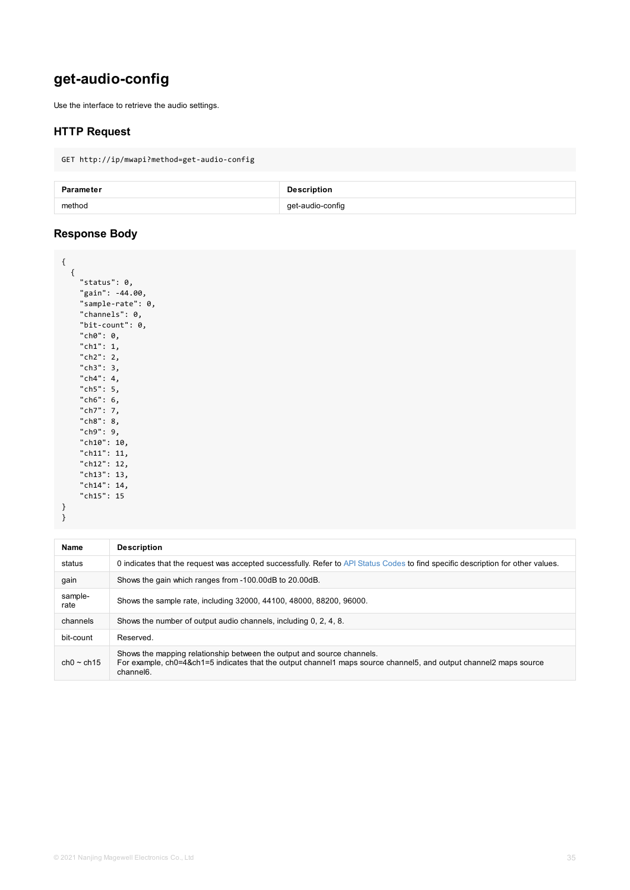# get-audio-config

Use the interface to retrieve the audio settings.

## HTTP Request

```
GET http://ip/mwapi?method=get-audio-config
```

| Parameter | Description |
| --- | --- |
| method | get-audio-config |

## Response Body

```
{
  {
    "status": 0,
    "gain": -44.00,
    "sample-rate": 0,
    "channels": 0,
    "bit-count": 0,
    "ch0": 0,
    "ch1": 1,
    "ch2": 2,
    "ch3": 3,
    "ch4": 4,
    "ch5": 5,
    "ch6": 6,
    "ch7": 7,
    "ch8": 8,
    "ch9": 9,
    "ch10": 10,
    "ch11": 11,
    "ch12": 12,
    "ch13": 13,
    "ch14": 14,
    "ch15": 15
}
}
```

| Name | Description |
| --- | --- |
| status | 0 indicates that the request was accepted successfully. Refer to API Status Codes to find specific description for other values. |
| gain | Shows the gain which ranges from -100.00dB to 20.00dB. |
| sample-rate | Shows the sample rate, including 32000, 44100, 48000, 88200, 96000. |
| channels | Shows the number of output audio channels, including 0, 2, 4, 8. |
| bit-count | Reserved. |
| ch0 ~ ch15 | Shows the mapping relationship between the output and source channels.<br>For example, ch0=4&ch1=5 indicates that the output channel1 maps source channel5, and output channel2 maps source channel6. |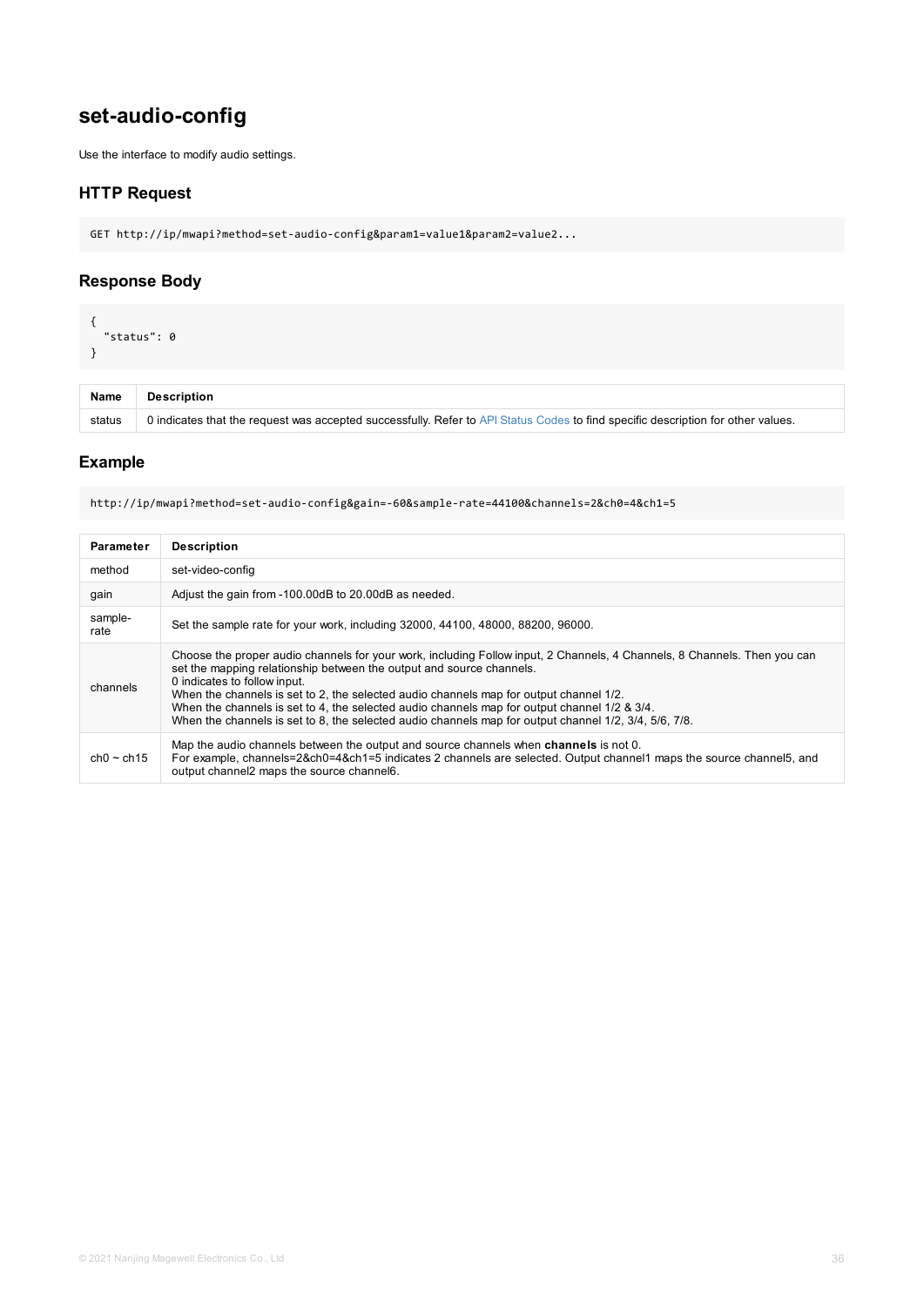# set-audio-config

Use the interface to modify audio settings.

## HTTP Request

```
GET http://ip/mwapi?method=set-audio-config&param1=value1&param2=value2...
```

## Response Body

```
{
  "status": 0
}
```

| Name | Description |
| --- | --- |
| status | 0 indicates that the request was accepted successfully. Refer to API Status Codes to find specific description for other values. |

## Example

```
http://ip/mwapi?method=set-audio-config&gain=-60&sample-rate=44100&channels=2&ch0=4&ch1=5
```

| Parameter | Description |
| --- | --- |
| method | set-video-config |
| gain | Adjust the gain from -100.00dB to 20.00dB as needed. |
| sample-rate | Set the sample rate for your work, including 32000, 44100, 48000, 88200, 96000. |
| channels | Choose the proper audio channels for your work, including Follow input, 2 Channels, 4 Channels, 8 Channels. Then you can set the mapping relationship between the output and source channels.<br>0 indicates to follow input.<br>When the channels is set to 2, the selected audio channels map for output channel 1/2.<br>When the channels is set to 4, the selected audio channels map for output channel 1/2 & 3/4.<br>When the channels is set to 8, the selected audio channels map for output channel 1/2, 3/4, 5/6, 7/8. |
| ch0 ~ ch15 | Map the audio channels between the output and source channels when **channels** is not 0.<br>For example, channels=2&ch0=4&ch1=5 indicates 2 channels are selected. Output channel1 maps the source channel5, and output channel2 maps the source channel6. |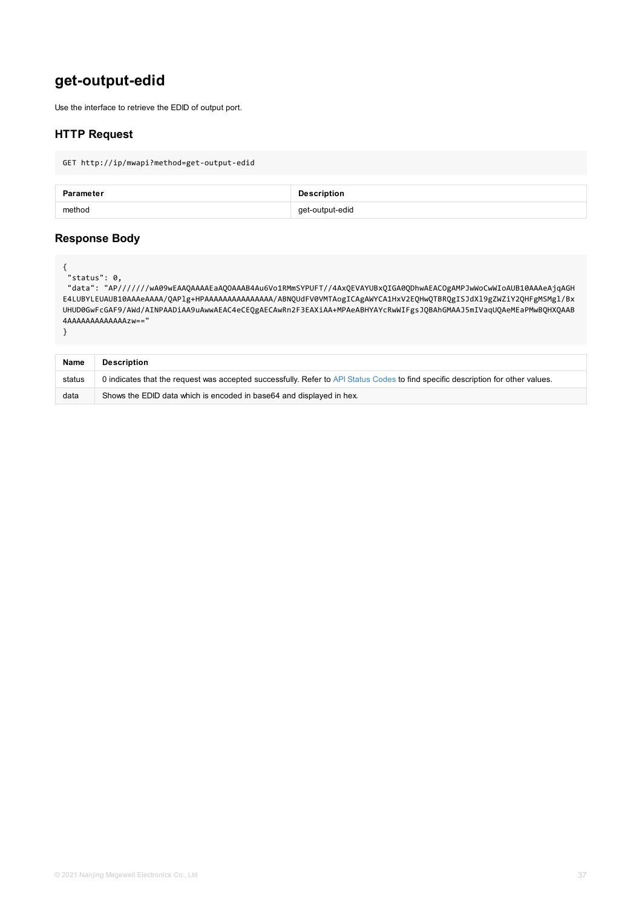# get-output-edid

Use the interface to retrieve the EDID of output port.

## HTTP Request

```
GET http://ip/mwapi?method=get-output-edid
```

| Parameter | Description |
| --- | --- |
| method | get-output-edid |

## Response Body

```
{
 "status": 0,
 "data": "AP//////wA09wEAAQAAAAEaAQOAAAB4Au6Vo1RMmSYPUFT//4AxQEVAYUBxQIGA0QDhwAEACOgAMPJwWoCwWIoAUB10AAAeAjqAGH
E4LUBYLEUAUB10AAAeAAAA/QAPlg+HPAAAAAAAAAAAAAAA/ABNQUdFV0VMTAogICAgAWYCA1HxV2EQHwQTBRQgISJdXl9gZWZiY2QHFgMSMgl/Bx
UHUD0GwFcGAF9/AWd/AINPAADiAA9uAwwAEAC4eCEQgAECAwRn2F3EAXiAA+MPAeABHYAYcRwWIFgsJQBAhGMAAJ5mIVaqUQAeMEaPMwBQHXQAAB
4AAAAAAAAAAAAAAzw=="
}
```

| Name | Description |
| --- | --- |
| status | 0 indicates that the request was accepted successfully. Refer to API Status Codes to find specific description for other values. |
| data | Shows the EDID data which is encoded in base64 and displayed in hex. |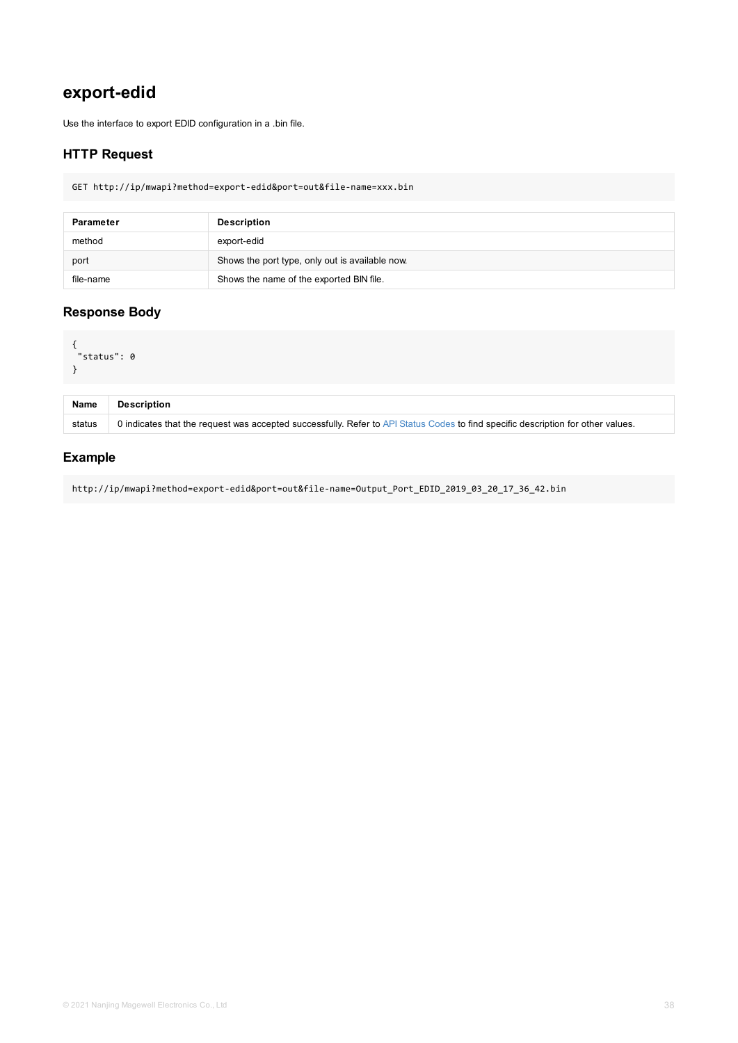# export-edid

Use the interface to export EDID configuration in a .bin file.

## HTTP Request

```
GET http://ip/mwapi?method=export-edid&port=out&file-name=xxx.bin
```

| Parameter | Description |
| --- | --- |
| method | export-edid |
| port | Shows the port type, only out is available now. |
| file-name | Shows the name of the exported BIN file. |

## Response Body

```
{
 "status": 0
}
```

| Name | Description |
| --- | --- |
| status | 0 indicates that the request was accepted successfully. Refer to API Status Codes to find specific description for other values. |

## Example

```
http://ip/mwapi?method=export-edid&port=out&file-name=Output_Port_EDID_2019_03_20_17_36_42.bin
```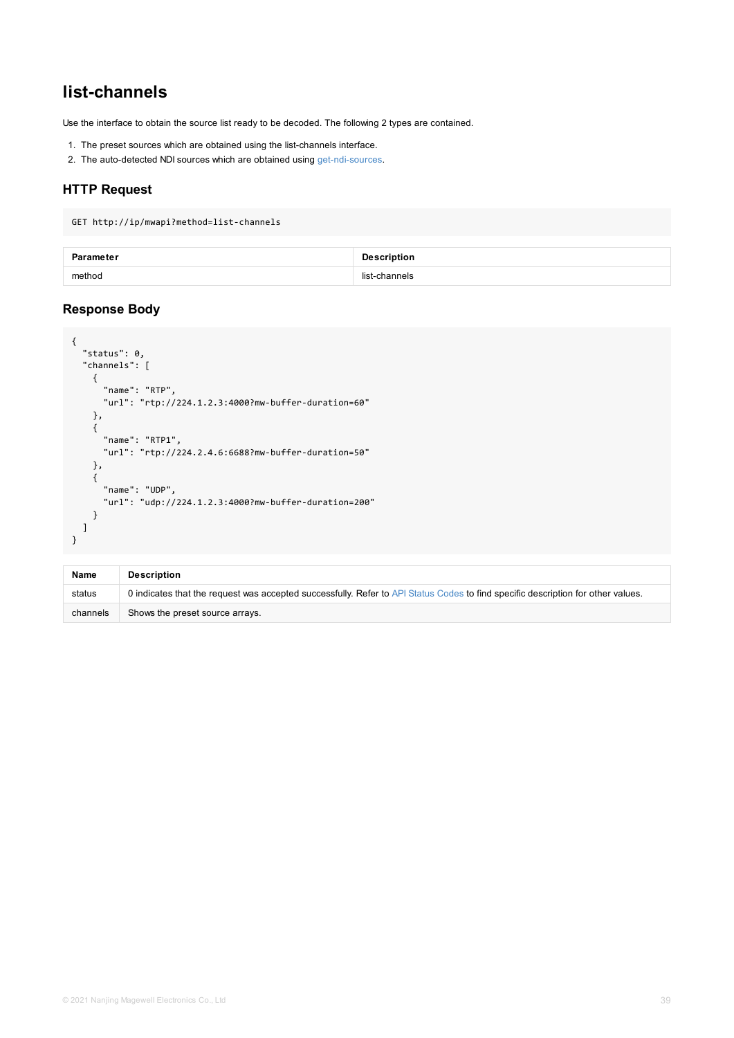# list-channels

Use the interface to obtain the source list ready to be decoded. The following 2 types are contained.

1. The preset sources which are obtained using the list-channels interface.
2. The auto-detected NDI sources which are obtained using get-ndi-sources.

## HTTP Request

```
GET http://ip/mwapi?method=list-channels
```

| Parameter | Description |
|---|---|
| method | list-channels |

## Response Body

```
{
  "status": 0,
  "channels": [
    {
      "name": "RTP",
      "url": "rtp://224.1.2.3:4000?mw-buffer-duration=60"
    },
    {
      "name": "RTP1",
      "url": "rtp://224.2.4.6:6688?mw-buffer-duration=50"
    },
    {
      "name": "UDP",
      "url": "udp://224.1.2.3:4000?mw-buffer-duration=200"
    }
  ]
}
```

| Name | Description |
|---|---|
| status | 0 indicates that the request was accepted successfully. Refer to API Status Codes to find specific description for other values. |
| channels | Shows the preset source arrays. |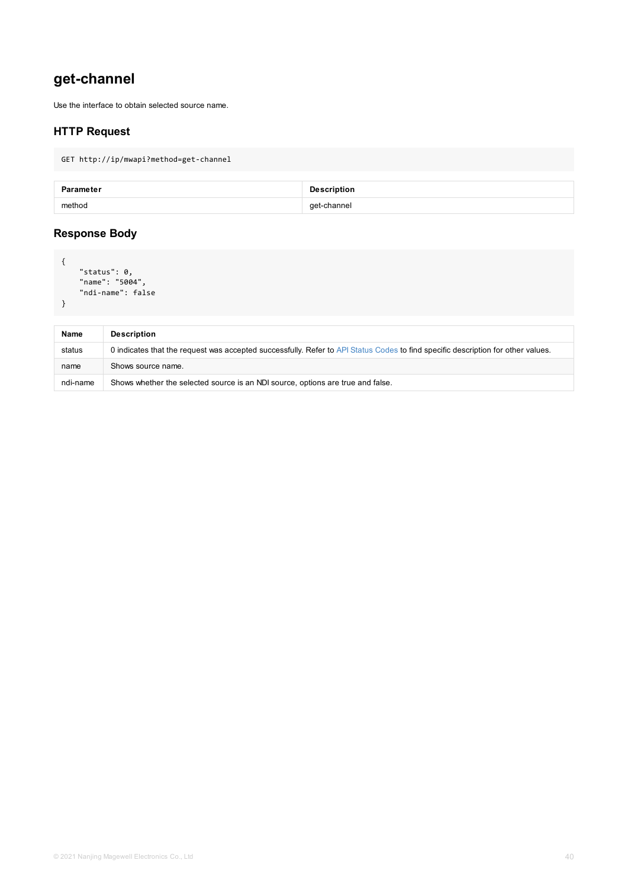# get-channel

Use the interface to obtain selected source name.

## HTTP Request

```
GET http://ip/mwapi?method=get-channel
```

| Parameter | Description |
| --- | --- |
| method | get-channel |

## Response Body

```
{
    "status": 0,
    "name": "5004",
    "ndi-name": false
}
```

| Name | Description |
| --- | --- |
| status | 0 indicates that the request was accepted successfully. Refer to API Status Codes to find specific description for other values. |
| name | Shows source name. |
| ndi-name | Shows whether the selected source is an NDI source, options are true and false. |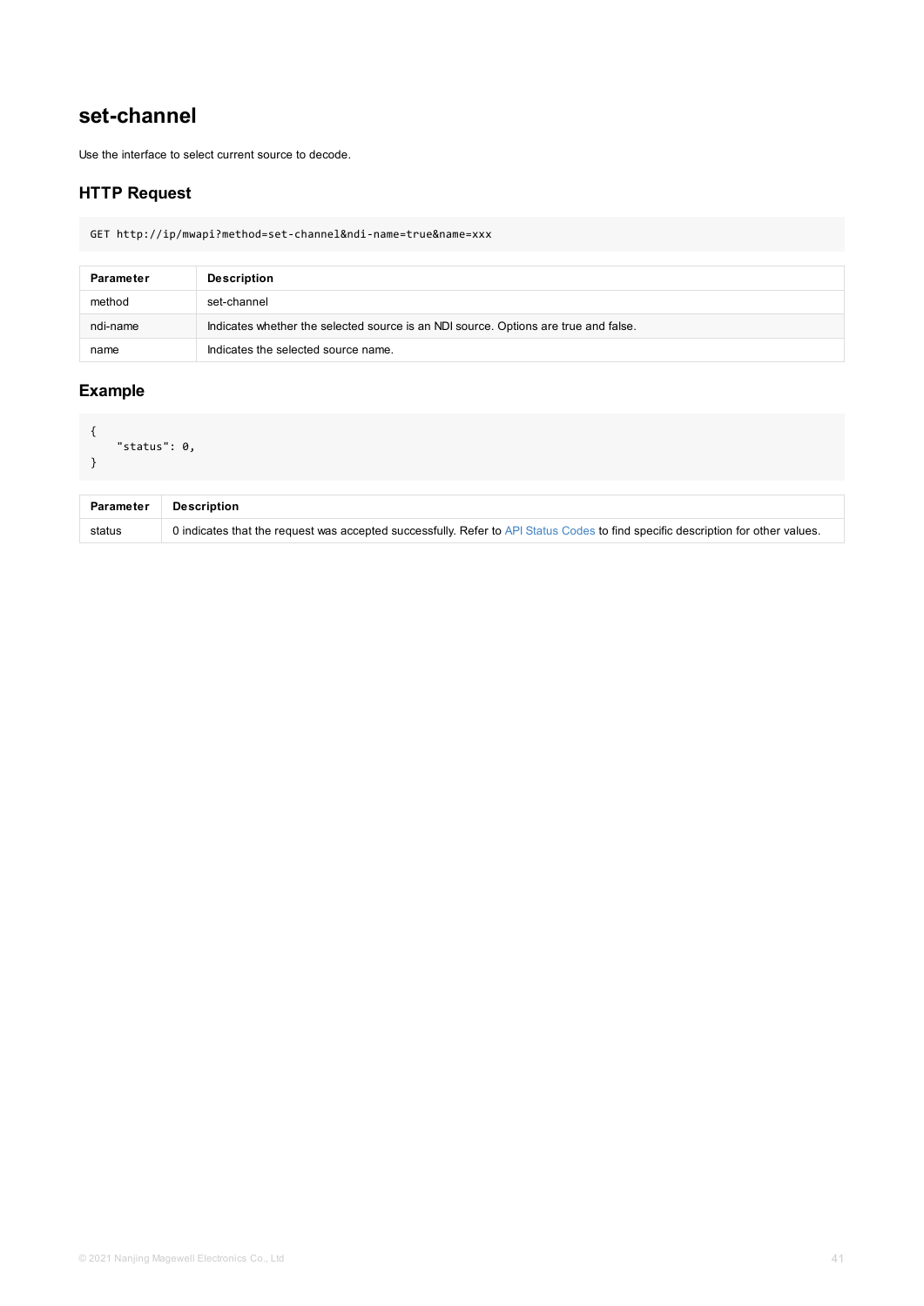# set-channel

Use the interface to select current source to decode.

## HTTP Request

```
GET http://ip/mwapi?method=set-channel&ndi-name=true&name=xxx
```

| Parameter | Description |
| --- | --- |
| method | set-channel |
| ndi-name | Indicates whether the selected source is an NDI source. Options are true and false. |
| name | Indicates the selected source name. |

## Example

```
{
    "status": 0,
}
```

| Parameter | Description |
| --- | --- |
| status | 0 indicates that the request was accepted successfully. Refer to API Status Codes to find specific description for other values. |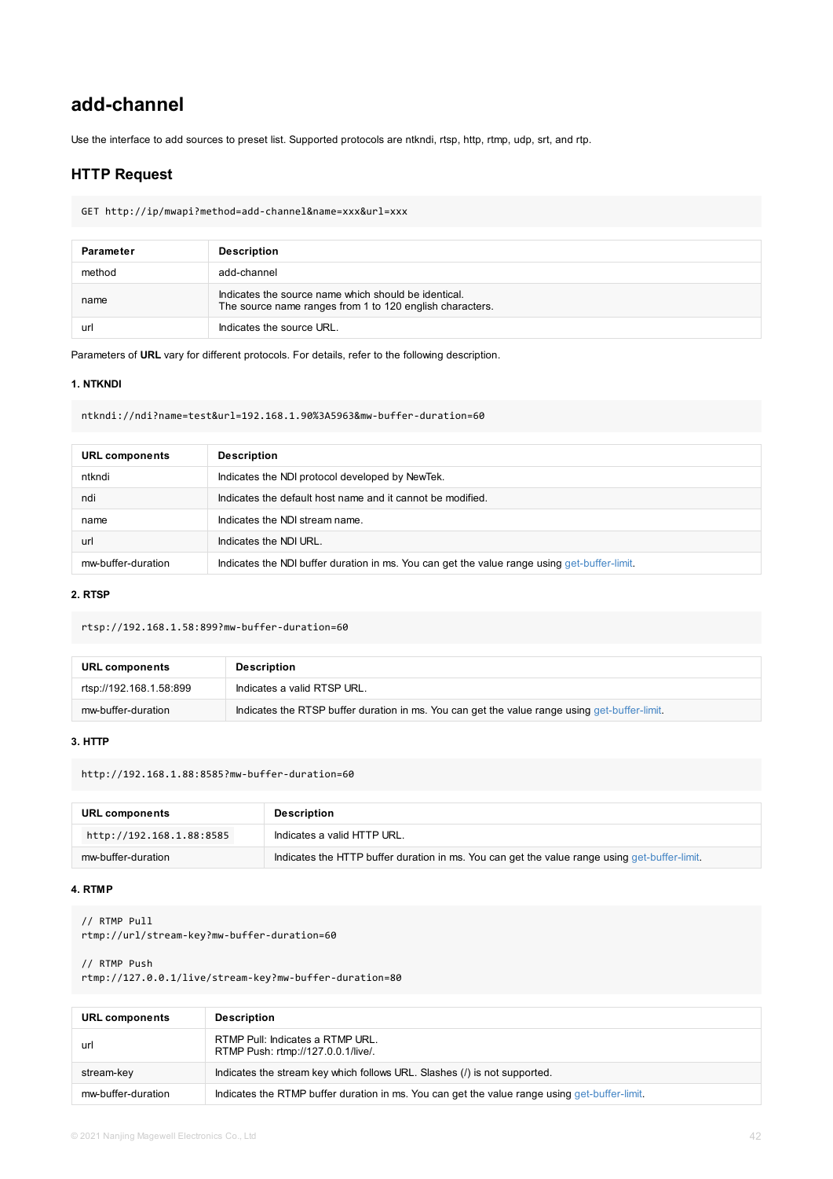## add-channel

Use the interface to add sources to preset list. Supported protocols are ntkndi, rtsp, http, rtmp, udp, srt, and rtp.

### HTTP Request

```
GET http://ip/mwapi?method=add-channel&name=xxx&url=xxx
```

| Parameter | Description |
| --- | --- |
| method | add-channel |
| name | Indicates the source name which should be identical.<br>The source name ranges from 1 to 120 english characters. |
| url | Indicates the source URL. |

Parameters of **URL** vary for different protocols. For details, refer to the following description.

**1. NTKNDI**

```
ntkndi://ndi?name=test&url=192.168.1.90%3A5963&mw-buffer-duration=60
```

| URL components | Description |
| --- | --- |
| ntkndi | Indicates the NDI protocol developed by NewTek. |
| ndi | Indicates the default host name and it cannot be modified. |
| name | Indicates the NDI stream name. |
| url | Indicates the NDI URL. |
| mw-buffer-duration | Indicates the NDI buffer duration in ms. You can get the value range using get-buffer-limit. |

**2. RTSP**

```
rtsp://192.168.1.58:899?mw-buffer-duration=60
```

| URL components | Description |
| --- | --- |
| rtsp://192.168.1.58:899 | Indicates a valid RTSP URL. |
| mw-buffer-duration | Indicates the RTSP buffer duration in ms. You can get the value range using get-buffer-limit. |

**3. HTTP**

```
http://192.168.1.88:8585?mw-buffer-duration=60
```

| URL components | Description |
| --- | --- |
| `http://192.168.1.88:8585` | Indicates a valid HTTP URL. |
| mw-buffer-duration | Indicates the HTTP buffer duration in ms. You can get the value range using get-buffer-limit. |

**4. RTMP**

```
// RTMP Pull
rtmp://url/stream-key?mw-buffer-duration=60

// RTMP Push
rtmp://127.0.0.1/live/stream-key?mw-buffer-duration=80
```

| URL components | Description |
| --- | --- |
| url | RTMP Pull: Indicates a RTMP URL.<br>RTMP Push: rtmp://127.0.0.1/live/. |
| stream-key | Indicates the stream key which follows URL. Slashes (/) is not supported. |
| mw-buffer-duration | Indicates the RTMP buffer duration in ms. You can get the value range using get-buffer-limit. |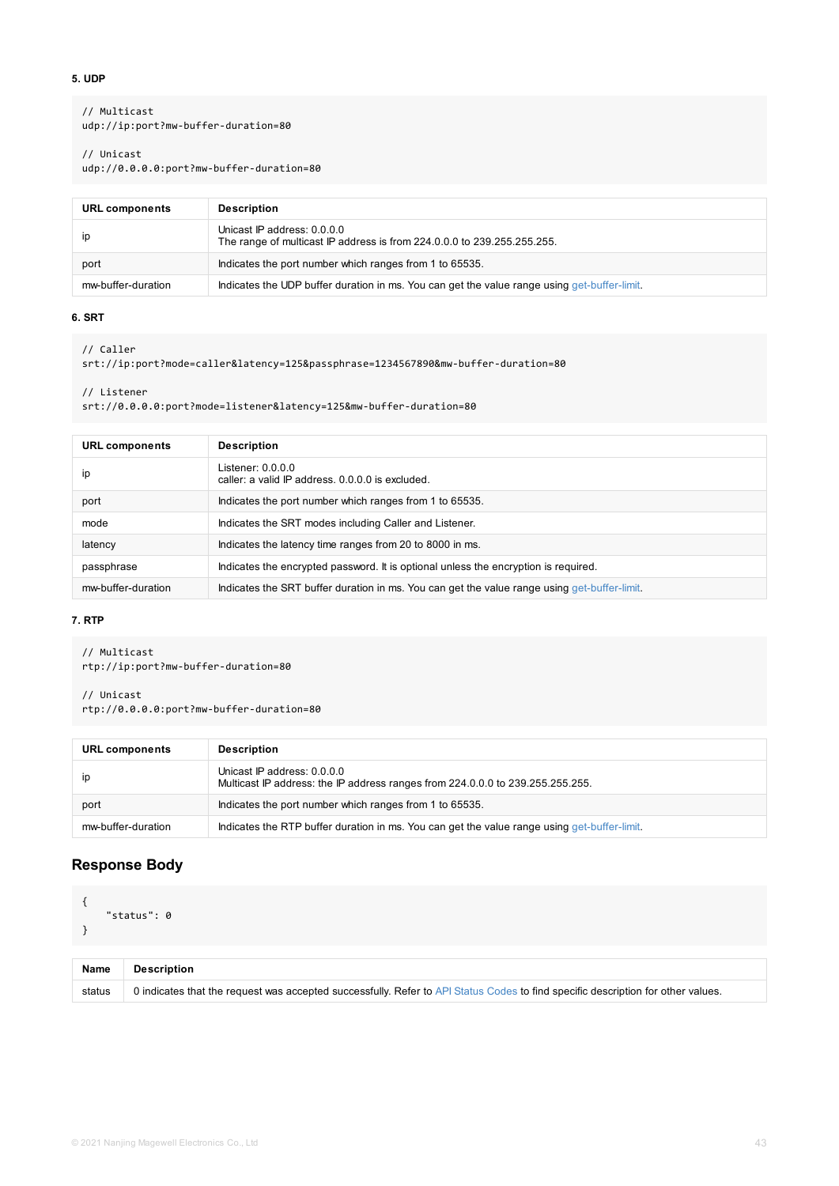**5. UDP**

```
// Multicast
udp://ip:port?mw-buffer-duration=80

// Unicast
udp://0.0.0.0:port?mw-buffer-duration=80
```

| URL components | Description |
| --- | --- |
| ip | Unicast IP address: 0.0.0.0<br>The range of multicast IP address is from 224.0.0.0 to 239.255.255.255. |
| port | Indicates the port number which ranges from 1 to 65535. |
| mw-buffer-duration | Indicates the UDP buffer duration in ms. You can get the value range using get-buffer-limit. |

**6. SRT**

```
// Caller
srt://ip:port?mode=caller&latency=125&passphrase=1234567890&mw-buffer-duration=80

// Listener
srt://0.0.0.0:port?mode=listener&latency=125&mw-buffer-duration=80
```

| URL components | Description |
| --- | --- |
| ip | Listener: 0.0.0.0<br>caller: a valid IP address. 0.0.0.0 is excluded. |
| port | Indicates the port number which ranges from 1 to 65535. |
| mode | Indicates the SRT modes including Caller and Listener. |
| latency | Indicates the latency time ranges from 20 to 8000 in ms. |
| passphrase | Indicates the encrypted password. It is optional unless the encryption is required. |
| mw-buffer-duration | Indicates the SRT buffer duration in ms. You can get the value range using get-buffer-limit. |

**7. RTP**

```
// Multicast
rtp://ip:port?mw-buffer-duration=80

// Unicast
rtp://0.0.0.0:port?mw-buffer-duration=80
```

| URL components | Description |
| --- | --- |
| ip | Unicast IP address: 0.0.0.0<br>Multicast IP address: the IP address ranges from 224.0.0.0 to 239.255.255.255. |
| port | Indicates the port number which ranges from 1 to 65535. |
| mw-buffer-duration | Indicates the RTP buffer duration in ms. You can get the value range using get-buffer-limit. |

## Response Body

```
{
    "status": 0
}
```

| Name | Description |
| --- | --- |
| status | 0 indicates that the request was accepted successfully. Refer to API Status Codes to find specific description for other values. |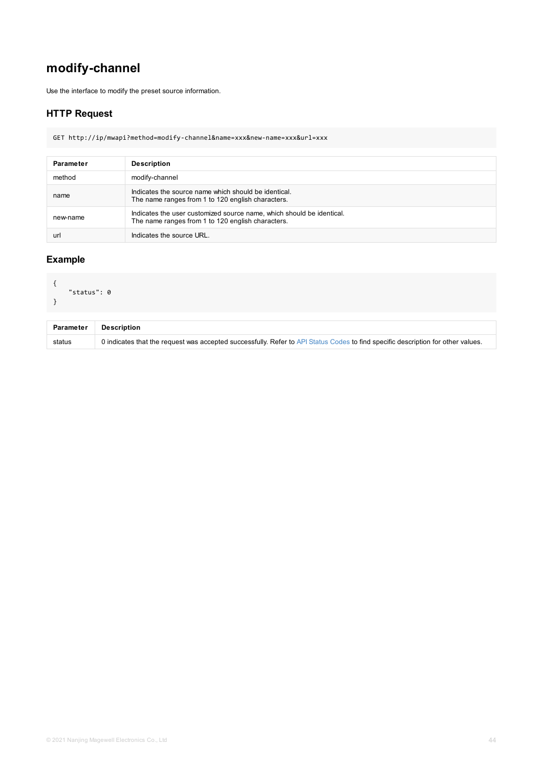## modify-channel

Use the interface to modify the preset source information.

### HTTP Request

```
GET http://ip/mwapi?method=modify-channel&name=xxx&new-name=xxx&url=xxx
```

| Parameter | Description |
| --- | --- |
| method | modify-channel |
| name | Indicates the source name which should be identical.<br>The name ranges from 1 to 120 english characters. |
| new-name | Indicates the user customized source name, which should be identical.<br>The name ranges from 1 to 120 english characters. |
| url | Indicates the source URL. |

### Example

```
{
    "status": 0
}
```

| Parameter | Description |
| --- | --- |
| status | 0 indicates that the request was accepted successfully. Refer to API Status Codes to find specific description for other values. |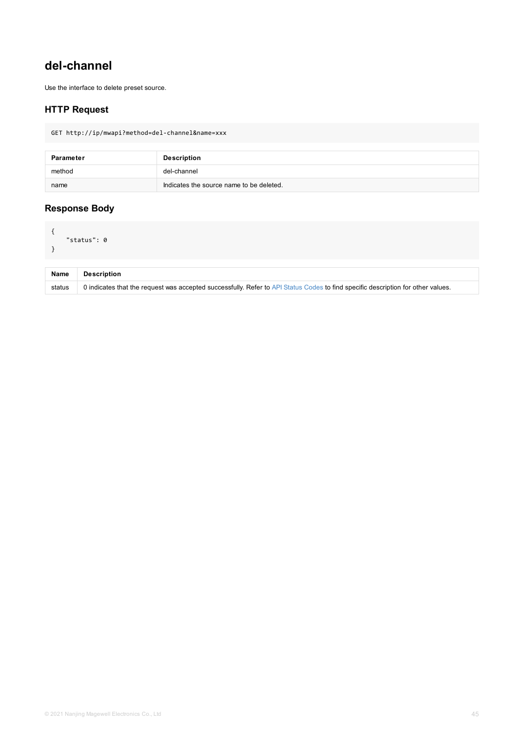## del-channel

Use the interface to delete preset source.

### HTTP Request

```
GET http://ip/mwapi?method=del-channel&name=xxx
```

| Parameter | Description |
| --- | --- |
| method | del-channel |
| name | Indicates the source name to be deleted. |

### Response Body

```
{
    "status": 0
}
```

| Name | Description |
| --- | --- |
| status | 0 indicates that the request was accepted successfully. Refer to API Status Codes to find specific description for other values. |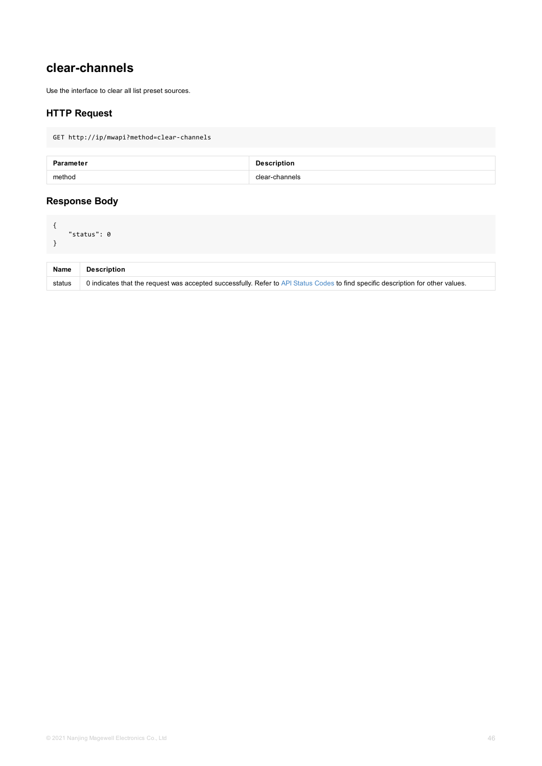## clear-channels

Use the interface to clear all list preset sources.

### HTTP Request

```
GET http://ip/mwapi?method=clear-channels
```

| Parameter | Description |
| --- | --- |
| method | clear-channels |

### Response Body

```
{
    "status": 0
}
```

| Name | Description |
| --- | --- |
| status | 0 indicates that the request was accepted successfully. Refer to API Status Codes to find specific description for other values. |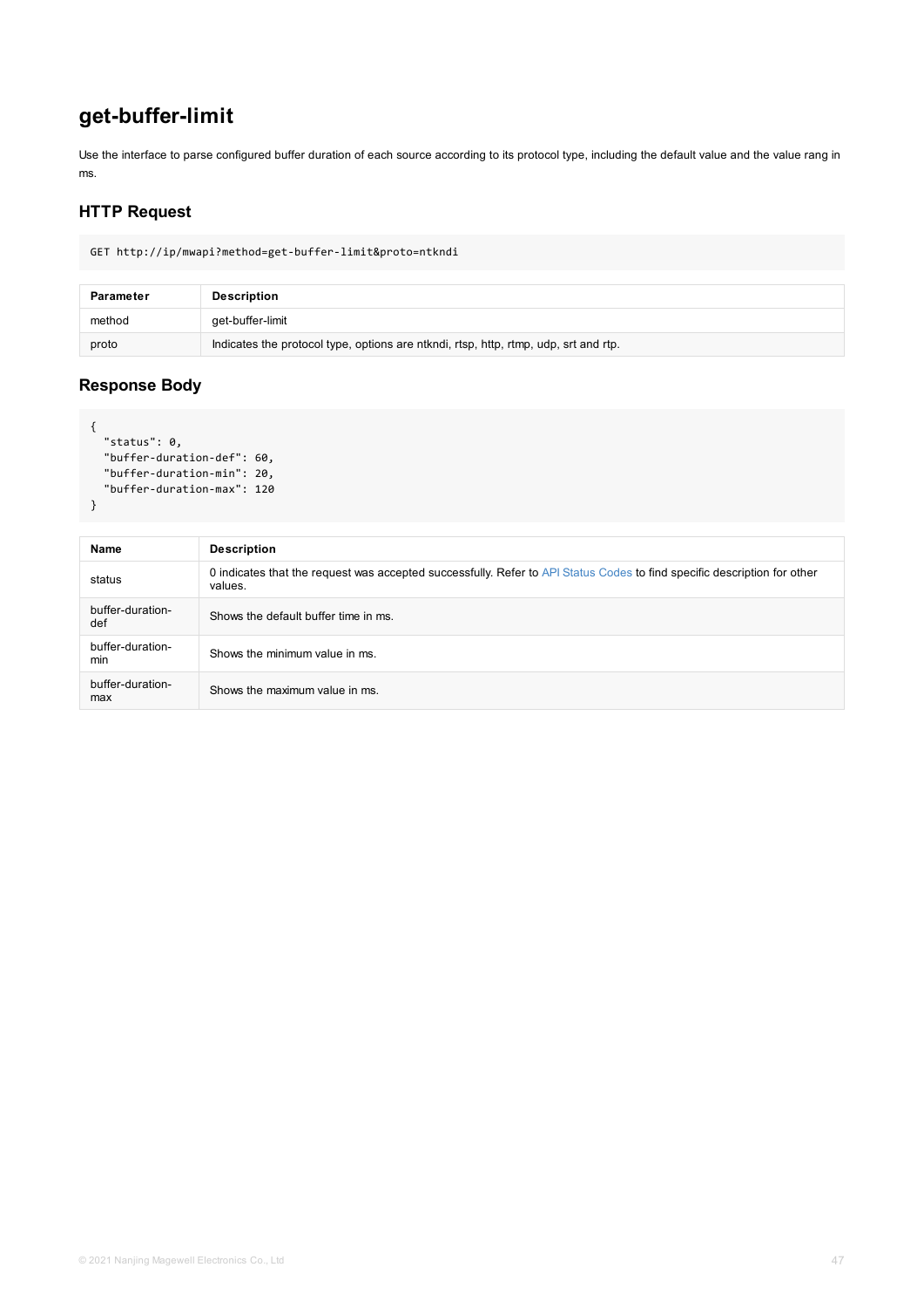## get-buffer-limit

Use the interface to parse configured buffer duration of each source according to its protocol type, including the default value and the value rang in ms.

### HTTP Request

```
GET http://ip/mwapi?method=get-buffer-limit&proto=ntkndi
```

| Parameter | Description |
| --- | --- |
| method | get-buffer-limit |
| proto | Indicates the protocol type, options are ntkndi, rtsp, http, rtmp, udp, srt and rtp. |

### Response Body

```
{
  "status": 0,
  "buffer-duration-def": 60,
  "buffer-duration-min": 20,
  "buffer-duration-max": 120
}
```

| Name | Description |
| --- | --- |
| status | 0 indicates that the request was accepted successfully. Refer to API Status Codes to find specific description for other values. |
| buffer-duration-def | Shows the default buffer time in ms. |
| buffer-duration-min | Shows the minimum value in ms. |
| buffer-duration-max | Shows the maximum value in ms. |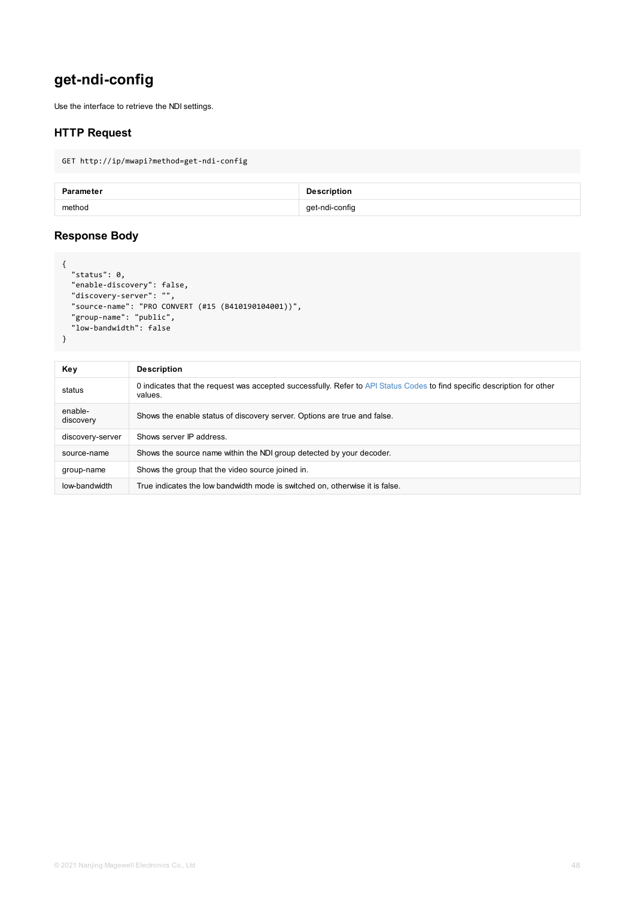# get-ndi-config

Use the interface to retrieve the NDI settings.

## HTTP Request

```
GET http://ip/mwapi?method=get-ndi-config
```

| Parameter | Description |
| --- | --- |
| method | get-ndi-config |

## Response Body

```
{
  "status": 0,
  "enable-discovery": false,
  "discovery-server": "",
  "source-name": "PRO CONVERT (#15 (B410190104001))",
  "group-name": "public",
  "low-bandwidth": false
}
```

| Key | Description |
| --- | --- |
| status | 0 indicates that the request was accepted successfully. Refer to API Status Codes to find specific description for other values. |
| enable-discovery | Shows the enable status of discovery server. Options are true and false. |
| discovery-server | Shows server IP address. |
| source-name | Shows the source name within the NDI group detected by your decoder. |
| group-name | Shows the group that the video source joined in. |
| low-bandwidth | True indicates the low bandwidth mode is switched on, otherwise it is false. |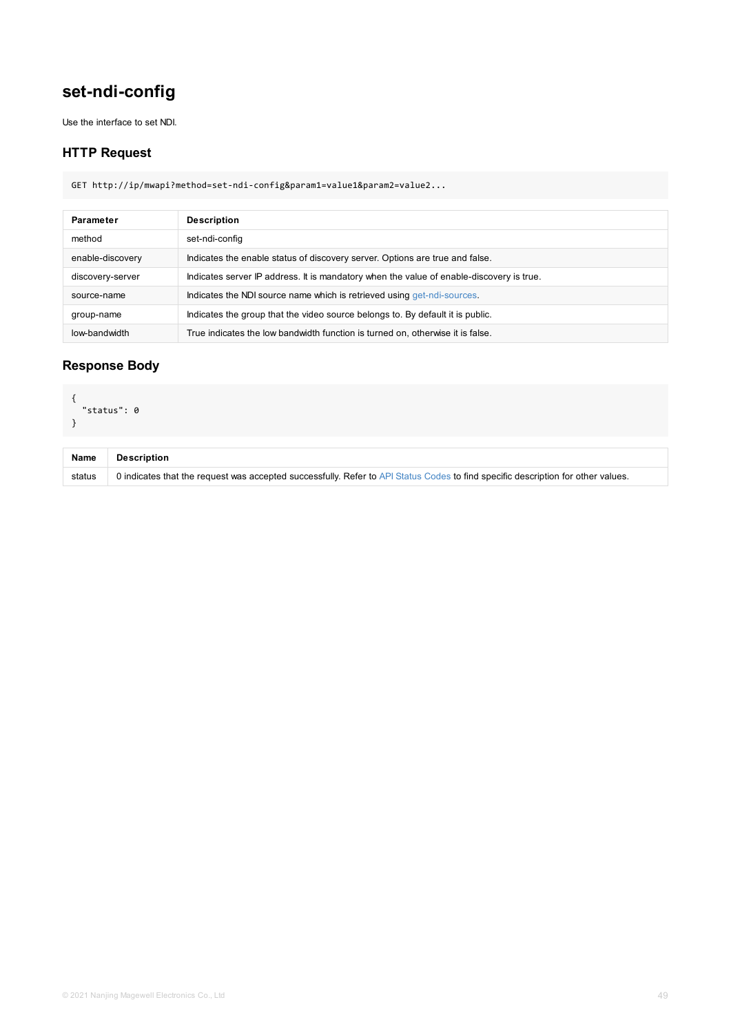# set-ndi-config

Use the interface to set NDI.

## HTTP Request

```
GET http://ip/mwapi?method=set-ndi-config&param1=value1&param2=value2...
```

| Parameter | Description |
| --- | --- |
| method | set-ndi-config |
| enable-discovery | Indicates the enable status of discovery server. Options are true and false. |
| discovery-server | Indicates server IP address. It is mandatory when the value of enable-discovery is true. |
| source-name | Indicates the NDI source name which is retrieved using get-ndi-sources. |
| group-name | Indicates the group that the video source belongs to. By default it is public. |
| low-bandwidth | True indicates the low bandwidth function is turned on, otherwise it is false. |

## Response Body

```
{
  "status": 0
}
```

| Name | Description |
| --- | --- |
| status | 0 indicates that the request was accepted successfully. Refer to API Status Codes to find specific description for other values. |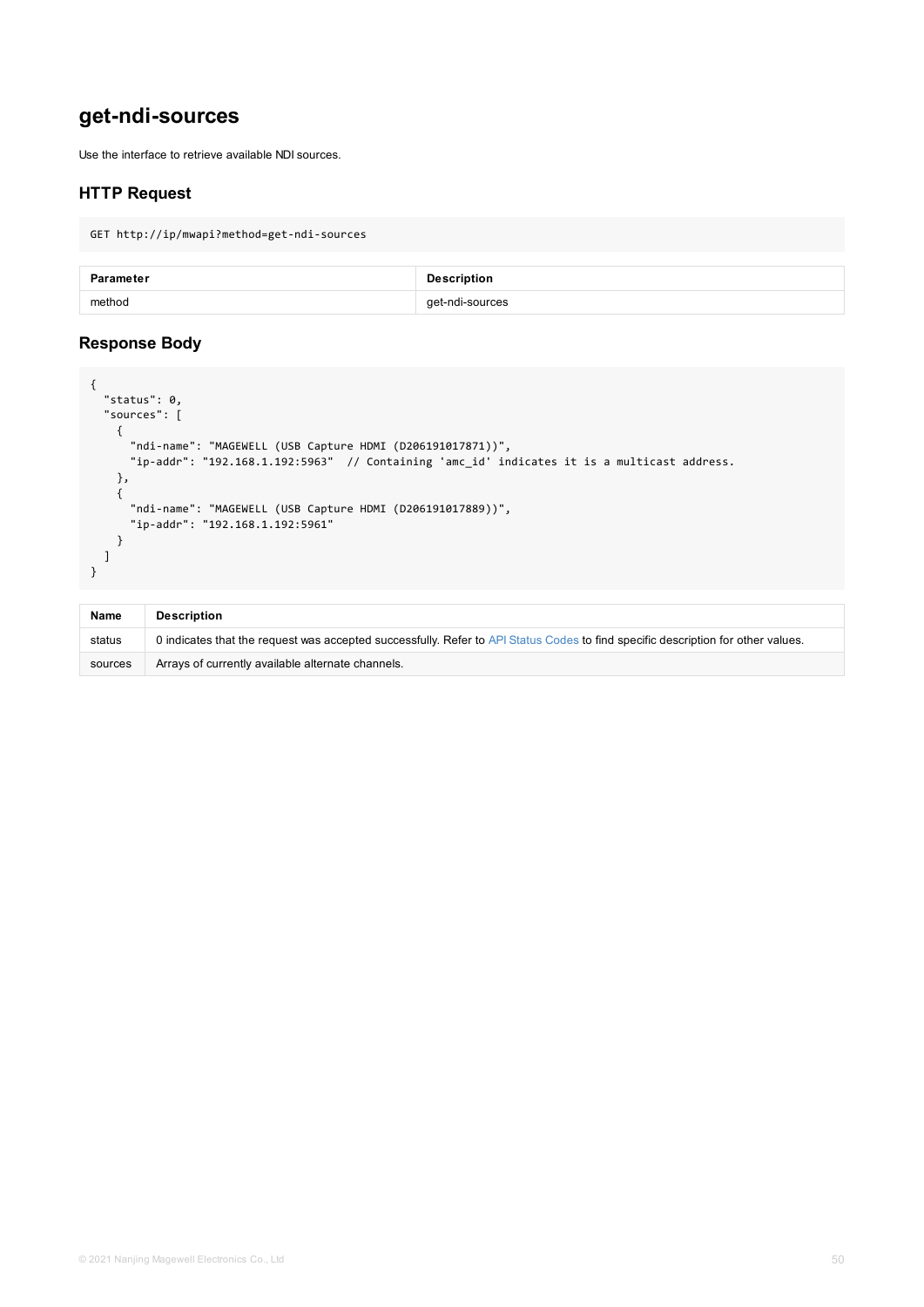# get-ndi-sources

Use the interface to retrieve available NDI sources.

## HTTP Request

```
GET http://ip/mwapi?method=get-ndi-sources
```

| Parameter | Description |
| --- | --- |
| method | get-ndi-sources |

## Response Body

```
{
  "status": 0,
  "sources": [
    {
      "ndi-name": "MAGEWELL (USB Capture HDMI (D206191017871))",
      "ip-addr": "192.168.1.192:5963"  // Containing 'amc_id' indicates it is a multicast address.
    },
    {
      "ndi-name": "MAGEWELL (USB Capture HDMI (D206191017889))",
      "ip-addr": "192.168.1.192:5961"
    }
  ]
}
```

| Name | Description |
| --- | --- |
| status | 0 indicates that the request was accepted successfully. Refer to API Status Codes to find specific description for other values. |
| sources | Arrays of currently available alternate channels. |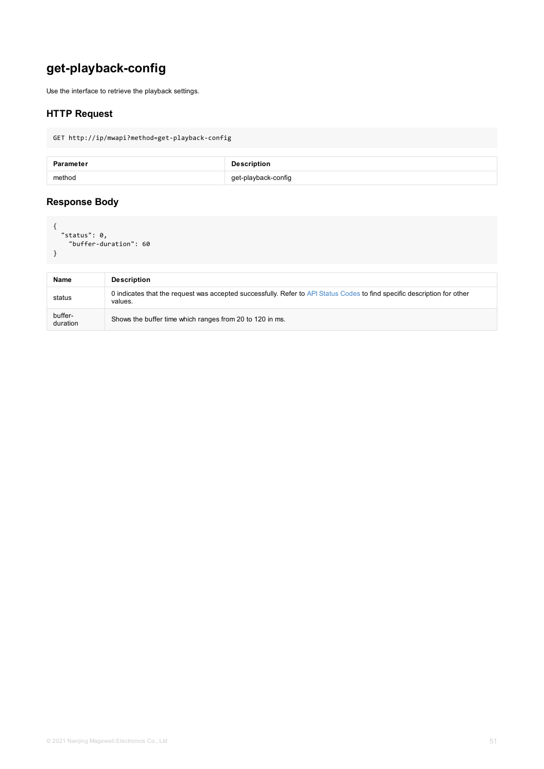# get-playback-config

Use the interface to retrieve the playback settings.

## HTTP Request

```
GET http://ip/mwapi?method=get-playback-config
```

| Parameter | Description |
| --- | --- |
| method | get-playback-config |

## Response Body

```
{
  "status": 0,
    "buffer-duration": 60
}
```

| Name | Description |
| --- | --- |
| status | 0 indicates that the request was accepted successfully. Refer to API Status Codes to find specific description for other values. |
| buffer-duration | Shows the buffer time which ranges from 20 to 120 in ms. |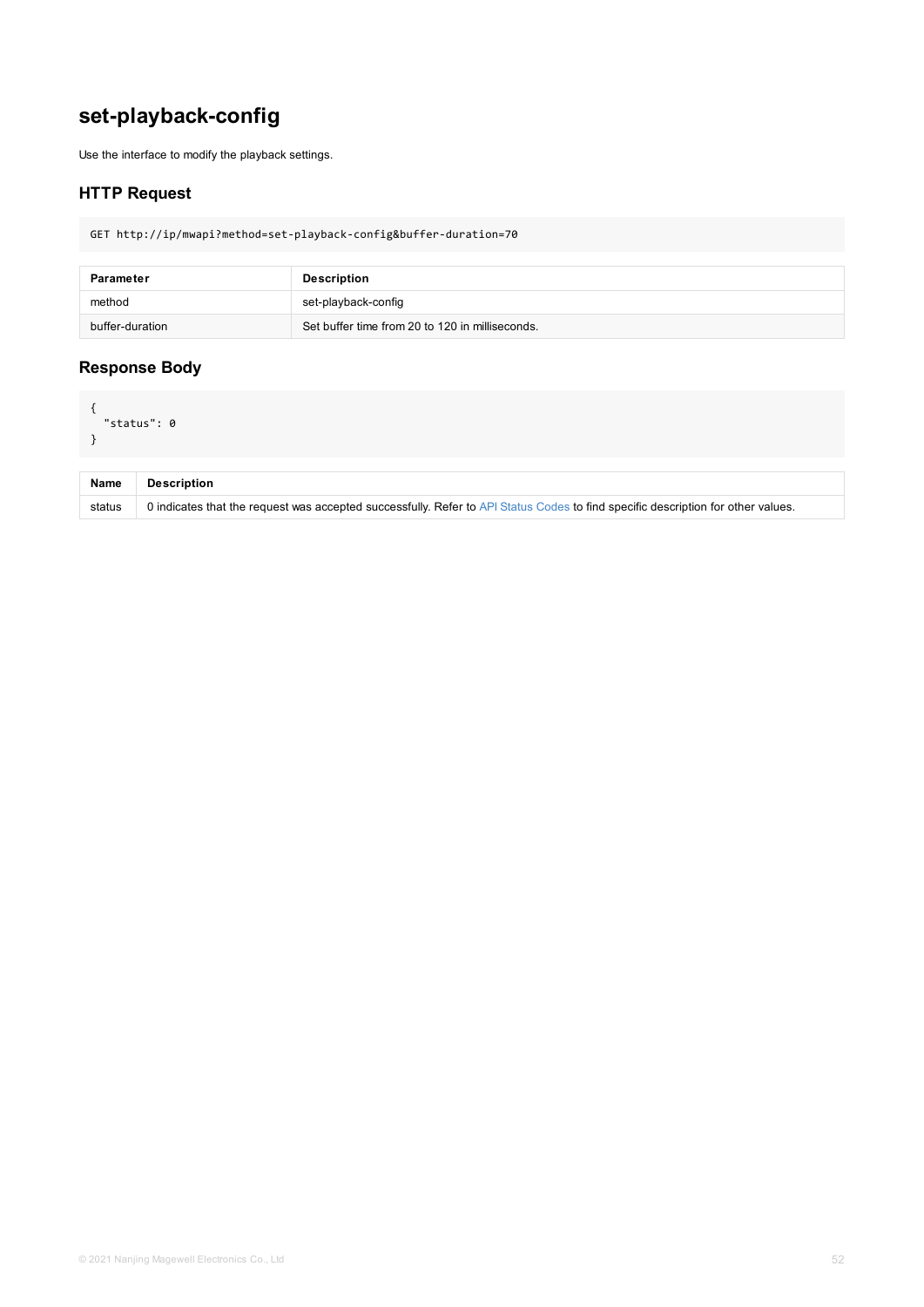# set-playback-config

Use the interface to modify the playback settings.

## HTTP Request

```
GET http://ip/mwapi?method=set-playback-config&buffer-duration=70
```

| Parameter | Description |
| --- | --- |
| method | set-playback-config |
| buffer-duration | Set buffer time from 20 to 120 in milliseconds. |

## Response Body

```
{
  "status": 0
}
```

| Name | Description |
| --- | --- |
| status | 0 indicates that the request was accepted successfully. Refer to API Status Codes to find specific description for other values. |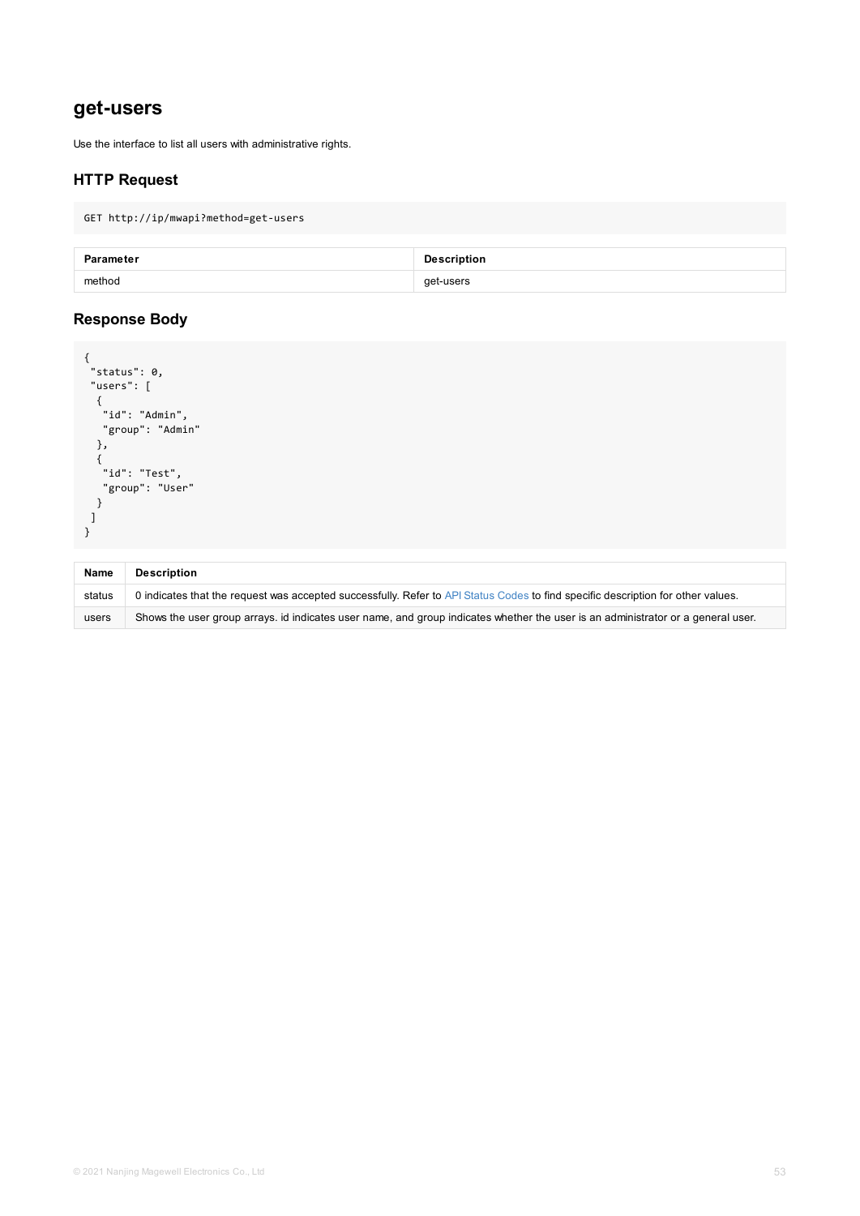## get-users

Use the interface to list all users with administrative rights.

### HTTP Request

```
GET http://ip/mwapi?method=get-users
```

| Parameter | Description |
| --- | --- |
| method | get-users |

### Response Body

```
{
 "status": 0,
 "users": [
  {
   "id": "Admin",
   "group": "Admin"
  },
  {
   "id": "Test",
   "group": "User"
  }
 ]
}
```

| Name | Description |
| --- | --- |
| status | 0 indicates that the request was accepted successfully. Refer to API Status Codes to find specific description for other values. |
| users | Shows the user group arrays. id indicates user name, and group indicates whether the user is an administrator or a general user. |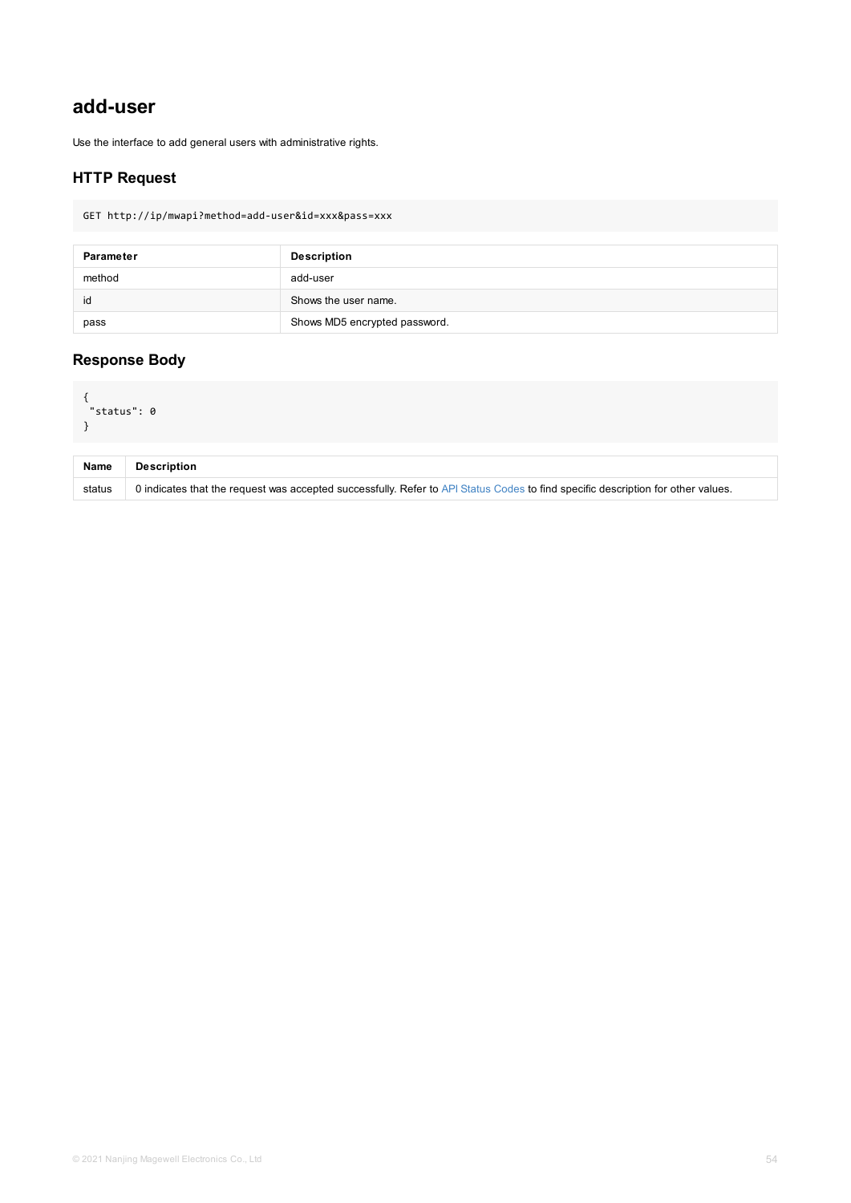## add-user

Use the interface to add general users with administrative rights.

### HTTP Request

```
GET http://ip/mwapi?method=add-user&id=xxx&pass=xxx
```

| Parameter | Description |
| --- | --- |
| method | add-user |
| id | Shows the user name. |
| pass | Shows MD5 encrypted password. |

### Response Body

```
{
 "status": 0
}
```

| Name | Description |
| --- | --- |
| status | 0 indicates that the request was accepted successfully. Refer to API Status Codes to find specific description for other values. |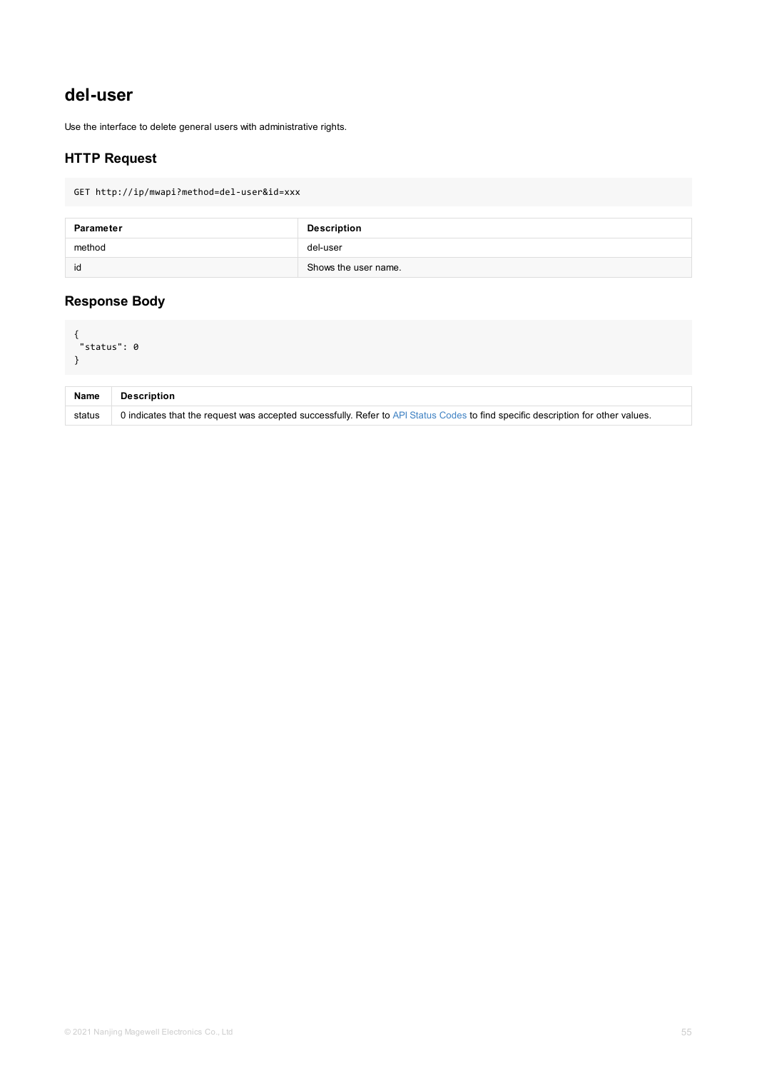## del-user

Use the interface to delete general users with administrative rights.

### HTTP Request

```
GET http://ip/mwapi?method=del-user&id=xxx
```

| Parameter | Description |
| --- | --- |
| method | del-user |
| id | Shows the user name. |

### Response Body

```
{
 "status": 0
}
```

| Name | Description |
| --- | --- |
| status | 0 indicates that the request was accepted successfully. Refer to API Status Codes to find specific description for other values. |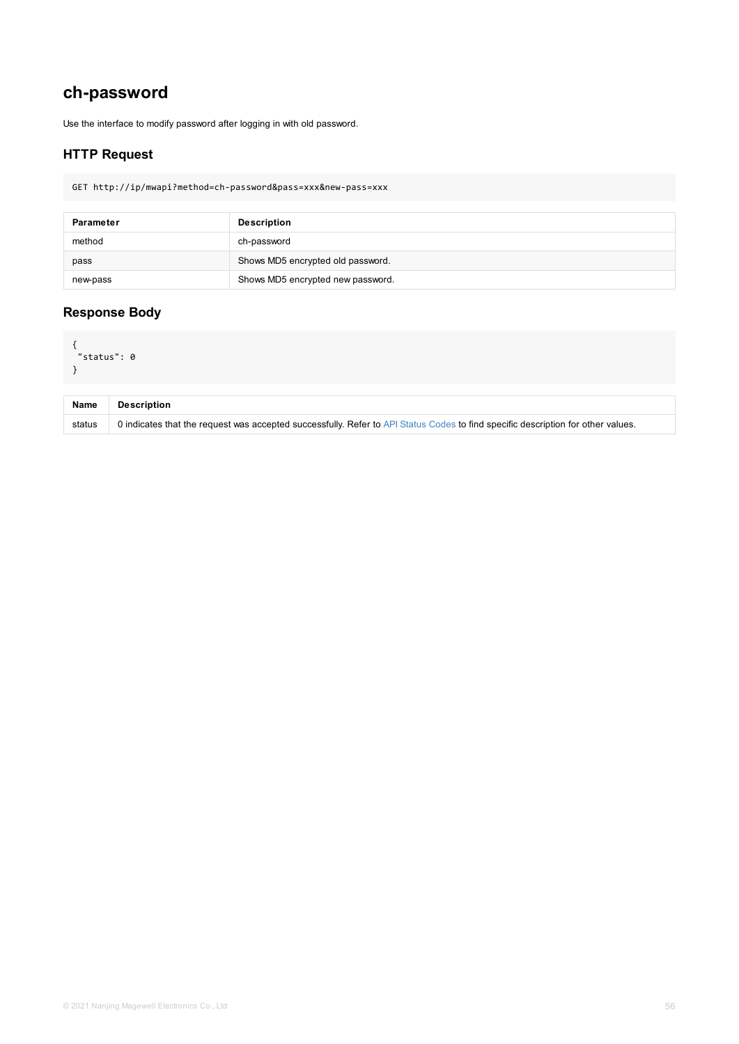## ch-password

Use the interface to modify password after logging in with old password.

### HTTP Request

```
GET http://ip/mwapi?method=ch-password&pass=xxx&new-pass=xxx
```

| Parameter | Description |
| --- | --- |
| method | ch-password |
| pass | Shows MD5 encrypted old password. |
| new-pass | Shows MD5 encrypted new password. |

### Response Body

```
{
 "status": 0
}
```

| Name | Description |
| --- | --- |
| status | 0 indicates that the request was accepted successfully. Refer to API Status Codes to find specific description for other values. |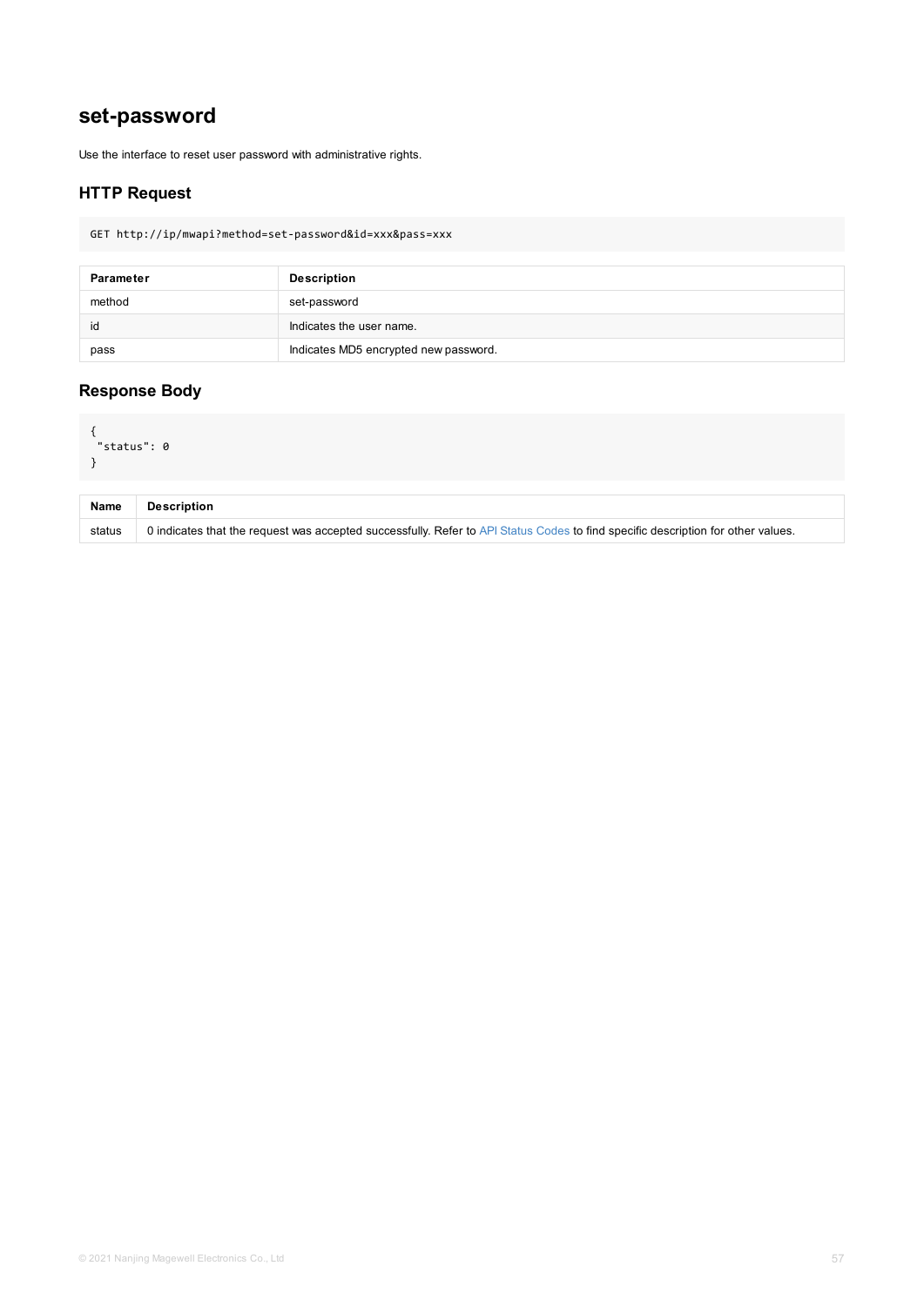# set-password

Use the interface to reset user password with administrative rights.

## HTTP Request

```
GET http://ip/mwapi?method=set-password&id=xxx&pass=xxx
```

| Parameter | Description |
| --- | --- |
| method | set-password |
| id | Indicates the user name. |
| pass | Indicates MD5 encrypted new password. |

## Response Body

```
{
 "status": 0
}
```

| Name | Description |
| --- | --- |
| status | 0 indicates that the request was accepted successfully. Refer to API Status Codes to find specific description for other values. |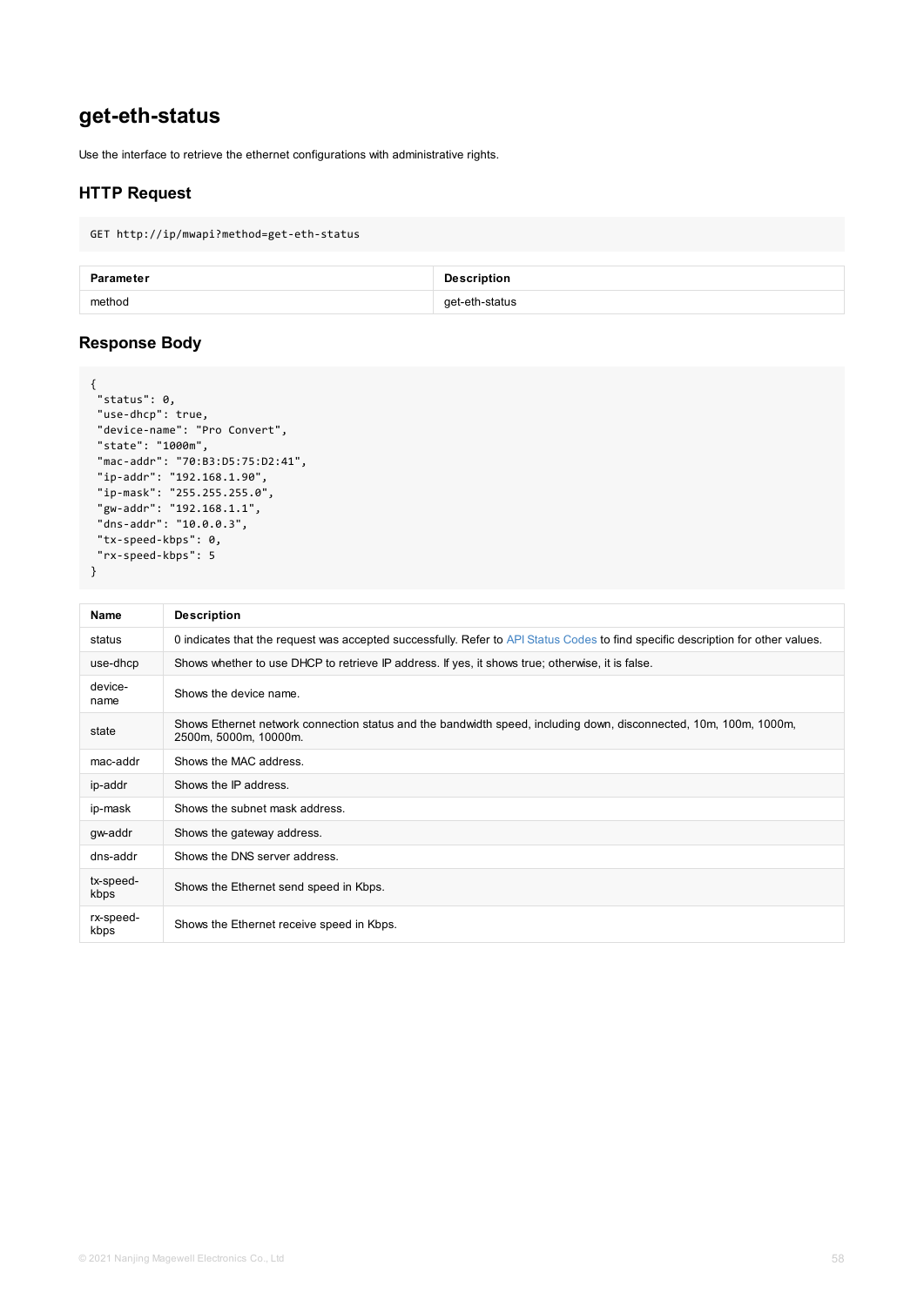## get-eth-status

Use the interface to retrieve the ethernet configurations with administrative rights.

### HTTP Request

```
GET http://ip/mwapi?method=get-eth-status
```

| Parameter | Description |
| --- | --- |
| method | get-eth-status |

### Response Body

```
{
 "status": 0,
 "use-dhcp": true,
 "device-name": "Pro Convert",
 "state": "1000m",
 "mac-addr": "70:B3:D5:75:D2:41",
 "ip-addr": "192.168.1.90",
 "ip-mask": "255.255.255.0",
 "gw-addr": "192.168.1.1",
 "dns-addr": "10.0.0.3",
 "tx-speed-kbps": 0,
 "rx-speed-kbps": 5
}
```

| Name | Description |
| --- | --- |
| status | 0 indicates that the request was accepted successfully. Refer to API Status Codes to find specific description for other values. |
| use-dhcp | Shows whether to use DHCP to retrieve IP address. If yes, it shows true; otherwise, it is false. |
| device-name | Shows the device name. |
| state | Shows Ethernet network connection status and the bandwidth speed, including down, disconnected, 10m, 100m, 1000m, 2500m, 5000m, 10000m. |
| mac-addr | Shows the MAC address. |
| ip-addr | Shows the IP address. |
| ip-mask | Shows the subnet mask address. |
| gw-addr | Shows the gateway address. |
| dns-addr | Shows the DNS server address. |
| tx-speed-kbps | Shows the Ethernet send speed in Kbps. |
| rx-speed-kbps | Shows the Ethernet receive speed in Kbps. |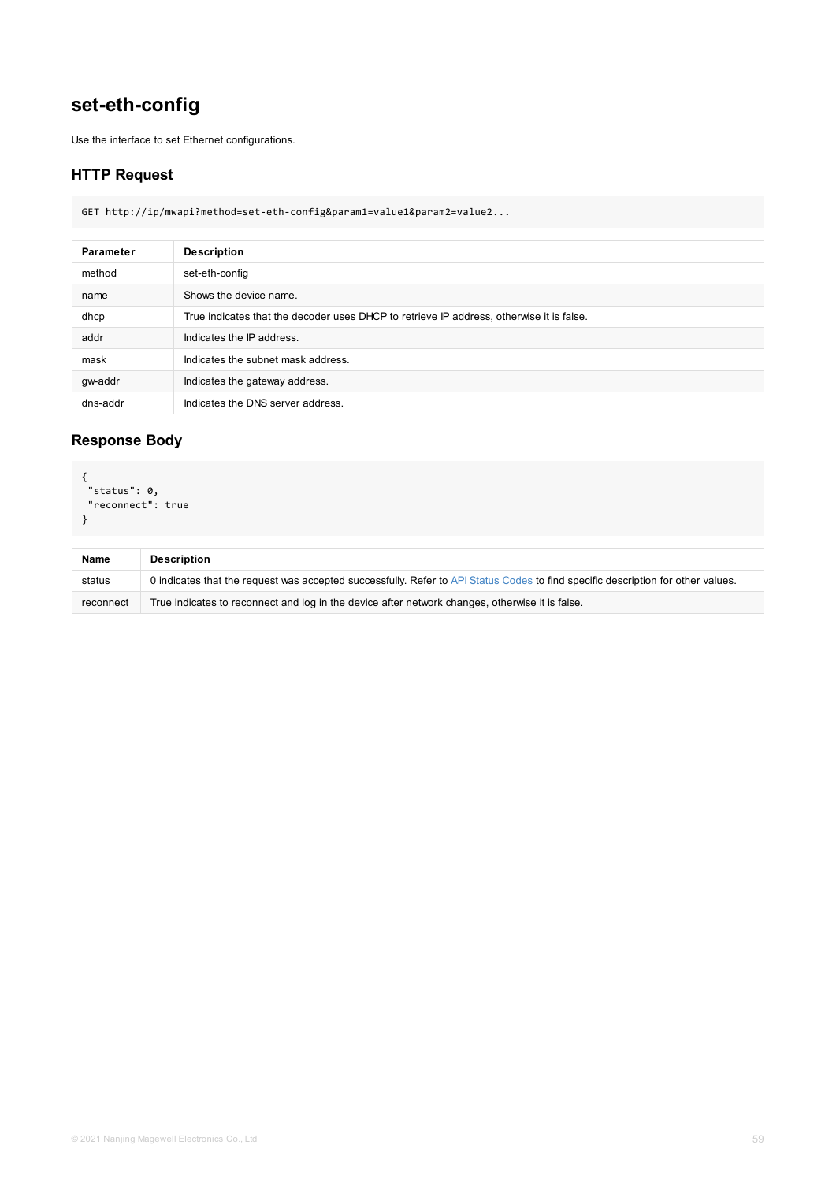## set-eth-config

Use the interface to set Ethernet configurations.

### HTTP Request

```
GET http://ip/mwapi?method=set-eth-config&param1=value1&param2=value2...
```

| Parameter | Description |
| --- | --- |
| method | set-eth-config |
| name | Shows the device name. |
| dhcp | True indicates that the decoder uses DHCP to retrieve IP address, otherwise it is false. |
| addr | Indicates the IP address. |
| mask | Indicates the subnet mask address. |
| gw-addr | Indicates the gateway address. |
| dns-addr | Indicates the DNS server address. |

### Response Body

```
{
 "status": 0,
 "reconnect": true
}
```

| Name | Description |
| --- | --- |
| status | 0 indicates that the request was accepted successfully. Refer to API Status Codes to find specific description for other values. |
| reconnect | True indicates to reconnect and log in the device after network changes, otherwise it is false. |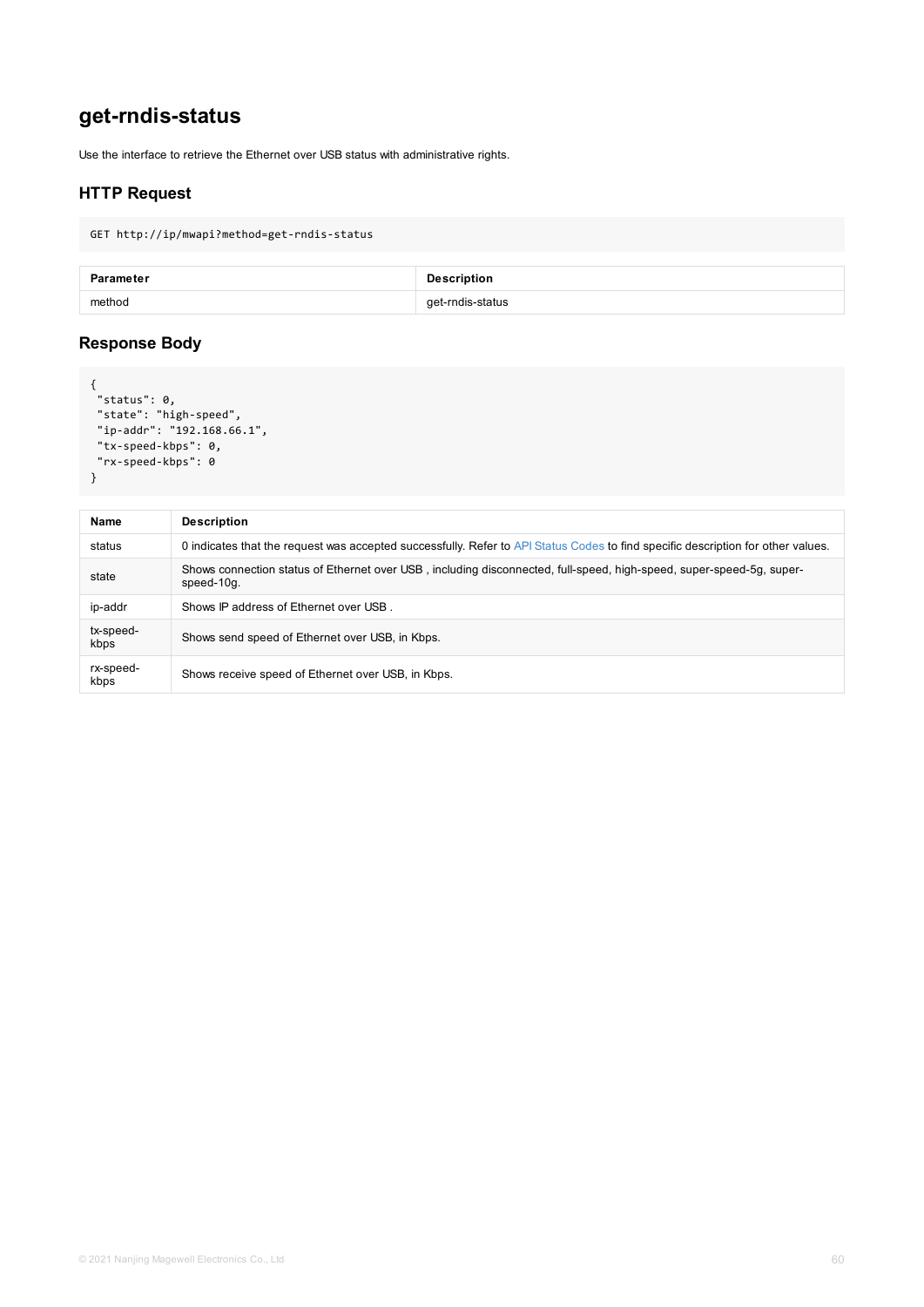## get-rndis-status

Use the interface to retrieve the Ethernet over USB status with administrative rights.

### HTTP Request

```
GET http://ip/mwapi?method=get-rndis-status
```

| Parameter | Description |
| --- | --- |
| method | get-rndis-status |

### Response Body

```
{
 "status": 0,
 "state": "high-speed",
 "ip-addr": "192.168.66.1",
 "tx-speed-kbps": 0,
 "rx-speed-kbps": 0
}
```

| Name | Description |
| --- | --- |
| status | 0 indicates that the request was accepted successfully. Refer to API Status Codes to find specific description for other values. |
| state | Shows connection status of Ethernet over USB , including disconnected, full-speed, high-speed, super-speed-5g, super-speed-10g. |
| ip-addr | Shows IP address of Ethernet over USB . |
| tx-speed-kbps | Shows send speed of Ethernet over USB, in Kbps. |
| rx-speed-kbps | Shows receive speed of Ethernet over USB, in Kbps. |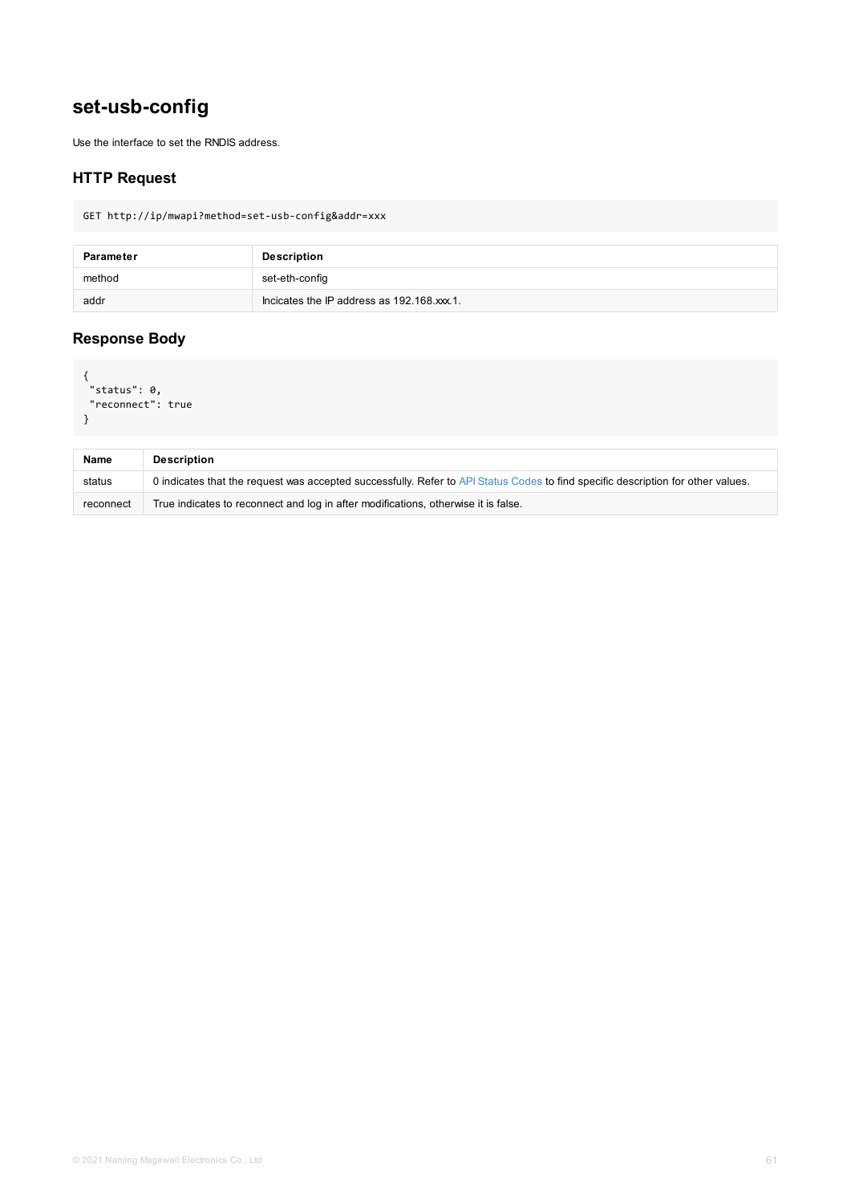# set-usb-config

Use the interface to set the RNDIS address.

## HTTP Request

```
GET http://ip/mwapi?method=set-usb-config&addr=xxx
```

| Parameter | Description |
|---|---|
| method | set-eth-config |
| addr | Incicates the IP address as 192.168.xxx.1. |

## Response Body

```
{
 "status": 0,
 "reconnect": true
}
```

| Name | Description |
|---|---|
| status | 0 indicates that the request was accepted successfully. Refer to API Status Codes to find specific description for other values. |
| reconnect | True indicates to reconnect and log in after modifications, otherwise it is false. |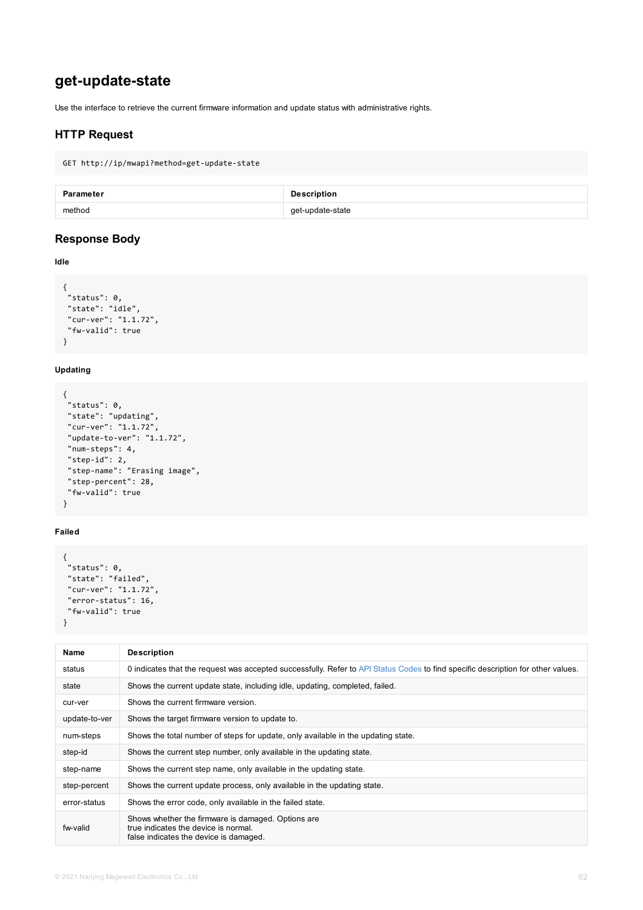## get-update-state

Use the interface to retrieve the current firmware information and update status with administrative rights.

### HTTP Request

```
GET http://ip/mwapi?method=get-update-state
```

| Parameter | Description |
| --- | --- |
| method | get-update-state |

### Response Body

**Idle**

```
{
 "status": 0,
 "state": "idle",
 "cur-ver": "1.1.72",
 "fw-valid": true
}
```

**Updating**

```
{
 "status": 0,
 "state": "updating",
 "cur-ver": "1.1.72",
 "update-to-ver": "1.1.72",
 "num-steps": 4,
 "step-id": 2,
 "step-name": "Erasing image",
 "step-percent": 28,
 "fw-valid": true
}
```

**Failed**

```
{
 "status": 0,
 "state": "failed",
 "cur-ver": "1.1.72",
 "error-status": 16,
 "fw-valid": true
}
```

| Name | Description |
| --- | --- |
| status | 0 indicates that the request was accepted successfully. Refer to API Status Codes to find specific description for other values. |
| state | Shows the current update state, including idle, updating, completed, failed. |
| cur-ver | Shows the current firmware version. |
| update-to-ver | Shows the target firmware version to update to. |
| num-steps | Shows the total number of steps for update, only available in the updating state. |
| step-id | Shows the current step number, only available in the updating state. |
| step-name | Shows the current step name, only available in the updating state. |
| step-percent | Shows the current update process, only available in the updating state. |
| error-status | Shows the error code, only available in the failed state. |
| fw-valid | Shows whether the firmware is damaged. Options are<br>true indicates the device is normal.<br>false indicates the device is damaged. |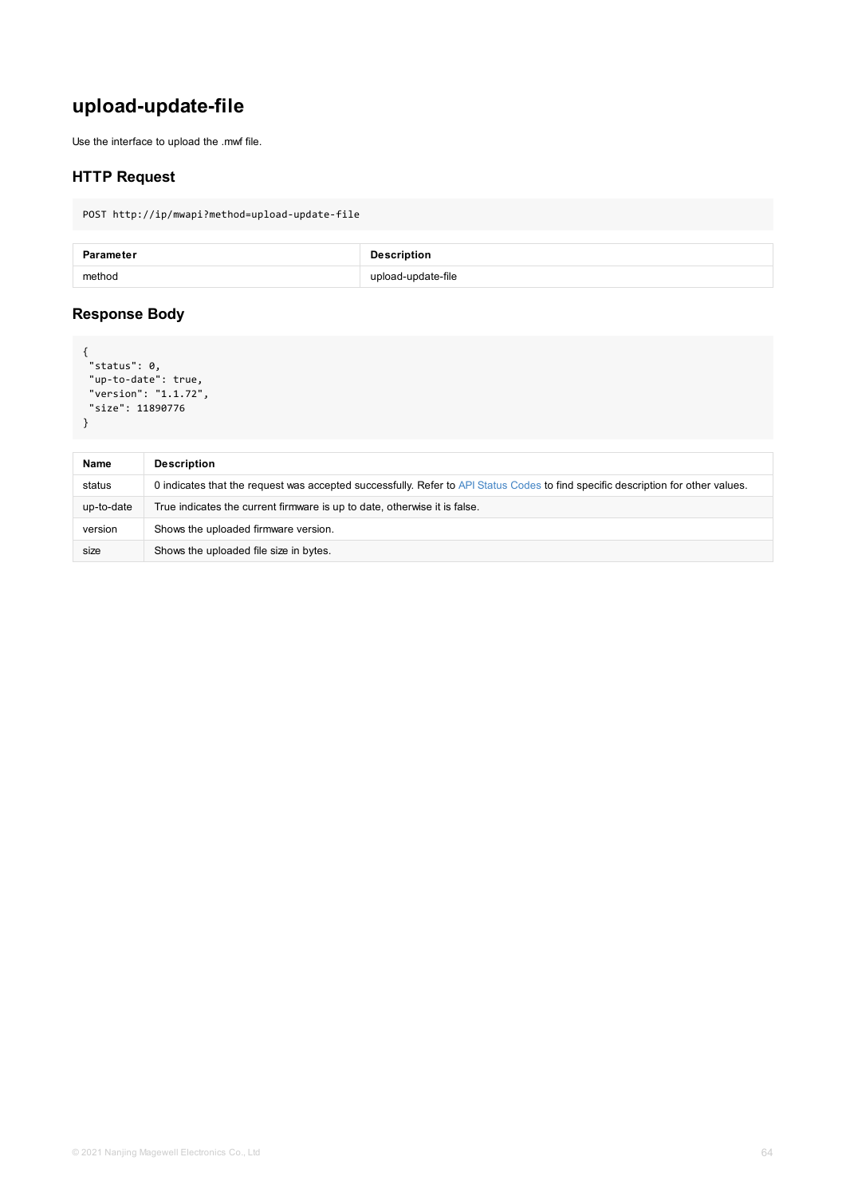# upload-update-file

Use the interface to upload the .mwf file.

## HTTP Request

```
POST http://ip/mwapi?method=upload-update-file
```

| Parameter | Description |
| --- | --- |
| method | upload-update-file |

## Response Body

```
{
 "status": 0,
 "up-to-date": true,
 "version": "1.1.72",
 "size": 11890776
}
```

| Name | Description |
| --- | --- |
| status | 0 indicates that the request was accepted successfully. Refer to API Status Codes to find specific description for other values. |
| up-to-date | True indicates the current firmware is up to date, otherwise it is false. |
| version | Shows the uploaded firmware version. |
| size | Shows the uploaded file size in bytes. |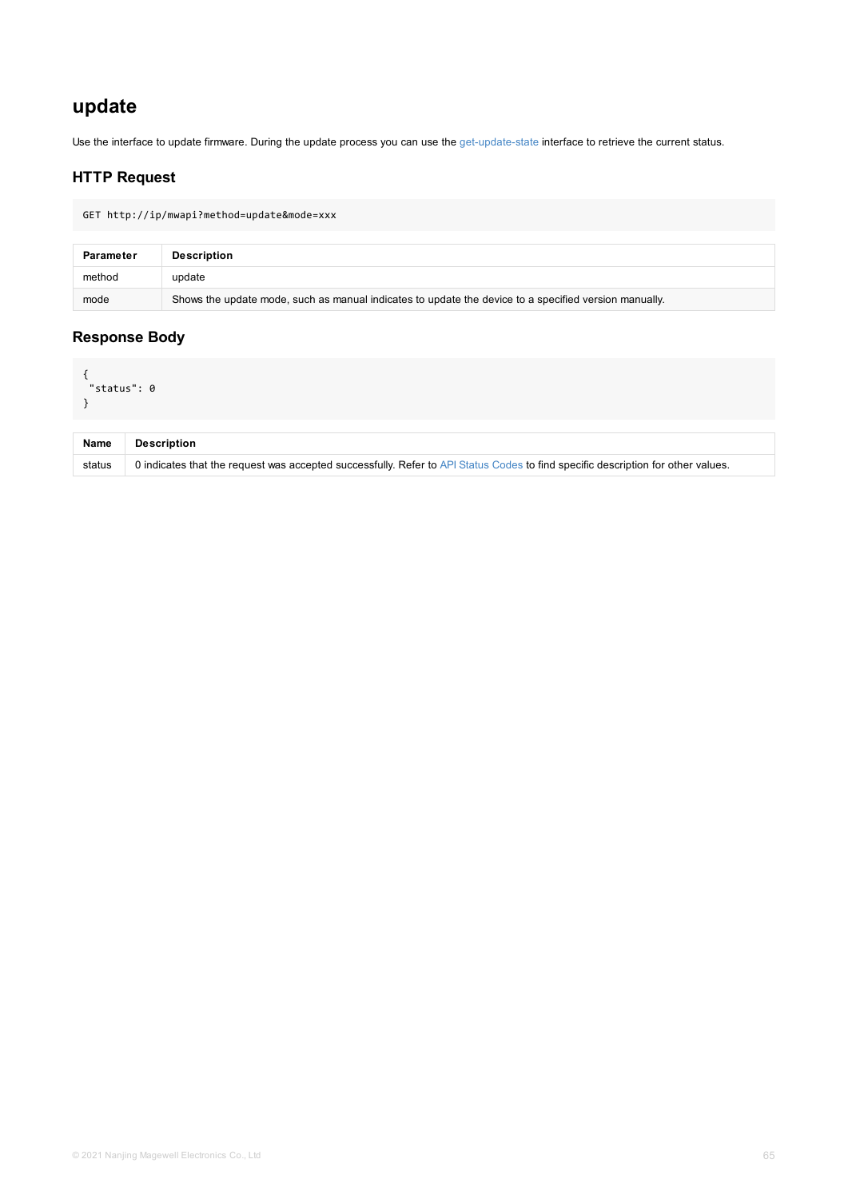## update

Use the interface to update firmware. During the update process you can use the get-update-state interface to retrieve the current status.

### HTTP Request

```
GET http://ip/mwapi?method=update&mode=xxx
```

| Parameter | Description |
| --- | --- |
| method | update |
| mode | Shows the update mode, such as manual indicates to update the device to a specified version manually. |

### Response Body

```
{
 "status": 0
}
```

| Name | Description |
| --- | --- |
| status | 0 indicates that the request was accepted successfully. Refer to API Status Codes to find specific description for other values. |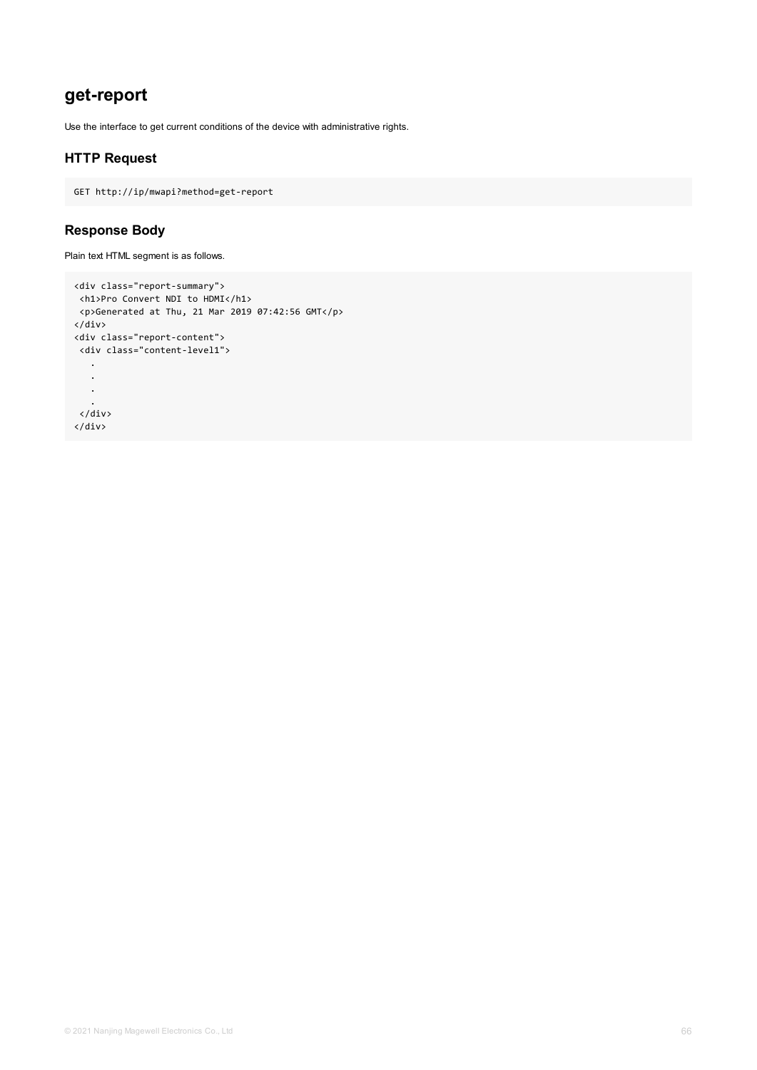# get-report

Use the interface to get current conditions of the device with administrative rights.

## HTTP Request

```
GET http://ip/mwapi?method=get-report
```

## Response Body

Plain text HTML segment is as follows.

```
<div class="report-summary">
 <h1>Pro Convert NDI to HDMI</h1>
 <p>Generated at Thu, 21 Mar 2019 07:42:56 GMT</p>
</div>
<div class="report-content">
 <div class="content-level1">
   .
   .
   .
   .
 </div>
</div>
```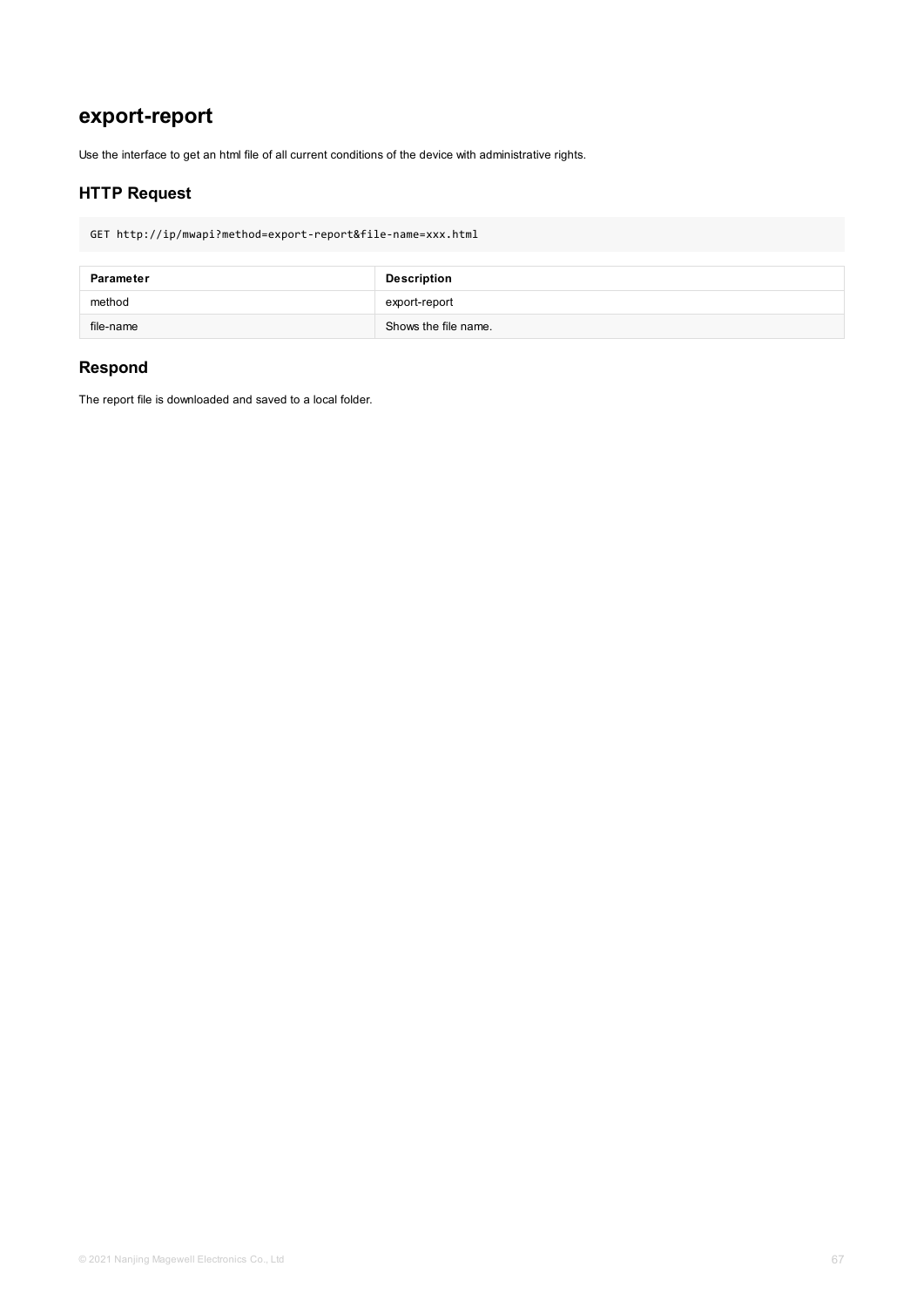# export-report

Use the interface to get an html file of all current conditions of the device with administrative rights.

## HTTP Request

```
GET http://ip/mwapi?method=export-report&file-name=xxx.html
```

| Parameter | Description |
| --- | --- |
| method | export-report |
| file-name | Shows the file name. |

## Respond

The report file is downloaded and saved to a local folder.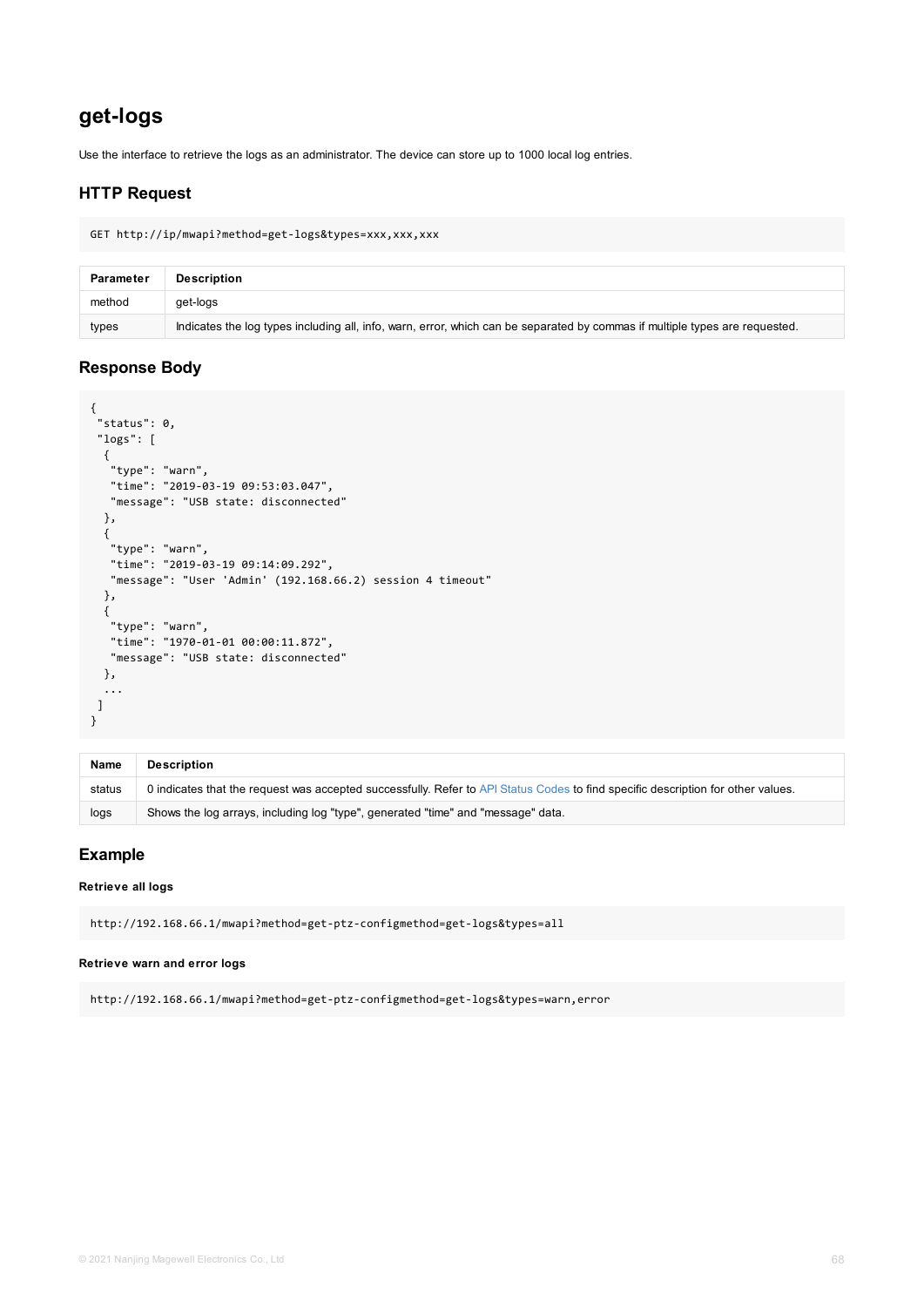## get-logs

Use the interface to retrieve the logs as an administrator. The device can store up to 1000 local log entries.

### HTTP Request

```
GET http://ip/mwapi?method=get-logs&types=xxx,xxx,xxx
```

| Parameter | Description |
| --- | --- |
| method | get-logs |
| types | Indicates the log types including all, info, warn, error, which can be separated by commas if multiple types are requested. |

### Response Body

```
{
 "status": 0,
 "logs": [
  {
   "type": "warn",
   "time": "2019-03-19 09:53:03.047",
   "message": "USB state: disconnected"
  },
  {
   "type": "warn",
   "time": "2019-03-19 09:14:09.292",
   "message": "User 'Admin' (192.168.66.2) session 4 timeout"
  },
  {
   "type": "warn",
   "time": "1970-01-01 00:00:11.872",
   "message": "USB state: disconnected"
  },
  ...
 ]
}
```

| Name | Description |
| --- | --- |
| status | 0 indicates that the request was accepted successfully. Refer to API Status Codes to find specific description for other values. |
| logs | Shows the log arrays, including log "type", generated "time" and "message" data. |

### Example

**Retrieve all logs**

```
http://192.168.66.1/mwapi?method=get-ptz-configmethod=get-logs&types=all
```

**Retrieve warn and error logs**

```
http://192.168.66.1/mwapi?method=get-ptz-configmethod=get-logs&types=warn,error
```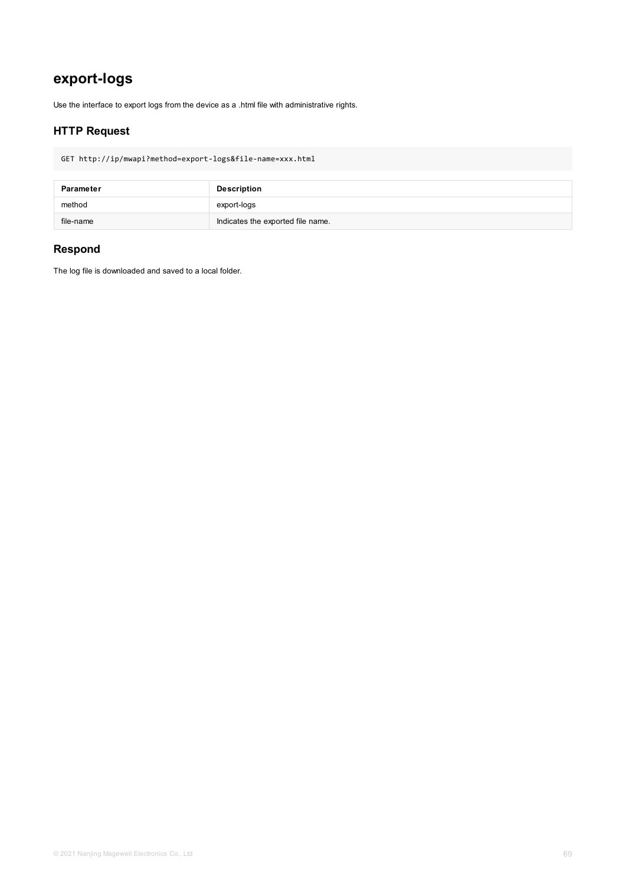## export-logs

Use the interface to export logs from the device as a .html file with administrative rights.

### HTTP Request

```
GET http://ip/mwapi?method=export-logs&file-name=xxx.html
```

| Parameter | Description |
| --- | --- |
| method | export-logs |
| file-name | Indicates the exported file name. |

### Respond

The log file is downloaded and saved to a local folder.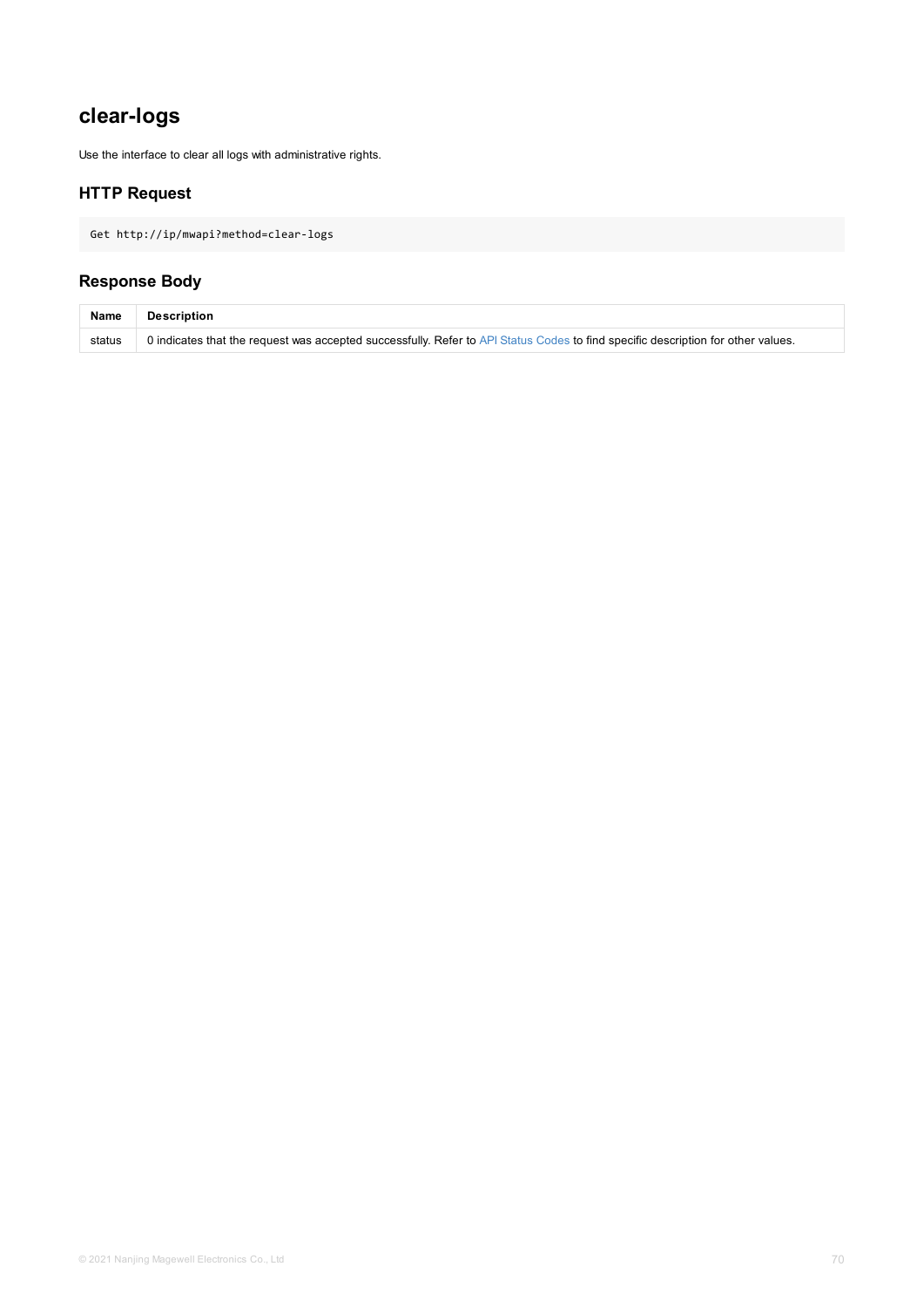## clear-logs

Use the interface to clear all logs with administrative rights.

### HTTP Request

```
Get http://ip/mwapi?method=clear-logs
```

### Response Body

| Name | Description |
| --- | --- |
| status | 0 indicates that the request was accepted successfully. Refer to API Status Codes to find specific description for other values. |